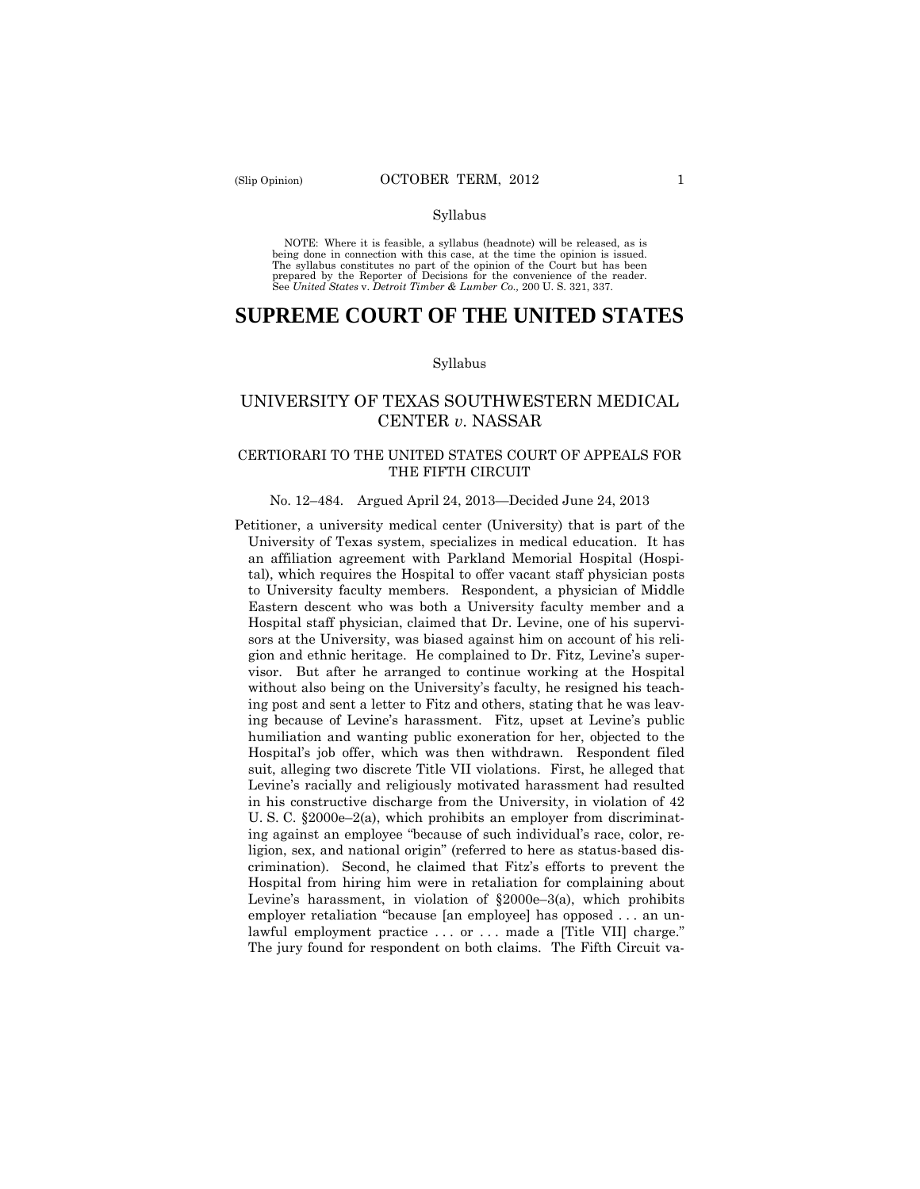Syllabus

NOTE: Where it is feasible, a syllabus (headnote) will be released, as is being done in connection with this case, at the time the opinion is issued. The syllabus constitutes no part of the opinion of the Court but has been prepared by the Reporter of Decisions for the convenience of the reader. See *United States* v. *Detroit Timber & Lumber Co.,* 200 U. S. 321, 337.

# SUPREME COURT OF THE UNITED STATES

Syllabus

## UNIVERSITY OF TEXAS SOUTHWESTERN MEDICAL CENTER *v.* NASSAR

### CERTIORARI TO THE UNITED STATES COURT OF APPEALS FOR THE FIFTH CIRCUIT

No. 12–484. Argued April 24, 2013—Decided June 24, 2013

Petitioner, a university medical center (University) that is part of the University of Texas system, specializes in medical education. It has an affiliation agreement with Parkland Memorial Hospital (Hospital), which requires the Hospital to offer vacant staff physician posts to University faculty members. Respondent, a physician of Middle Eastern descent who was both a University faculty member and a Hospital staff physician, claimed that Dr. Levine, one of his supervisors at the University, was biased against him on account of his religion and ethnic heritage. He complained to Dr. Fitz, Levine's supervisor. But after he arranged to continue working at the Hospital without also being on the University's faculty, he resigned his teaching post and sent a letter to Fitz and others, stating that he was leaving because of Levine's harassment. Fitz, upset at Levine's public humiliation and wanting public exoneration for her, objected to the Hospital's job offer, which was then withdrawn. Respondent filed suit, alleging two discrete Title VII violations. First, he alleged that Levine's racially and religiously motivated harassment had resulted in his constructive discharge from the University, in violation of 42 U. S. C. §2000e–2(a), which prohibits an employer from discriminating against an employee "because of such individual's race, color, religion, sex, and national origin" (referred to here as status-based discrimination). Second, he claimed that Fitz's efforts to prevent the Hospital from hiring him were in retaliation for complaining about Levine's harassment, in violation of §2000e–3(a), which prohibits employer retaliation "because [an employee] has opposed . . . an unlawful employment practice . . . or . . . made a [Title VII] charge." The jury found for respondent on both claims. The Fifth Circuit va-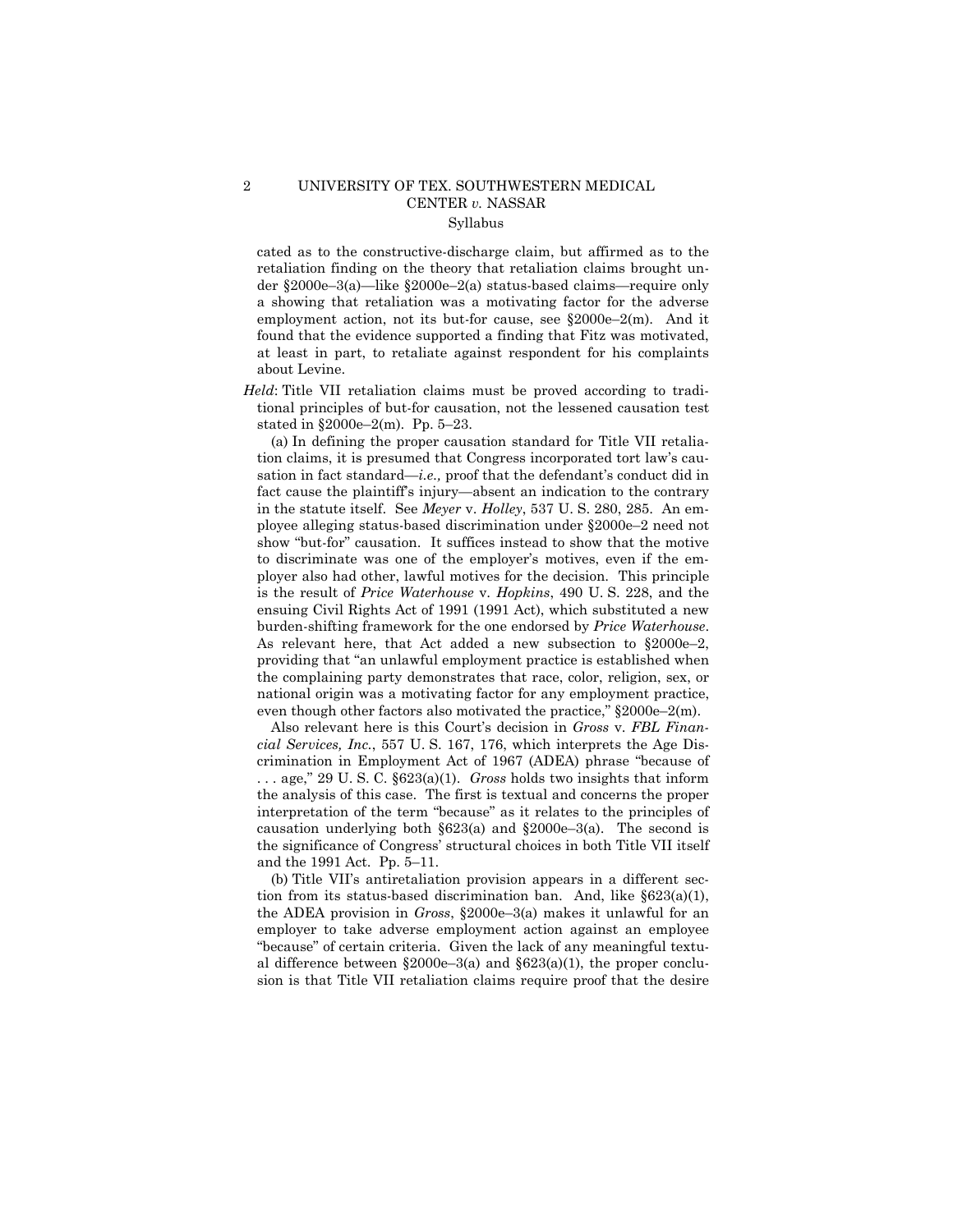cated as to the constructive-discharge claim, but affirmed as to the retaliation finding on the theory that retaliation claims brought under §2000e–3(a)—like §2000e–2(a) status-based claims—require only a showing that retaliation was a motivating factor for the adverse employment action, not its but-for cause, see §2000e–2(m). And it found that the evidence supported a finding that Fitz was motivated, at least in part, to retaliate against respondent for his complaints about Levine.

*Held*: Title VII retaliation claims must be proved according to traditional principles of but-for causation, not the lessened causation test stated in §2000e–2(m). Pp. 5–23.

(a) In defining the proper causation standard for Title VII retaliation claims, it is presumed that Congress incorporated tort law's causation in fact standard—*i.e.,* proof that the defendant's conduct did in fact cause the plaintiff's injury—absent an indication to the contrary in the statute itself. See *Meyer* v. *Holley*, 537 U. S. 280, 285. An employee alleging status-based discrimination under §2000e–2 need not show "but-for" causation. It suffices instead to show that the motive to discriminate was one of the employer's motives, even if the employer also had other, lawful motives for the decision. This principle is the result of *Price Waterhouse* v. *Hopkins*, 490 U. S. 228, and the ensuing Civil Rights Act of 1991 (1991 Act), which substituted a new burden-shifting framework for the one endorsed by *Price Waterhouse*. As relevant here, that Act added a new subsection to §2000e–2, providing that "an unlawful employment practice is established when the complaining party demonstrates that race, color, religion, sex, or national origin was a motivating factor for any employment practice, even though other factors also motivated the practice," §2000e–2(m).

Also relevant here is this Court's decision in *Gross* v. *FBL Financial Services, Inc.*, 557 U. S. 167, 176, which interprets the Age Discrimination in Employment Act of 1967 (ADEA) phrase "because of . . . age," 29 U. S. C. §623(a)(1). *Gross* holds two insights that inform the analysis of this case. The first is textual and concerns the proper interpretation of the term "because" as it relates to the principles of causation underlying both §623(a) and §2000e–3(a). The second is the significance of Congress' structural choices in both Title VII itself and the 1991 Act. Pp. 5–11.

(b) Title VII's antiretaliation provision appears in a different section from its status-based discrimination ban. And, like §623(a)(1), the ADEA provision in *Gross*, §2000e–3(a) makes it unlawful for an employer to take adverse employment action against an employee "because" of certain criteria. Given the lack of any meaningful textual difference between §2000e–3(a) and §623(a)(1), the proper conclusion is that Title VII retaliation claims require proof that the desire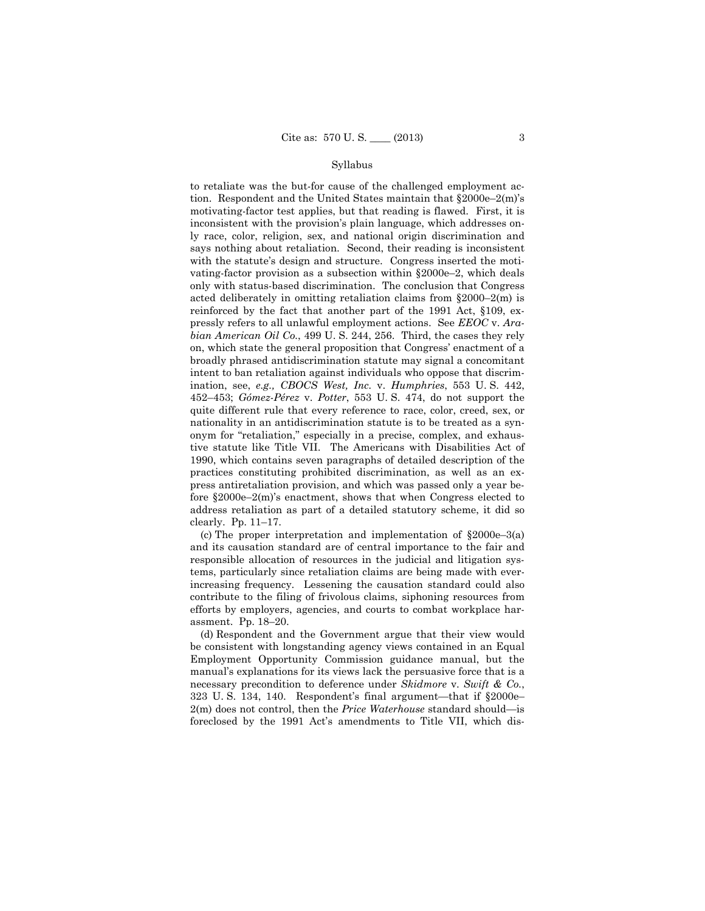to retaliate was the but-for cause of the challenged employment action. Respondent and the United States maintain that §2000e–2(m)'s motivating-factor test applies, but that reading is flawed. First, it is inconsistent with the provision's plain language, which addresses only race, color, religion, sex, and national origin discrimination and says nothing about retaliation. Second, their reading is inconsistent with the statute's design and structure. Congress inserted the motivating-factor provision as a subsection within §2000e–2, which deals only with status-based discrimination. The conclusion that Congress acted deliberately in omitting retaliation claims from §2000–2(m) is reinforced by the fact that another part of the 1991 Act, §109, expressly refers to all unlawful employment actions. See *EEOC* v. *Arabian American Oil Co.*, 499 U. S. 244, 256. Third, the cases they rely on, which state the general proposition that Congress' enactment of a broadly phrased antidiscrimination statute may signal a concomitant intent to ban retaliation against individuals who oppose that discrimination, see, *e.g., CBOCS West, Inc.* v. *Humphries*, 553 U. S. 442, 452–453; *Gómez-Pérez* v. *Potter*, 553 U. S. 474, do not support the quite different rule that every reference to race, color, creed, sex, or nationality in an antidiscrimination statute is to be treated as a synonym for "retaliation," especially in a precise, complex, and exhaustive statute like Title VII. The Americans with Disabilities Act of 1990, which contains seven paragraphs of detailed description of the practices constituting prohibited discrimination, as well as an express antiretaliation provision, and which was passed only a year before §2000e–2(m)'s enactment, shows that when Congress elected to address retaliation as part of a detailed statutory scheme, it did so clearly. Pp. 11–17.

(c) The proper interpretation and implementation of §2000e–3(a) and its causation standard are of central importance to the fair and responsible allocation of resources in the judicial and litigation systems, particularly since retaliation claims are being made with ever-increasing frequency. Lessening the causation standard could also contribute to the filing of frivolous claims, siphoning resources from efforts by employers, agencies, and courts to combat workplace harassment. Pp. 18–20.

(d) Respondent and the Government argue that their view would be consistent with longstanding agency views contained in an Equal Employment Opportunity Commission guidance manual, but the manual's explanations for its views lack the persuasive force that is a necessary precondition to deference under *Skidmore* v. *Swift & Co.*, 323 U. S. 134, 140. Respondent's final argument—that if §2000e–2(m) does not control, then the *Price Waterhouse* standard should—is foreclosed by the 1991 Act's amendments to Title VII, which dis-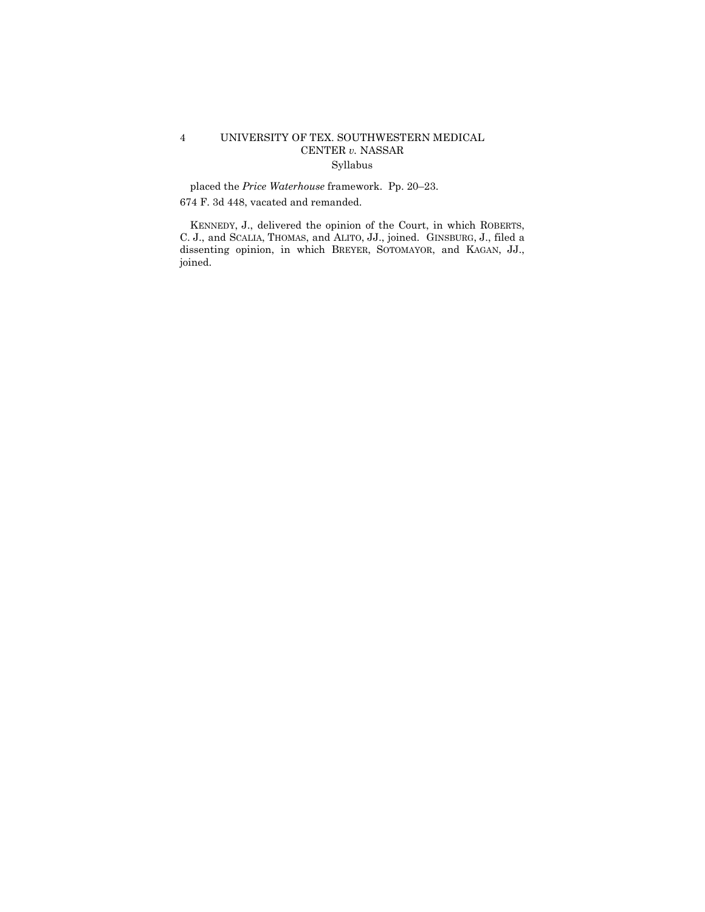placed the *Price Waterhouse* framework. Pp. 20–23.

674 F. 3d 448, vacated and remanded.

KENNEDY, J., delivered the opinion of the Court, in which ROBERTS, C. J., and SCALIA, THOMAS, and ALITO, JJ., joined. GINSBURG, J., filed a dissenting opinion, in which BREYER, SOTOMAYOR, and KAGAN, JJ., joined.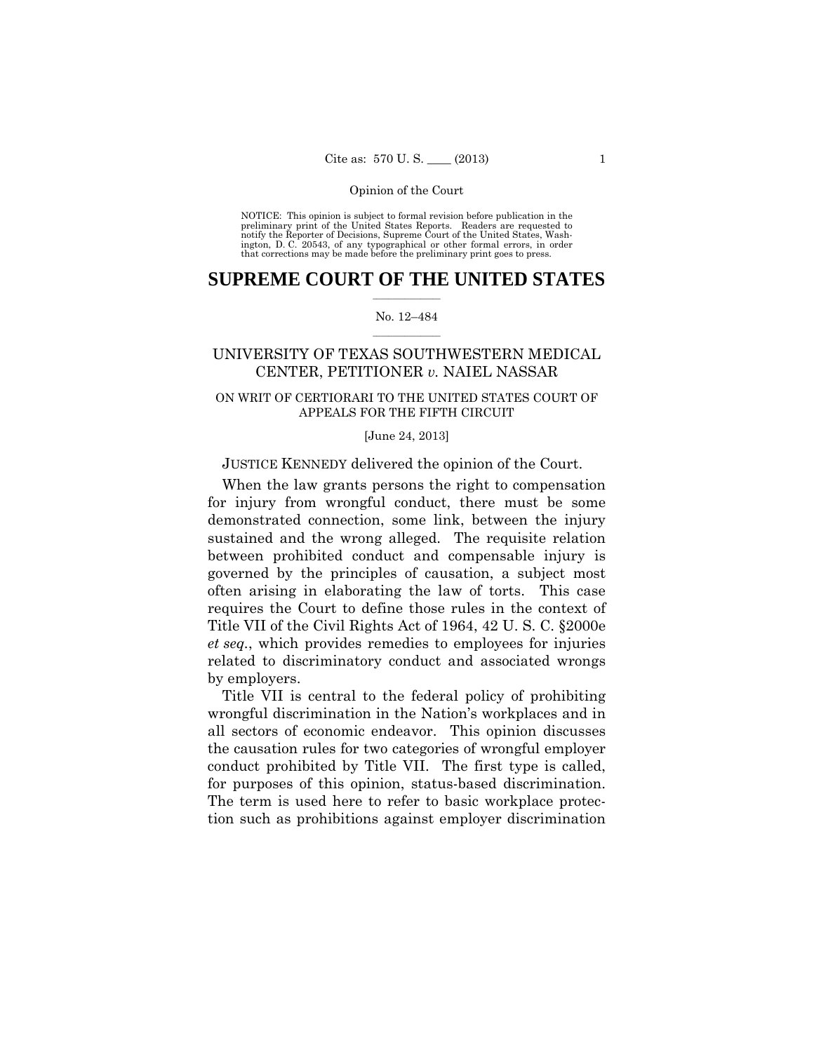Opinion of the Court

NOTICE: This opinion is subject to formal revision before publication in the preliminary print of the United States Reports. Readers are requested to notify the Reporter of Decisions, Supreme Court of the United States, Washington, D. C. 20543, of any typographical or other formal errors, in order that corrections may be made before the preliminary print goes to press.

# SUPREME COURT OF THE UNITED STATES

No. 12–484

## UNIVERSITY OF TEXAS SOUTHWESTERN MEDICAL CENTER, PETITIONER *v.* NAIEL NASSAR

ON WRIT OF CERTIORARI TO THE UNITED STATES COURT OF APPEALS FOR THE FIFTH CIRCUIT

[June 24, 2013]

JUSTICE KENNEDY delivered the opinion of the Court.

When the law grants persons the right to compensation for injury from wrongful conduct, there must be some demonstrated connection, some link, between the injury sustained and the wrong alleged. The requisite relation between prohibited conduct and compensable injury is governed by the principles of causation, a subject most often arising in elaborating the law of torts. This case requires the Court to define those rules in the context of Title VII of the Civil Rights Act of 1964, 42 U. S. C. §2000e *et seq.*, which provides remedies to employees for injuries related to discriminatory conduct and associated wrongs by employers.

Title VII is central to the federal policy of prohibiting wrongful discrimination in the Nation's workplaces and in all sectors of economic endeavor. This opinion discusses the causation rules for two categories of wrongful employer conduct prohibited by Title VII. The first type is called, for purposes of this opinion, status-based discrimination. The term is used here to refer to basic workplace protection such as prohibitions against employer discrimination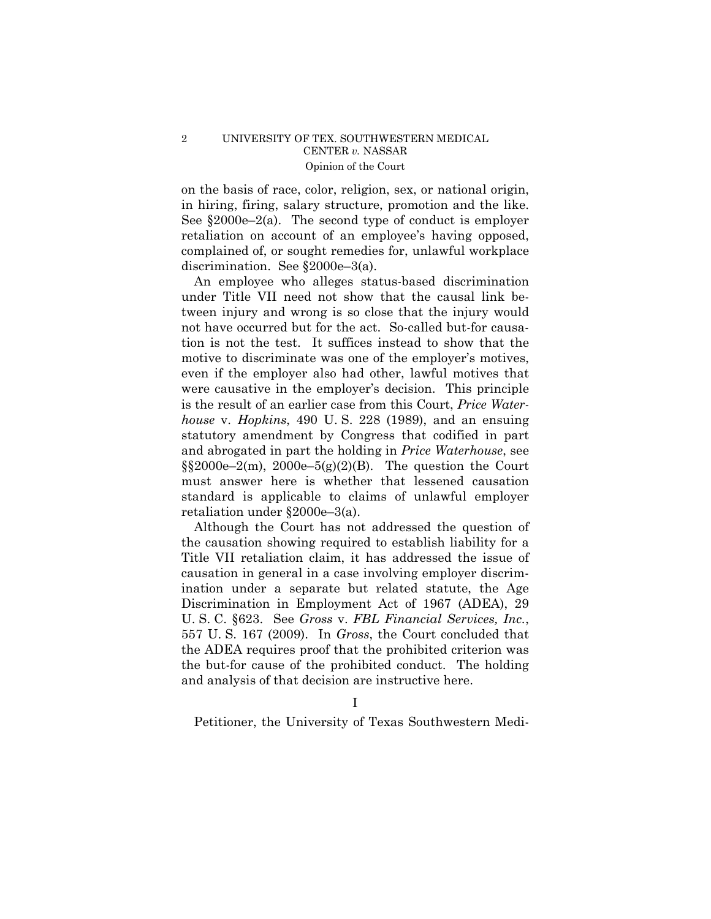on the basis of race, color, religion, sex, or national origin, in hiring, firing, salary structure, promotion and the like. See §2000e–2(a). The second type of conduct is employer retaliation on account of an employee's having opposed, complained of, or sought remedies for, unlawful workplace discrimination. See §2000e–3(a).

An employee who alleges status-based discrimination under Title VII need not show that the causal link between injury and wrong is so close that the injury would not have occurred but for the act. So-called but-for causation is not the test. It suffices instead to show that the motive to discriminate was one of the employer's motives, even if the employer also had other, lawful motives that were causative in the employer's decision. This principle is the result of an earlier case from this Court, *Price Waterhouse* v. *Hopkins*, 490 U. S. 228 (1989), and an ensuing statutory amendment by Congress that codified in part and abrogated in part the holding in *Price Waterhouse*, see §§2000e–2(m), 2000e–5(g)(2)(B). The question the Court must answer here is whether that lessened causation standard is applicable to claims of unlawful employer retaliation under §2000e–3(a).

Although the Court has not addressed the question of the causation showing required to establish liability for a Title VII retaliation claim, it has addressed the issue of causation in general in a case involving employer discrimination under a separate but related statute, the Age Discrimination in Employment Act of 1967 (ADEA), 29 U. S. C. §623. See *Gross* v. *FBL Financial Services, Inc.*, 557 U. S. 167 (2009). In *Gross*, the Court concluded that the ADEA requires proof that the prohibited criterion was the but-for cause of the prohibited conduct. The holding and analysis of that decision are instructive here.

## I

Petitioner, the University of Texas Southwestern Medi-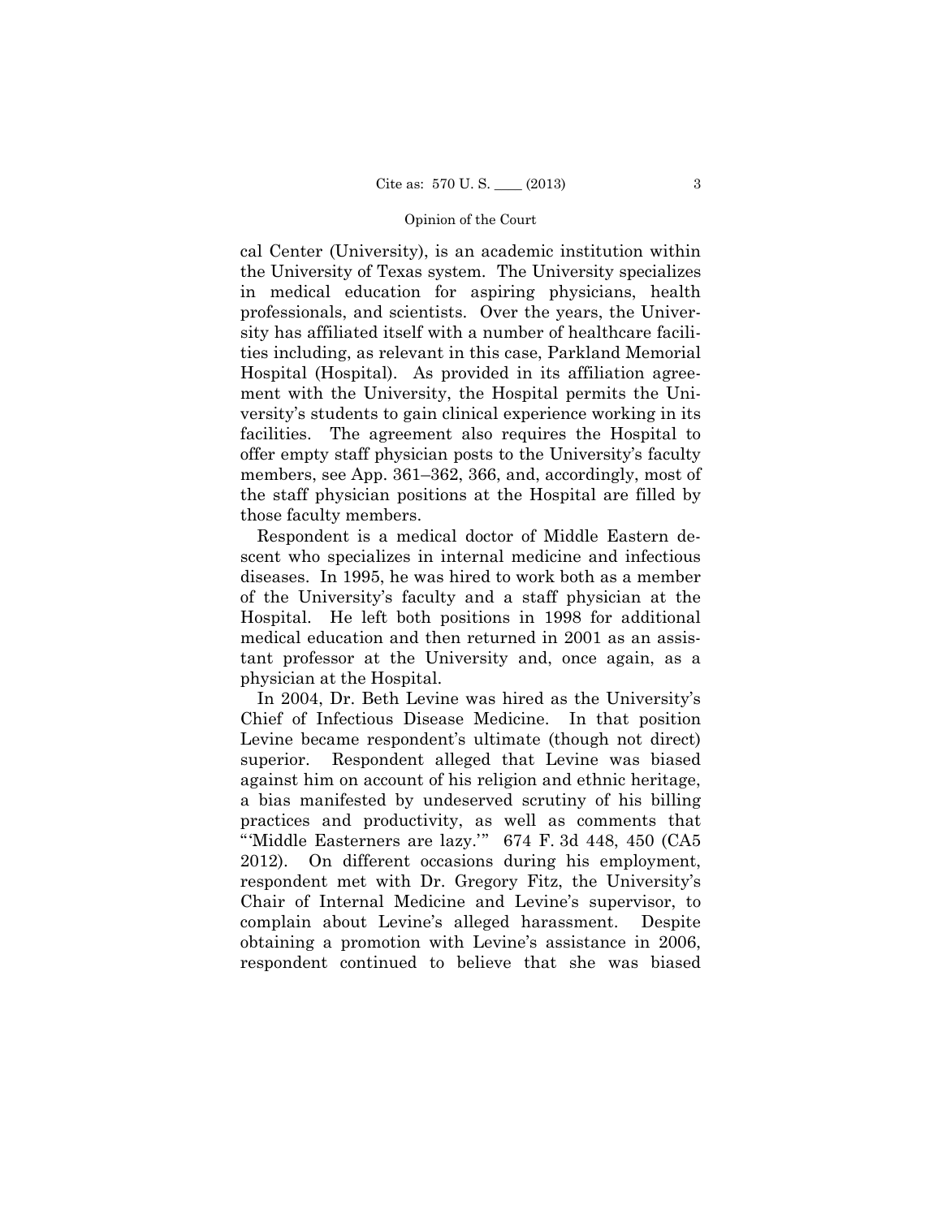cal Center (University), is an academic institution within the University of Texas system. The University specializes in medical education for aspiring physicians, health professionals, and scientists. Over the years, the University has affiliated itself with a number of healthcare facilities including, as relevant in this case, Parkland Memorial Hospital (Hospital). As provided in its affiliation agreement with the University, the Hospital permits the University's students to gain clinical experience working in its facilities. The agreement also requires the Hospital to offer empty staff physician posts to the University's faculty members, see App. 361–362, 366, and, accordingly, most of the staff physician positions at the Hospital are filled by those faculty members.

Respondent is a medical doctor of Middle Eastern descent who specializes in internal medicine and infectious diseases. In 1995, he was hired to work both as a member of the University's faculty and a staff physician at the Hospital. He left both positions in 1998 for additional medical education and then returned in 2001 as an assistant professor at the University and, once again, as a physician at the Hospital.

In 2004, Dr. Beth Levine was hired as the University's Chief of Infectious Disease Medicine. In that position Levine became respondent's ultimate (though not direct) superior. Respondent alleged that Levine was biased against him on account of his religion and ethnic heritage, a bias manifested by undeserved scrutiny of his billing practices and productivity, as well as comments that "'Middle Easterners are lazy.'" 674 F. 3d 448, 450 (CA5 2012). On different occasions during his employment, respondent met with Dr. Gregory Fitz, the University's Chair of Internal Medicine and Levine's supervisor, to complain about Levine's alleged harassment. Despite obtaining a promotion with Levine's assistance in 2006, respondent continued to believe that she was biased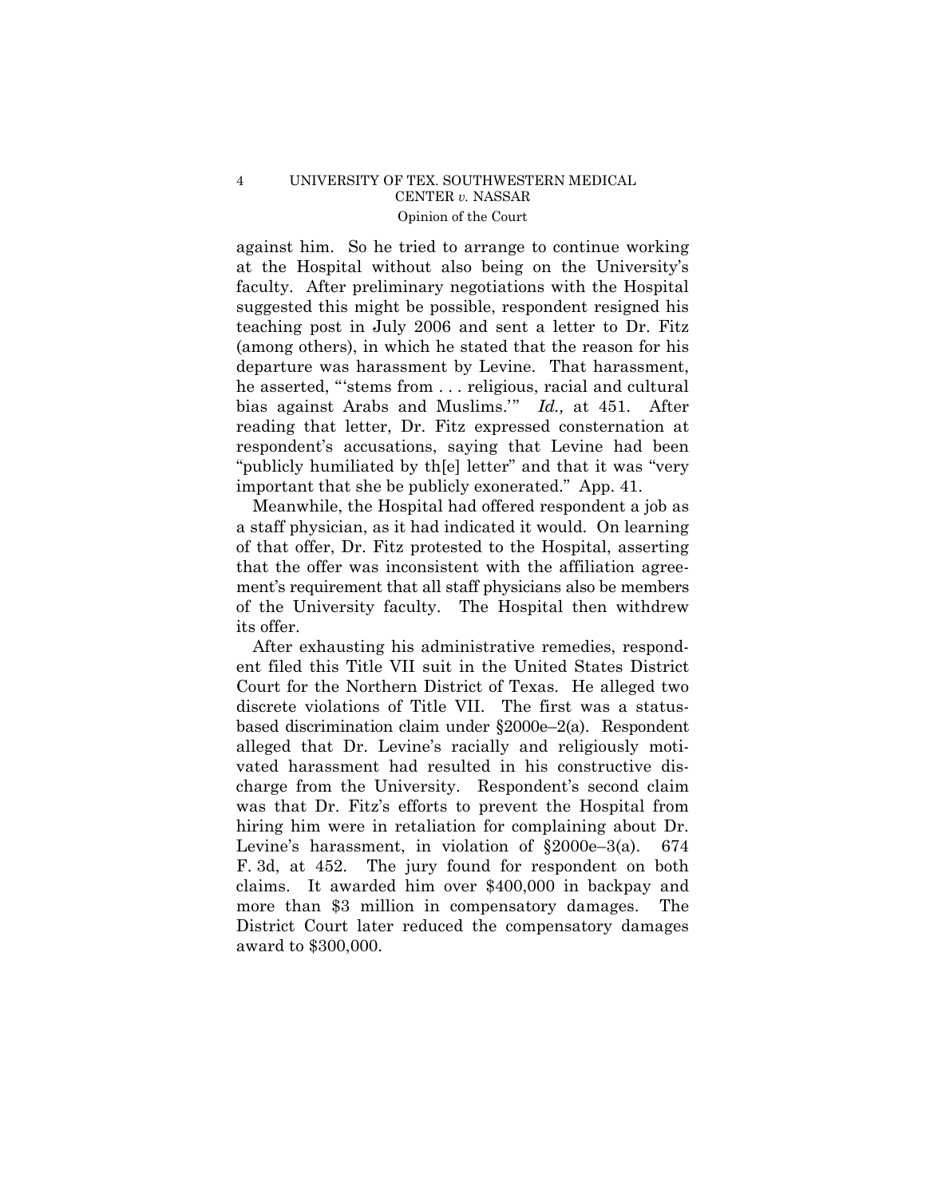against him. So he tried to arrange to continue working at the Hospital without also being on the University's faculty. After preliminary negotiations with the Hospital suggested this might be possible, respondent resigned his teaching post in July 2006 and sent a letter to Dr. Fitz (among others), in which he stated that the reason for his departure was harassment by Levine. That harassment, he asserted, "'stems from . . . religious, racial and cultural bias against Arabs and Muslims.'" *Id.,* at 451. After reading that letter, Dr. Fitz expressed consternation at respondent's accusations, saying that Levine had been "publicly humiliated by th[e] letter" and that it was "very important that she be publicly exonerated." App. 41.

Meanwhile, the Hospital had offered respondent a job as a staff physician, as it had indicated it would. On learning of that offer, Dr. Fitz protested to the Hospital, asserting that the offer was inconsistent with the affiliation agreement's requirement that all staff physicians also be members of the University faculty. The Hospital then withdrew its offer.

After exhausting his administrative remedies, respondent filed this Title VII suit in the United States District Court for the Northern District of Texas. He alleged two discrete violations of Title VII. The first was a status-based discrimination claim under §2000e–2(a). Respondent alleged that Dr. Levine's racially and religiously motivated harassment had resulted in his constructive discharge from the University. Respondent's second claim was that Dr. Fitz's efforts to prevent the Hospital from hiring him were in retaliation for complaining about Dr. Levine's harassment, in violation of §2000e–3(a). 674 F. 3d, at 452. The jury found for respondent on both claims. It awarded him over $400,000 in backpay and more than $3 million in compensatory damages. The District Court later reduced the compensatory damages award to $300,000.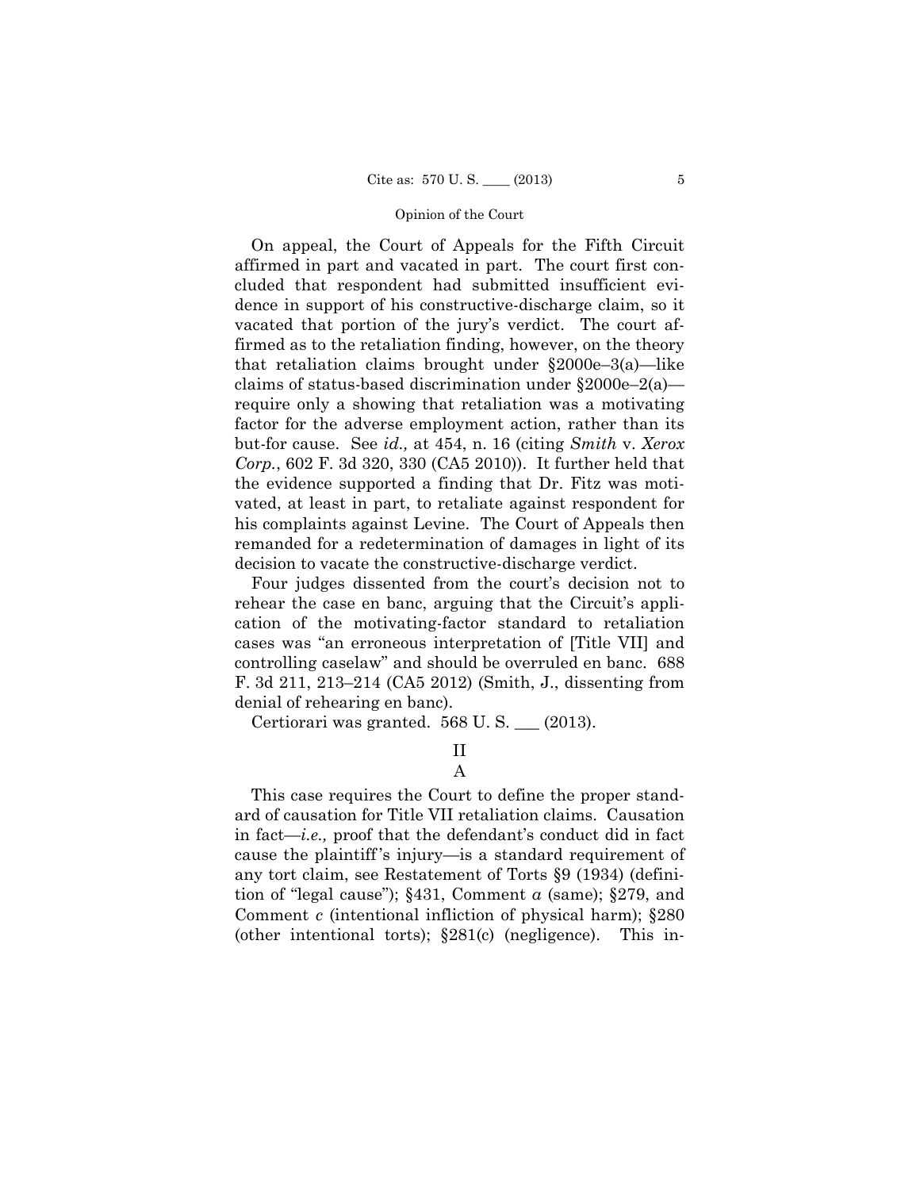On appeal, the Court of Appeals for the Fifth Circuit affirmed in part and vacated in part. The court first concluded that respondent had submitted insufficient evidence in support of his constructive-discharge claim, so it vacated that portion of the jury's verdict. The court affirmed as to the retaliation finding, however, on the theory that retaliation claims brought under §2000e–3(a)—like claims of status-based discrimination under §2000e–2(a)—require only a showing that retaliation was a motivating factor for the adverse employment action, rather than its but-for cause. See *id.,* at 454, n. 16 (citing *Smith* v. *Xerox Corp.*, 602 F. 3d 320, 330 (CA5 2010)). It further held that the evidence supported a finding that Dr. Fitz was motivated, at least in part, to retaliate against respondent for his complaints against Levine. The Court of Appeals then remanded for a redetermination of damages in light of its decision to vacate the constructive-discharge verdict.

Four judges dissented from the court's decision not to rehear the case en banc, arguing that the Circuit's application of the motivating-factor standard to retaliation cases was "an erroneous interpretation of [Title VII] and controlling caselaw" and should be overruled en banc. 688 F. 3d 211, 213–214 (CA5 2012) (Smith, J., dissenting from denial of rehearing en banc).

Certiorari was granted. 568 U. S. ___ (2013).

## II

### A

This case requires the Court to define the proper standard of causation for Title VII retaliation claims. Causation in fact—*i.e.,* proof that the defendant's conduct did in fact cause the plaintiff's injury—is a standard requirement of any tort claim, see Restatement of Torts §9 (1934) (definition of "legal cause"); §431, Comment *a* (same); §279, and Comment *c* (intentional infliction of physical harm); §280 (other intentional torts); §281(c) (negligence). This in-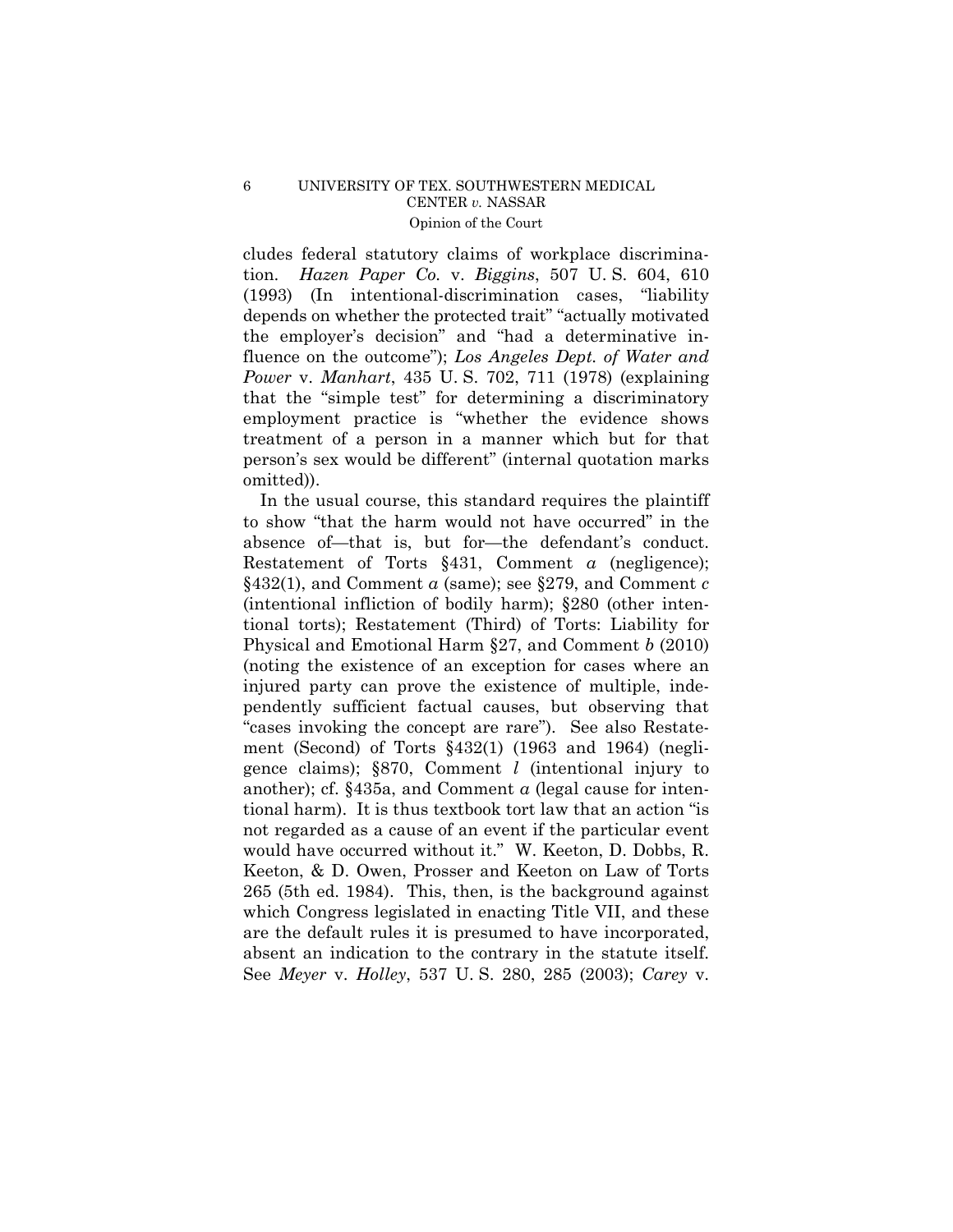cludes federal statutory claims of workplace discrimination. *Hazen Paper Co.* v. *Biggins*, 507 U. S. 604, 610 (1993) (In intentional-discrimination cases, "liability depends on whether the protected trait" "actually motivated the employer's decision" and "had a determinative influence on the outcome"); *Los Angeles Dept. of Water and Power* v. *Manhart*, 435 U. S. 702, 711 (1978) (explaining that the "simple test" for determining a discriminatory employment practice is "whether the evidence shows treatment of a person in a manner which but for that person's sex would be different" (internal quotation marks omitted)).

In the usual course, this standard requires the plaintiff to show "that the harm would not have occurred" in the absence of—that is, but for—the defendant's conduct. Restatement of Torts §431, Comment *a* (negligence); §432(1), and Comment *a* (same); see §279, and Comment *c* (intentional infliction of bodily harm); §280 (other intentional torts); Restatement (Third) of Torts: Liability for Physical and Emotional Harm §27, and Comment *b* (2010) (noting the existence of an exception for cases where an injured party can prove the existence of multiple, independently sufficient factual causes, but observing that "cases invoking the concept are rare"). See also Restatement (Second) of Torts §432(1) (1963 and 1964) (negligence claims); §870, Comment *l* (intentional injury to another); cf. §435a, and Comment *a* (legal cause for intentional harm). It is thus textbook tort law that an action "is not regarded as a cause of an event if the particular event would have occurred without it." W. Keeton, D. Dobbs, R. Keeton, & D. Owen, Prosser and Keeton on Law of Torts 265 (5th ed. 1984). This, then, is the background against which Congress legislated in enacting Title VII, and these are the default rules it is presumed to have incorporated, absent an indication to the contrary in the statute itself. See *Meyer* v. *Holley*, 537 U. S. 280, 285 (2003); *Carey* v.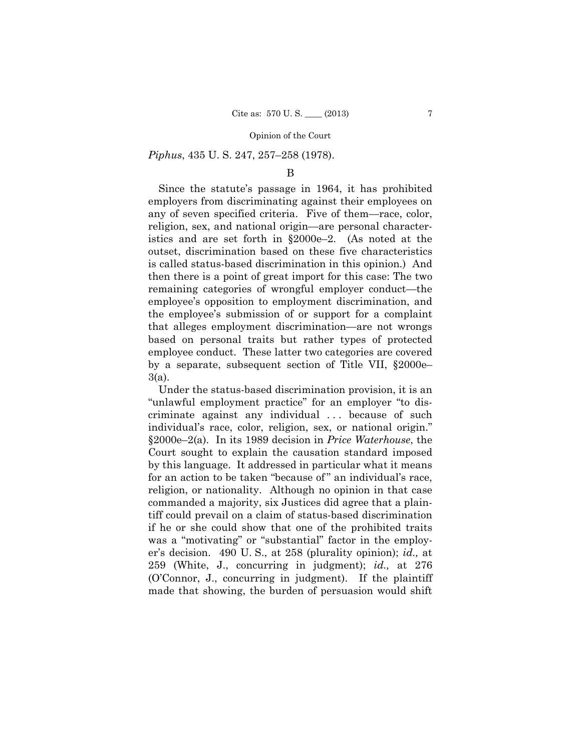*Piphus*, 435 U. S. 247, 257–258 (1978).

B

Since the statute's passage in 1964, it has prohibited employers from discriminating against their employees on any of seven specified criteria. Five of them—race, color, religion, sex, and national origin—are personal characteristics and are set forth in §2000e–2. (As noted at the outset, discrimination based on these five characteristics is called status-based discrimination in this opinion.) And then there is a point of great import for this case: The two remaining categories of wrongful employer conduct—the employee's opposition to employment discrimination, and the employee's submission of or support for a complaint that alleges employment discrimination—are not wrongs based on personal traits but rather types of protected employee conduct. These latter two categories are covered by a separate, subsequent section of Title VII, §2000e–3(a).

Under the status-based discrimination provision, it is an "unlawful employment practice" for an employer "to discriminate against any individual . . . because of such individual's race, color, religion, sex, or national origin." §2000e–2(a). In its 1989 decision in *Price Waterhouse*, the Court sought to explain the causation standard imposed by this language. It addressed in particular what it means for an action to be taken "because of" an individual's race, religion, or nationality. Although no opinion in that case commanded a majority, six Justices did agree that a plaintiff could prevail on a claim of status-based discrimination if he or she could show that one of the prohibited traits was a "motivating" or "substantial" factor in the employer's decision. 490 U. S., at 258 (plurality opinion); *id.,* at 259 (White, J., concurring in judgment); *id.,* at 276 (O'Connor, J., concurring in judgment). If the plaintiff made that showing, the burden of persuasion would shift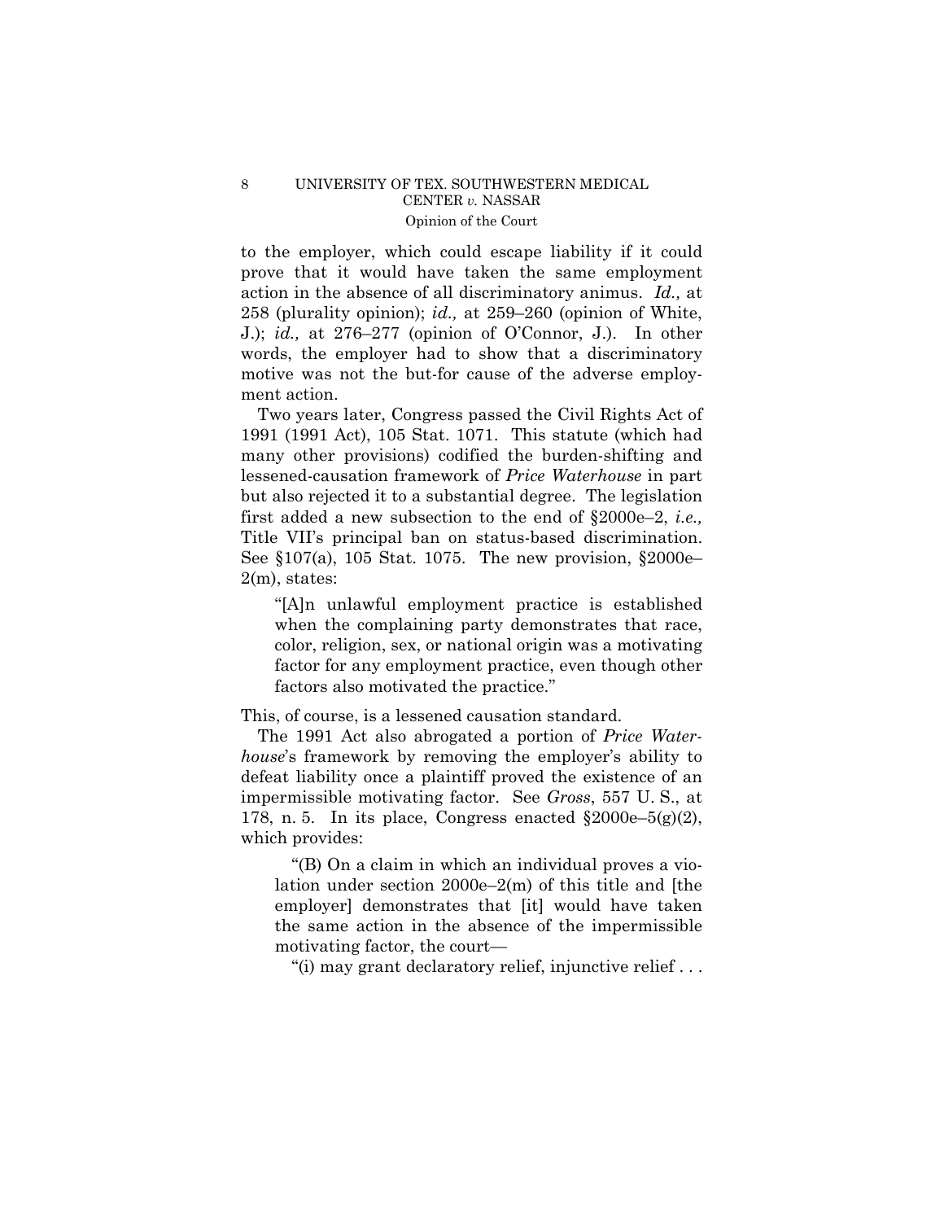to the employer, which could escape liability if it could prove that it would have taken the same employment action in the absence of all discriminatory animus. *Id.,* at 258 (plurality opinion); *id.,* at 259–260 (opinion of White, J.); *id.,* at 276–277 (opinion of O'Connor, J.). In other words, the employer had to show that a discriminatory motive was not the but-for cause of the adverse employment action.

Two years later, Congress passed the Civil Rights Act of 1991 (1991 Act), 105 Stat. 1071. This statute (which had many other provisions) codified the burden-shifting and lessened-causation framework of *Price Waterhouse* in part but also rejected it to a substantial degree. The legislation first added a new subsection to the end of §2000e–2, *i.e.,* Title VII's principal ban on status-based discrimination. See §107(a), 105 Stat. 1075. The new provision, §2000e–2(m), states:

> "[A]n unlawful employment practice is established when the complaining party demonstrates that race, color, religion, sex, or national origin was a motivating factor for any employment practice, even though other factors also motivated the practice."

This, of course, is a lessened causation standard.

The 1991 Act also abrogated a portion of *Price Waterhouse*'s framework by removing the employer's ability to defeat liability once a plaintiff proved the existence of an impermissible motivating factor. See *Gross*, 557 U. S., at 178, n. 5. In its place, Congress enacted §2000e–5(g)(2), which provides:

> "(B) On a claim in which an individual proves a violation under section 2000e–2(m) of this title and [the employer] demonstrates that [it] would have taken the same action in the absence of the impermissible motivating factor, the court—
>
> "(i) may grant declaratory relief, injunctive relief . . .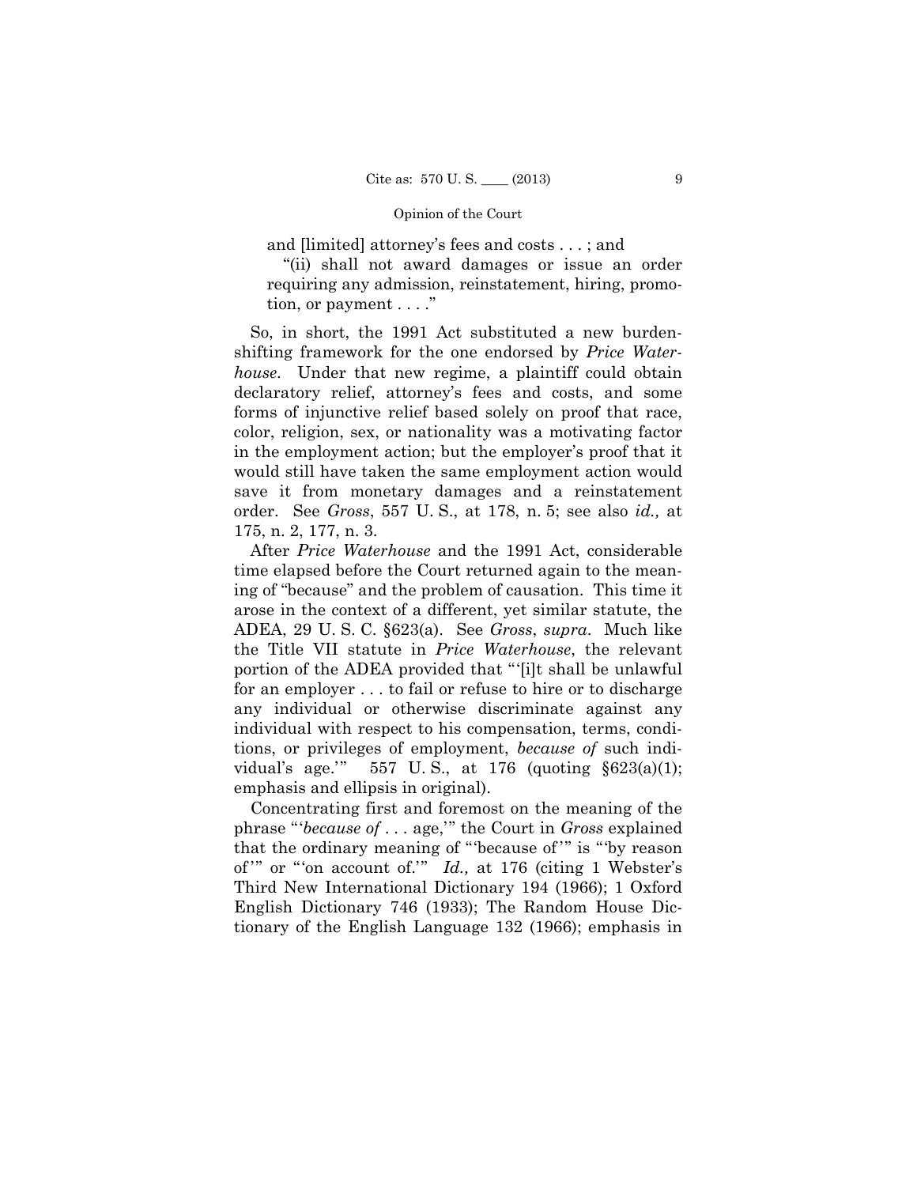and [limited] attorney's fees and costs . . . ; and

"(ii) shall not award damages or issue an order requiring any admission, reinstatement, hiring, promotion, or payment . . . ."

So, in short, the 1991 Act substituted a new burden-shifting framework for the one endorsed by *Price Waterhouse*. Under that new regime, a plaintiff could obtain declaratory relief, attorney's fees and costs, and some forms of injunctive relief based solely on proof that race, color, religion, sex, or nationality was a motivating factor in the employment action; but the employer's proof that it would still have taken the same employment action would save it from monetary damages and a reinstatement order. See *Gross*, 557 U. S., at 178, n. 5; see also *id.,* at 175, n. 2, 177, n. 3.

After *Price Waterhouse* and the 1991 Act, considerable time elapsed before the Court returned again to the meaning of "because" and the problem of causation. This time it arose in the context of a different, yet similar statute, the ADEA, 29 U. S. C. §623(a). See *Gross*, *supra*. Much like the Title VII statute in *Price Waterhouse*, the relevant portion of the ADEA provided that "'[i]t shall be unlawful for an employer . . . to fail or refuse to hire or to discharge any individual or otherwise discriminate against any individual with respect to his compensation, terms, conditions, or privileges of employment, *because of* such individual's age.'" 557 U. S., at 176 (quoting §623(a)(1); emphasis and ellipsis in original).

Concentrating first and foremost on the meaning of the phrase "'*because of* . . . age,'" the Court in *Gross* explained that the ordinary meaning of "'because of'" is "'by reason of'" or "'on account of.'" *Id.,* at 176 (citing 1 Webster's Third New International Dictionary 194 (1966); 1 Oxford English Dictionary 746 (1933); The Random House Dictionary of the English Language 132 (1966); emphasis in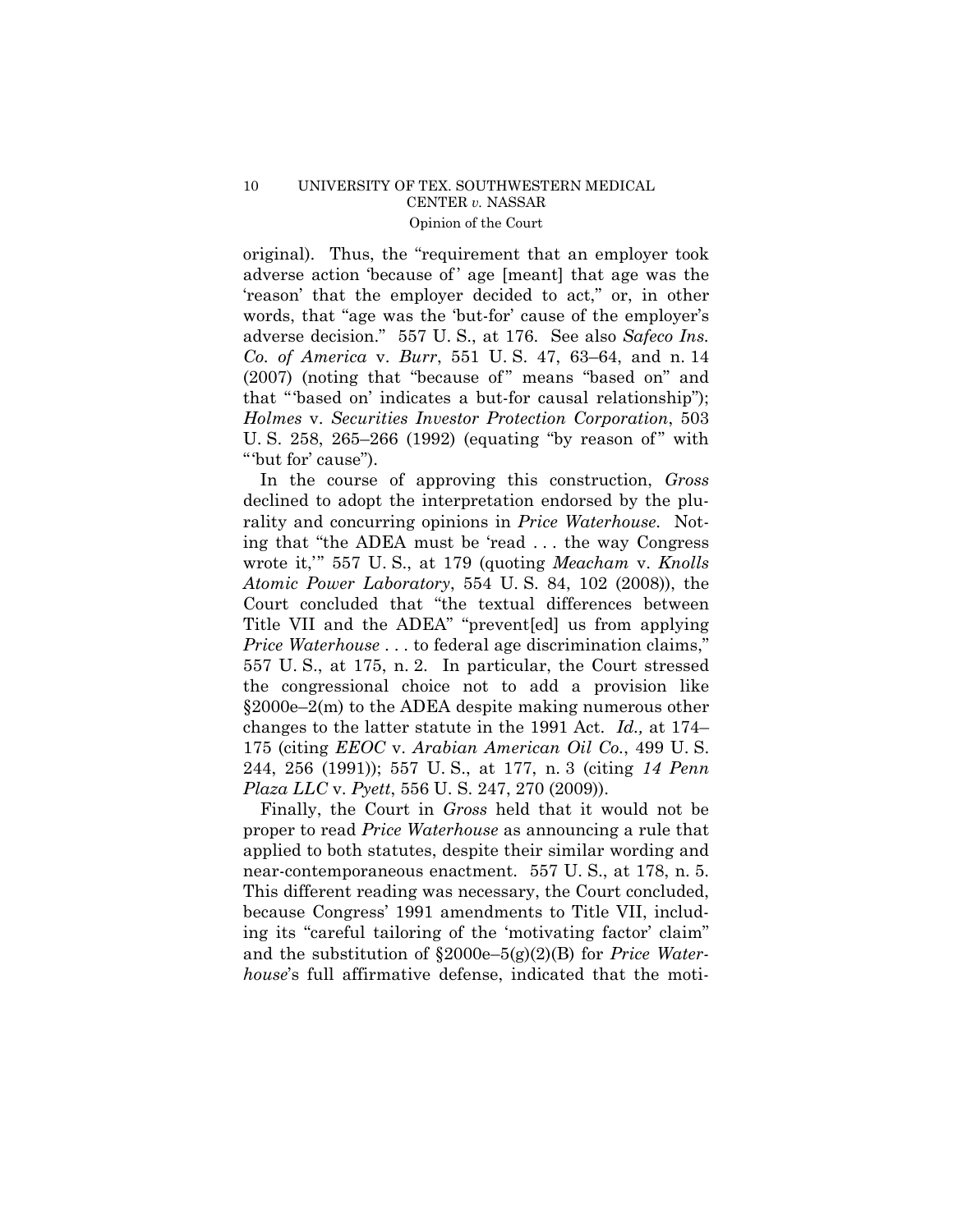original). Thus, the "requirement that an employer took adverse action 'because of' age [meant] that age was the 'reason' that the employer decided to act," or, in other words, that "age was the 'but-for' cause of the employer's adverse decision." 557 U. S., at 176. See also *Safeco Ins. Co. of America* v. *Burr*, 551 U. S. 47, 63–64, and n. 14 (2007) (noting that "because of" means "based on" and that "'based on' indicates a but-for causal relationship"); *Holmes* v. *Securities Investor Protection Corporation*, 503 U. S. 258, 265–266 (1992) (equating "by reason of" with "'but for' cause").

In the course of approving this construction, *Gross* declined to adopt the interpretation endorsed by the plurality and concurring opinions in *Price Waterhouse*. Noting that "the ADEA must be 'read . . . the way Congress wrote it,'" 557 U. S., at 179 (quoting *Meacham* v. *Knolls Atomic Power Laboratory*, 554 U. S. 84, 102 (2008)), the Court concluded that "the textual differences between Title VII and the ADEA" "prevent[ed] us from applying *Price Waterhouse* . . . to federal age discrimination claims," 557 U. S., at 175, n. 2. In particular, the Court stressed the congressional choice not to add a provision like §2000e–2(m) to the ADEA despite making numerous other changes to the latter statute in the 1991 Act. *Id.,* at 174–175 (citing *EEOC* v. *Arabian American Oil Co.*, 499 U. S. 244, 256 (1991)); 557 U. S., at 177, n. 3 (citing *14 Penn Plaza LLC* v. *Pyett*, 556 U. S. 247, 270 (2009)).

Finally, the Court in *Gross* held that it would not be proper to read *Price Waterhouse* as announcing a rule that applied to both statutes, despite their similar wording and near-contemporaneous enactment. 557 U. S., at 178, n. 5. This different reading was necessary, the Court concluded, because Congress' 1991 amendments to Title VII, including its "careful tailoring of the 'motivating factor' claim" and the substitution of §2000e–5(g)(2)(B) for *Price Waterhouse*'s full affirmative defense, indicated that the moti-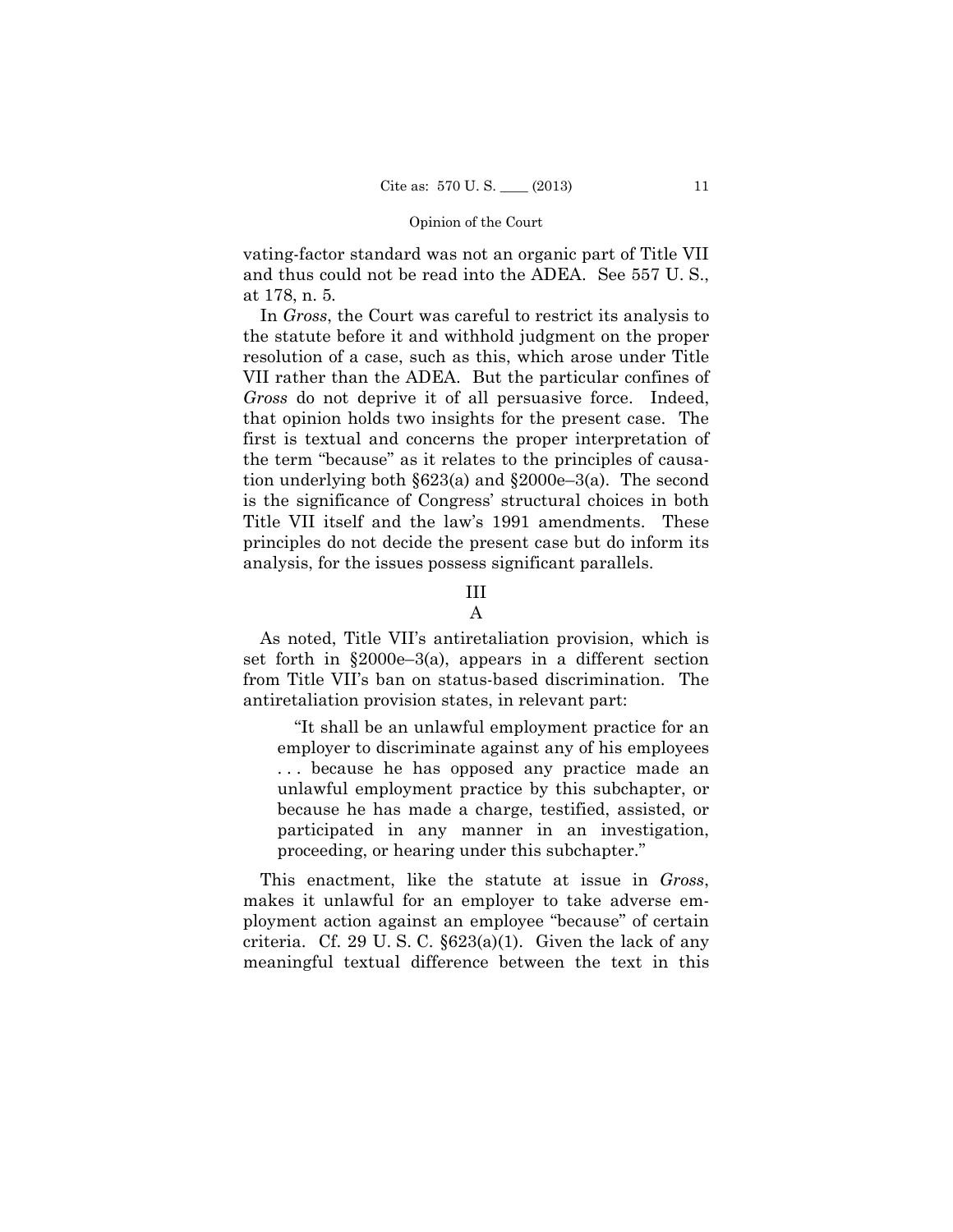vating-factor standard was not an organic part of Title VII and thus could not be read into the ADEA. See 557 U. S., at 178, n. 5.

In *Gross*, the Court was careful to restrict its analysis to the statute before it and withhold judgment on the proper resolution of a case, such as this, which arose under Title VII rather than the ADEA. But the particular confines of *Gross* do not deprive it of all persuasive force. Indeed, that opinion holds two insights for the present case. The first is textual and concerns the proper interpretation of the term "because" as it relates to the principles of causation underlying both §623(a) and §2000e–3(a). The second is the significance of Congress' structural choices in both Title VII itself and the law's 1991 amendments. These principles do not decide the present case but do inform its analysis, for the issues possess significant parallels.

## III

### A

As noted, Title VII's antiretaliation provision, which is set forth in §2000e–3(a), appears in a different section from Title VII's ban on status-based discrimination. The antiretaliation provision states, in relevant part:

> "It shall be an unlawful employment practice for an employer to discriminate against any of his employees . . . because he has opposed any practice made an unlawful employment practice by this subchapter, or because he has made a charge, testified, assisted, or participated in any manner in an investigation, proceeding, or hearing under this subchapter."

This enactment, like the statute at issue in *Gross*, makes it unlawful for an employer to take adverse employment action against an employee "because" of certain criteria. Cf. 29 U. S. C. §623(a)(1). Given the lack of any meaningful textual difference between the text in this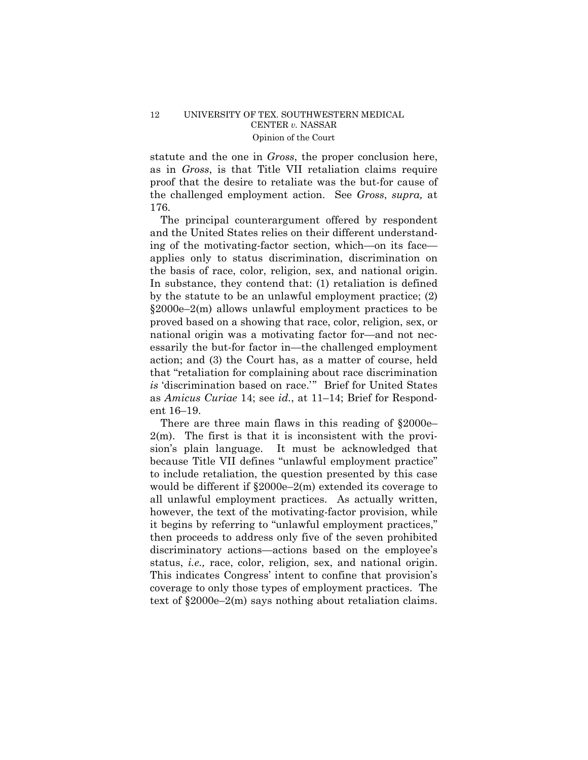statute and the one in *Gross*, the proper conclusion here, as in *Gross*, is that Title VII retaliation claims require proof that the desire to retaliate was the but-for cause of the challenged employment action. See *Gross*, *supra,* at 176.

The principal counterargument offered by respondent and the United States relies on their different understanding of the motivating-factor section, which—on its face—applies only to status discrimination, discrimination on the basis of race, color, religion, sex, and national origin. In substance, they contend that: (1) retaliation is defined by the statute to be an unlawful employment practice; (2) §2000e–2(m) allows unlawful employment practices to be proved based on a showing that race, color, religion, sex, or national origin was a motivating factor for—and not necessarily the but-for factor in—the challenged employment action; and (3) the Court has, as a matter of course, held that "retaliation for complaining about race discrimination *is* 'discrimination based on race.'" Brief for United States as *Amicus Curiae* 14; see *id.*, at 11–14; Brief for Respondent 16–19.

There are three main flaws in this reading of §2000e–2(m). The first is that it is inconsistent with the provision's plain language. It must be acknowledged that because Title VII defines "unlawful employment practice" to include retaliation, the question presented by this case would be different if §2000e–2(m) extended its coverage to all unlawful employment practices. As actually written, however, the text of the motivating-factor provision, while it begins by referring to "unlawful employment practices," then proceeds to address only five of the seven prohibited discriminatory actions—actions based on the employee's status, *i.e.,* race, color, religion, sex, and national origin. This indicates Congress' intent to confine that provision's coverage to only those types of employment practices. The text of §2000e–2(m) says nothing about retaliation claims.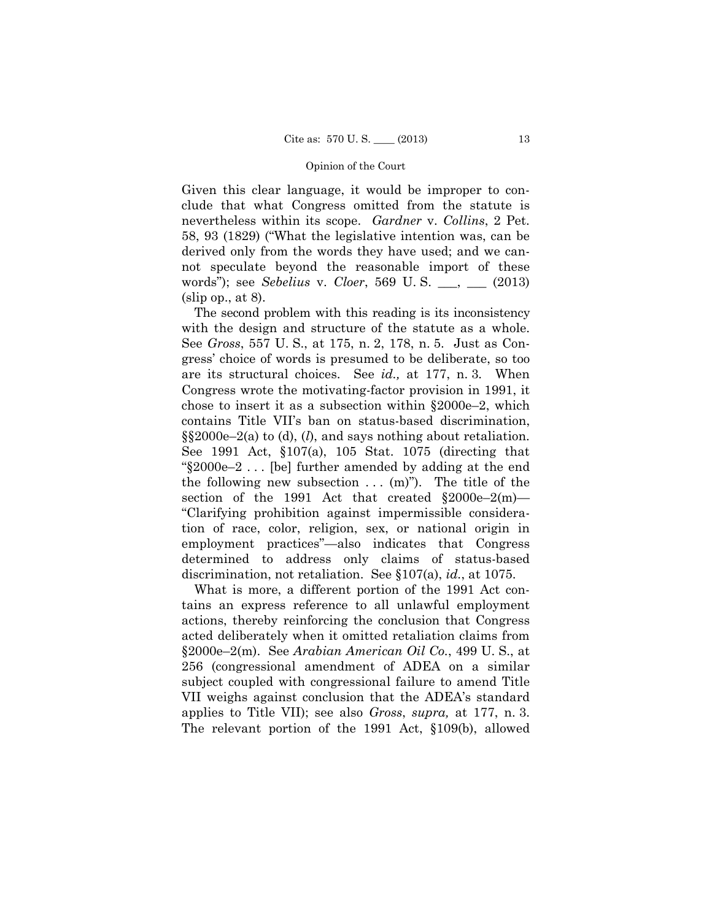Given this clear language, it would be improper to conclude that what Congress omitted from the statute is nevertheless within its scope. *Gardner* v. *Collins*, 2 Pet. 58, 93 (1829) ("What the legislative intention was, can be derived only from the words they have used; and we cannot speculate beyond the reasonable import of these words"); see *Sebelius* v. *Cloer*, 569 U. S. ___, ___ (2013) (slip op., at 8).

The second problem with this reading is its inconsistency with the design and structure of the statute as a whole. See *Gross*, 557 U. S., at 175, n. 2, 178, n. 5. Just as Congress' choice of words is presumed to be deliberate, so too are its structural choices. See *id.,* at 177, n. 3. When Congress wrote the motivating-factor provision in 1991, it chose to insert it as a subsection within §2000e–2, which contains Title VII's ban on status-based discrimination, §§2000e–2(a) to (d), (*l*), and says nothing about retaliation. See 1991 Act, §107(a), 105 Stat. 1075 (directing that "§2000e–2 . . . [be] further amended by adding at the end the following new subsection . . . (m)"). The title of the section of the 1991 Act that created §2000e–2(m)—"Clarifying prohibition against impermissible consideration of race, color, religion, sex, or national origin in employment practices"—also indicates that Congress determined to address only claims of status-based discrimination, not retaliation. See §107(a), *id.*, at 1075.

What is more, a different portion of the 1991 Act contains an express reference to all unlawful employment actions, thereby reinforcing the conclusion that Congress acted deliberately when it omitted retaliation claims from §2000e–2(m). See *Arabian American Oil Co.*, 499 U. S., at 256 (congressional amendment of ADEA on a similar subject coupled with congressional failure to amend Title VII weighs against conclusion that the ADEA's standard applies to Title VII); see also *Gross*, *supra,* at 177, n. 3. The relevant portion of the 1991 Act, §109(b), allowed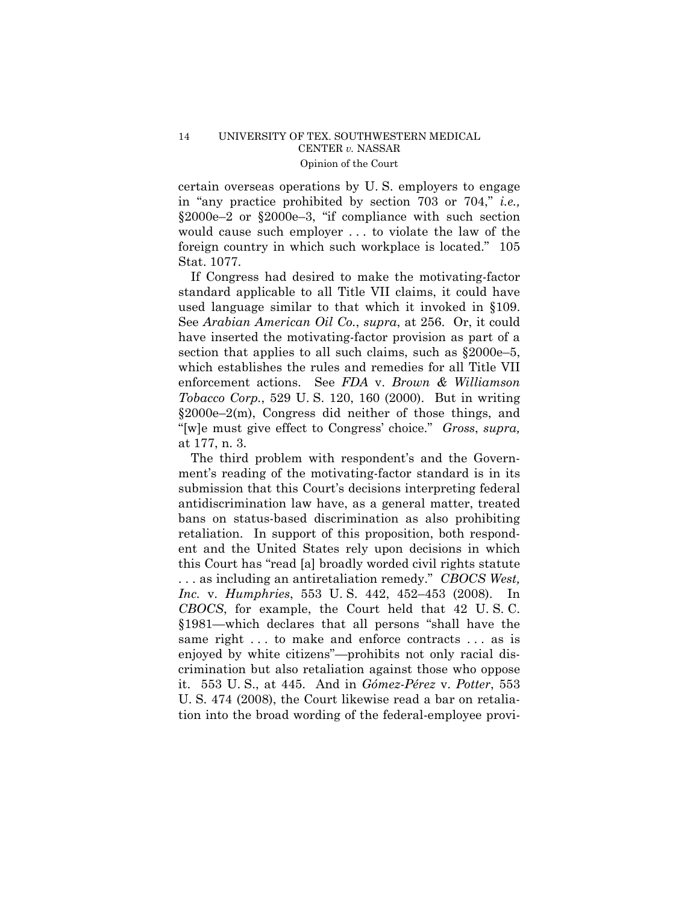certain overseas operations by U. S. employers to engage in "any practice prohibited by section 703 or 704," *i.e.,* §2000e–2 or §2000e–3, "if compliance with such section would cause such employer . . . to violate the law of the foreign country in which such workplace is located." 105 Stat. 1077.

If Congress had desired to make the motivating-factor standard applicable to all Title VII claims, it could have used language similar to that which it invoked in §109. See *Arabian American Oil Co.*, *supra*, at 256. Or, it could have inserted the motivating-factor provision as part of a section that applies to all such claims, such as §2000e–5, which establishes the rules and remedies for all Title VII enforcement actions. See *FDA* v. *Brown & Williamson Tobacco Corp.*, 529 U. S. 120, 160 (2000). But in writing §2000e–2(m), Congress did neither of those things, and "[w]e must give effect to Congress' choice." *Gross*, *supra,* at 177, n. 3.

The third problem with respondent's and the Government's reading of the motivating-factor standard is in its submission that this Court's decisions interpreting federal antidiscrimination law have, as a general matter, treated bans on status-based discrimination as also prohibiting retaliation. In support of this proposition, both respondent and the United States rely upon decisions in which this Court has "read [a] broadly worded civil rights statute . . . as including an antiretaliation remedy." *CBOCS West, Inc.* v. *Humphries*, 553 U. S. 442, 452–453 (2008). In *CBOCS*, for example, the Court held that 42 U. S. C. §1981—which declares that all persons "shall have the same right . . . to make and enforce contracts . . . as is enjoyed by white citizens"—prohibits not only racial discrimination but also retaliation against those who oppose it. 553 U. S., at 445. And in *Gómez-Pérez* v. *Potter*, 553 U. S. 474 (2008), the Court likewise read a bar on retaliation into the broad wording of the federal-employee provi-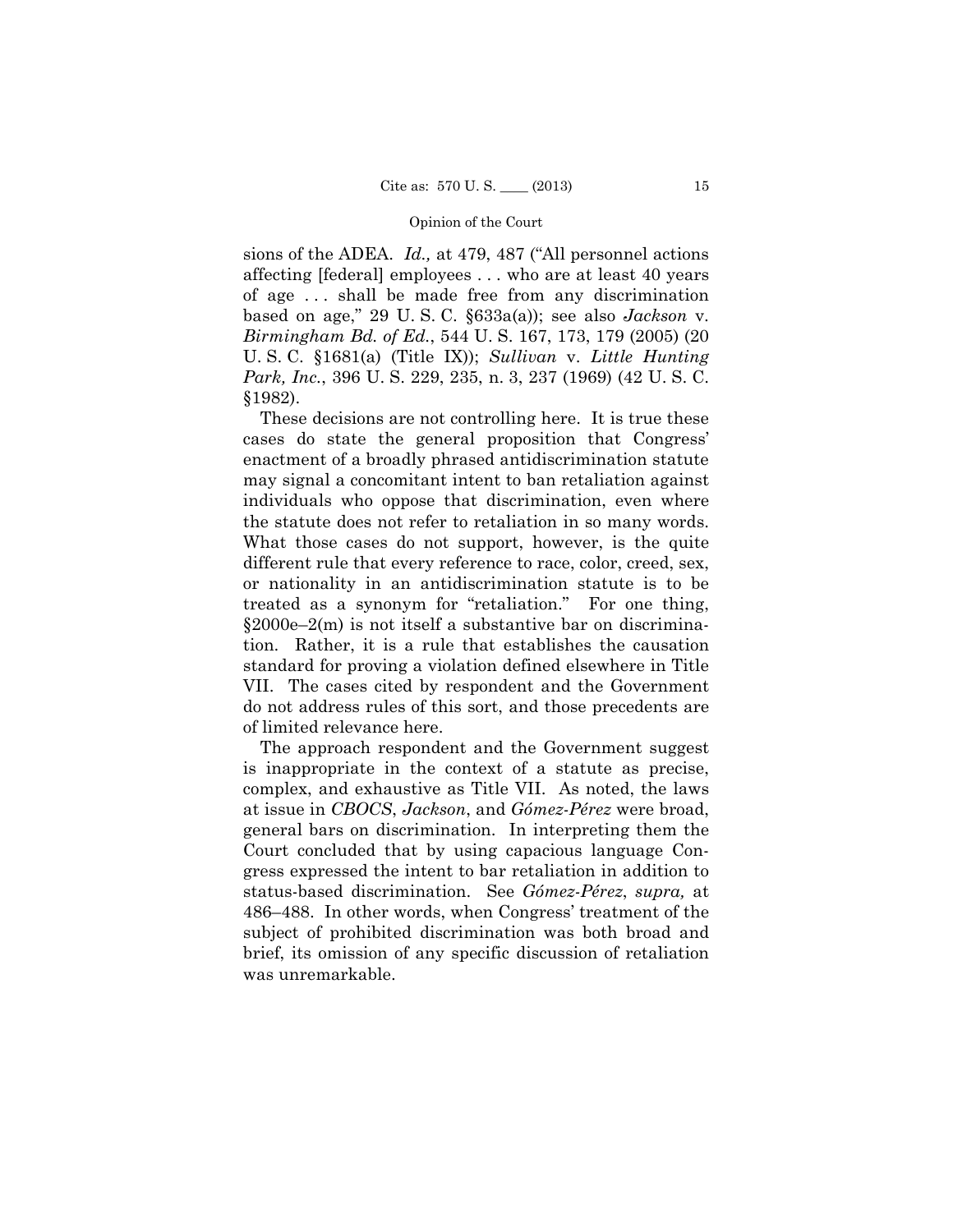sions of the ADEA. *Id.,* at 479, 487 ("All personnel actions affecting [federal] employees . . . who are at least 40 years of age . . . shall be made free from any discrimination based on age," 29 U. S. C. §633a(a)); see also *Jackson* v. *Birmingham Bd. of Ed.*, 544 U. S. 167, 173, 179 (2005) (20 U. S. C. §1681(a) (Title IX)); *Sullivan* v. *Little Hunting Park, Inc.*, 396 U. S. 229, 235, n. 3, 237 (1969) (42 U. S. C. §1982).

These decisions are not controlling here. It is true these cases do state the general proposition that Congress' enactment of a broadly phrased antidiscrimination statute may signal a concomitant intent to ban retaliation against individuals who oppose that discrimination, even where the statute does not refer to retaliation in so many words. What those cases do not support, however, is the quite different rule that every reference to race, color, creed, sex, or nationality in an antidiscrimination statute is to be treated as a synonym for "retaliation." For one thing, §2000e–2(m) is not itself a substantive bar on discrimination. Rather, it is a rule that establishes the causation standard for proving a violation defined elsewhere in Title VII. The cases cited by respondent and the Government do not address rules of this sort, and those precedents are of limited relevance here.

The approach respondent and the Government suggest is inappropriate in the context of a statute as precise, complex, and exhaustive as Title VII. As noted, the laws at issue in *CBOCS*, *Jackson*, and *Gómez-Pérez* were broad, general bars on discrimination. In interpreting them the Court concluded that by using capacious language Congress expressed the intent to bar retaliation in addition to status-based discrimination. See *Gómez-Pérez*, *supra,* at 486–488. In other words, when Congress' treatment of the subject of prohibited discrimination was both broad and brief, its omission of any specific discussion of retaliation was unremarkable.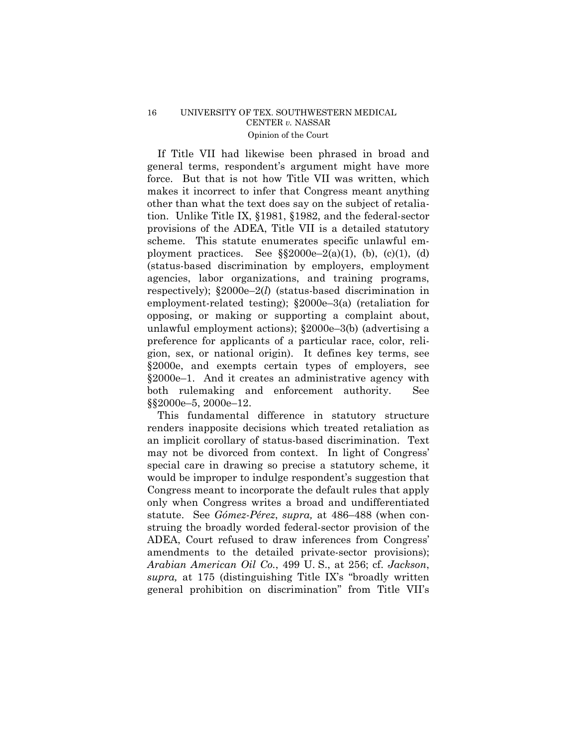If Title VII had likewise been phrased in broad and general terms, respondent's argument might have more force. But that is not how Title VII was written, which makes it incorrect to infer that Congress meant anything other than what the text does say on the subject of retaliation. Unlike Title IX, §1981, §1982, and the federal-sector provisions of the ADEA, Title VII is a detailed statutory scheme. This statute enumerates specific unlawful employment practices. See §§2000e–2(a)(1), (b), (c)(1), (d) (status-based discrimination by employers, employment agencies, labor organizations, and training programs, respectively); §2000e–2(*l*) (status-based discrimination in employment-related testing); §2000e–3(a) (retaliation for opposing, or making or supporting a complaint about, unlawful employment actions); §2000e–3(b) (advertising a preference for applicants of a particular race, color, religion, sex, or national origin). It defines key terms, see §2000e, and exempts certain types of employers, see §2000e–1. And it creates an administrative agency with both rulemaking and enforcement authority. See §§2000e–5, 2000e–12.

This fundamental difference in statutory structure renders inapposite decisions which treated retaliation as an implicit corollary of status-based discrimination. Text may not be divorced from context. In light of Congress' special care in drawing so precise a statutory scheme, it would be improper to indulge respondent's suggestion that Congress meant to incorporate the default rules that apply only when Congress writes a broad and undifferentiated statute. See *Gómez-Pérez*, *supra,* at 486–488 (when construing the broadly worded federal-sector provision of the ADEA, Court refused to draw inferences from Congress' amendments to the detailed private-sector provisions); *Arabian American Oil Co.*, 499 U. S., at 256; cf. *Jackson*, *supra,* at 175 (distinguishing Title IX's "broadly written general prohibition on discrimination" from Title VII's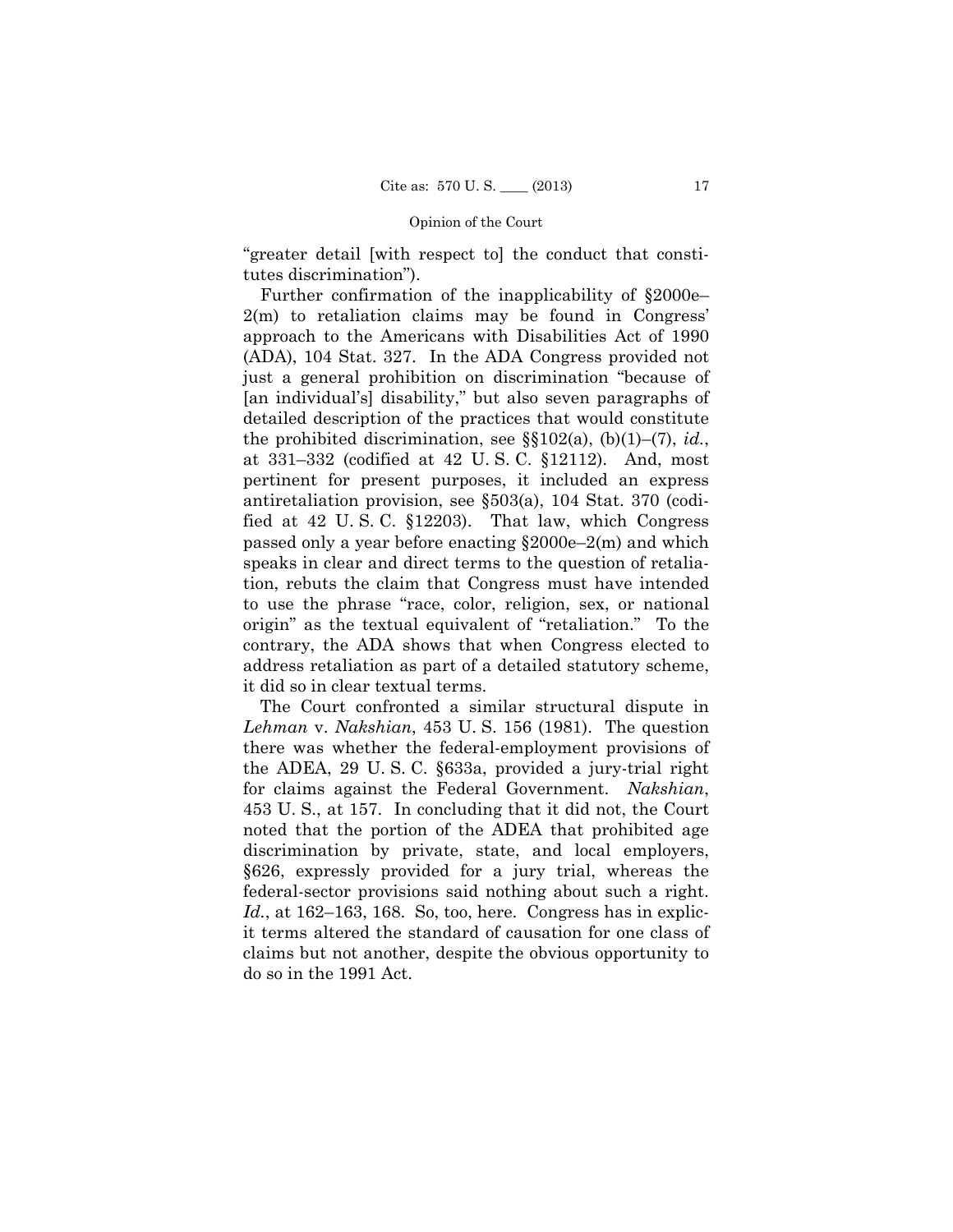"greater detail [with respect to] the conduct that constitutes discrimination").

Further confirmation of the inapplicability of §2000e–2(m) to retaliation claims may be found in Congress' approach to the Americans with Disabilities Act of 1990 (ADA), 104 Stat. 327. In the ADA Congress provided not just a general prohibition on discrimination "because of [an individual's] disability," but also seven paragraphs of detailed description of the practices that would constitute the prohibited discrimination, see §§102(a), (b)(1)–(7), *id.*, at 331–332 (codified at 42 U. S. C. §12112). And, most pertinent for present purposes, it included an express antiretaliation provision, see §503(a), 104 Stat. 370 (codified at 42 U. S. C. §12203). That law, which Congress passed only a year before enacting §2000e–2(m) and which speaks in clear and direct terms to the question of retaliation, rebuts the claim that Congress must have intended to use the phrase "race, color, religion, sex, or national origin" as the textual equivalent of "retaliation." To the contrary, the ADA shows that when Congress elected to address retaliation as part of a detailed statutory scheme, it did so in clear textual terms.

The Court confronted a similar structural dispute in *Lehman* v. *Nakshian*, 453 U. S. 156 (1981). The question there was whether the federal-employment provisions of the ADEA, 29 U. S. C. §633a, provided a jury-trial right for claims against the Federal Government. *Nakshian*, 453 U. S., at 157. In concluding that it did not, the Court noted that the portion of the ADEA that prohibited age discrimination by private, state, and local employers, §626, expressly provided for a jury trial, whereas the federal-sector provisions said nothing about such a right. *Id.*, at 162–163, 168. So, too, here. Congress has in explicit terms altered the standard of causation for one class of claims but not another, despite the obvious opportunity to do so in the 1991 Act.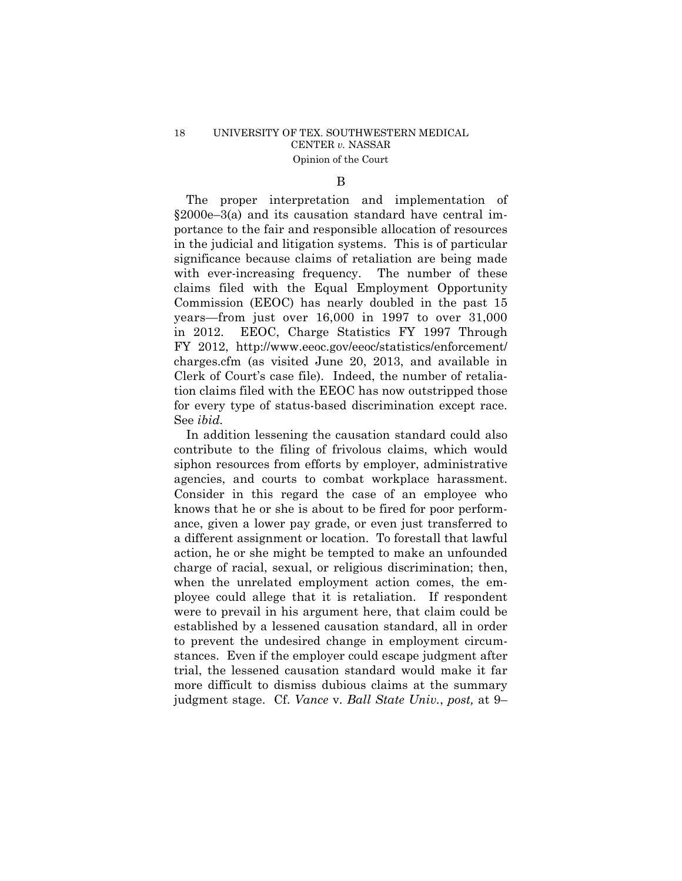B

The proper interpretation and implementation of §2000e–3(a) and its causation standard have central importance to the fair and responsible allocation of resources in the judicial and litigation systems. This is of particular significance because claims of retaliation are being made with ever-increasing frequency. The number of these claims filed with the Equal Employment Opportunity Commission (EEOC) has nearly doubled in the past 15 years—from just over 16,000 in 1997 to over 31,000 in 2012. EEOC, Charge Statistics FY 1997 Through FY 2012, http://www.eeoc.gov/eeoc/statistics/enforcement/charges.cfm (as visited June 20, 2013, and available in Clerk of Court's case file). Indeed, the number of retaliation claims filed with the EEOC has now outstripped those for every type of status-based discrimination except race. See *ibid.*

In addition lessening the causation standard could also contribute to the filing of frivolous claims, which would siphon resources from efforts by employer, administrative agencies, and courts to combat workplace harassment. Consider in this regard the case of an employee who knows that he or she is about to be fired for poor performance, given a lower pay grade, or even just transferred to a different assignment or location. To forestall that lawful action, he or she might be tempted to make an unfounded charge of racial, sexual, or religious discrimination; then, when the unrelated employment action comes, the employee could allege that it is retaliation. If respondent were to prevail in his argument here, that claim could be established by a lessened causation standard, all in order to prevent the undesired change in employment circumstances. Even if the employer could escape judgment after trial, the lessened causation standard would make it far more difficult to dismiss dubious claims at the summary judgment stage. Cf. *Vance* v. *Ball State Univ.*, *post,* at 9–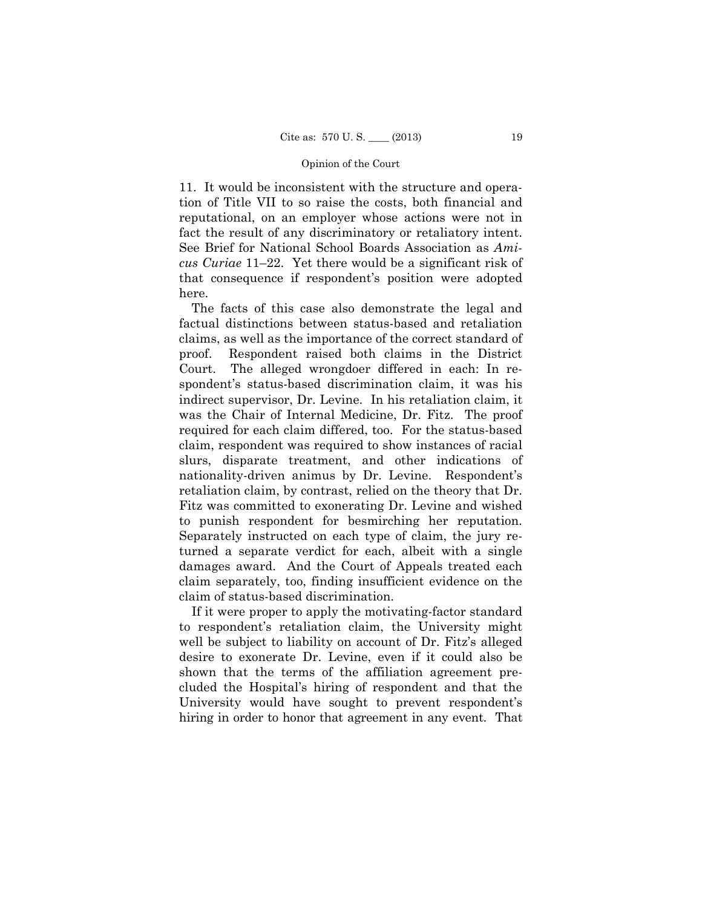11. It would be inconsistent with the structure and operation of Title VII to so raise the costs, both financial and reputational, on an employer whose actions were not in fact the result of any discriminatory or retaliatory intent. See Brief for National School Boards Association as *Amicus Curiae* 11–22. Yet there would be a significant risk of that consequence if respondent's position were adopted here.

The facts of this case also demonstrate the legal and factual distinctions between status-based and retaliation claims, as well as the importance of the correct standard of proof. Respondent raised both claims in the District Court. The alleged wrongdoer differed in each: In respondent's status-based discrimination claim, it was his indirect supervisor, Dr. Levine. In his retaliation claim, it was the Chair of Internal Medicine, Dr. Fitz. The proof required for each claim differed, too. For the status-based claim, respondent was required to show instances of racial slurs, disparate treatment, and other indications of nationality-driven animus by Dr. Levine. Respondent's retaliation claim, by contrast, relied on the theory that Dr. Fitz was committed to exonerating Dr. Levine and wished to punish respondent for besmirching her reputation. Separately instructed on each type of claim, the jury returned a separate verdict for each, albeit with a single damages award. And the Court of Appeals treated each claim separately, too, finding insufficient evidence on the claim of status-based discrimination.

If it were proper to apply the motivating-factor standard to respondent's retaliation claim, the University might well be subject to liability on account of Dr. Fitz's alleged desire to exonerate Dr. Levine, even if it could also be shown that the terms of the affiliation agreement precluded the Hospital's hiring of respondent and that the University would have sought to prevent respondent's hiring in order to honor that agreement in any event. That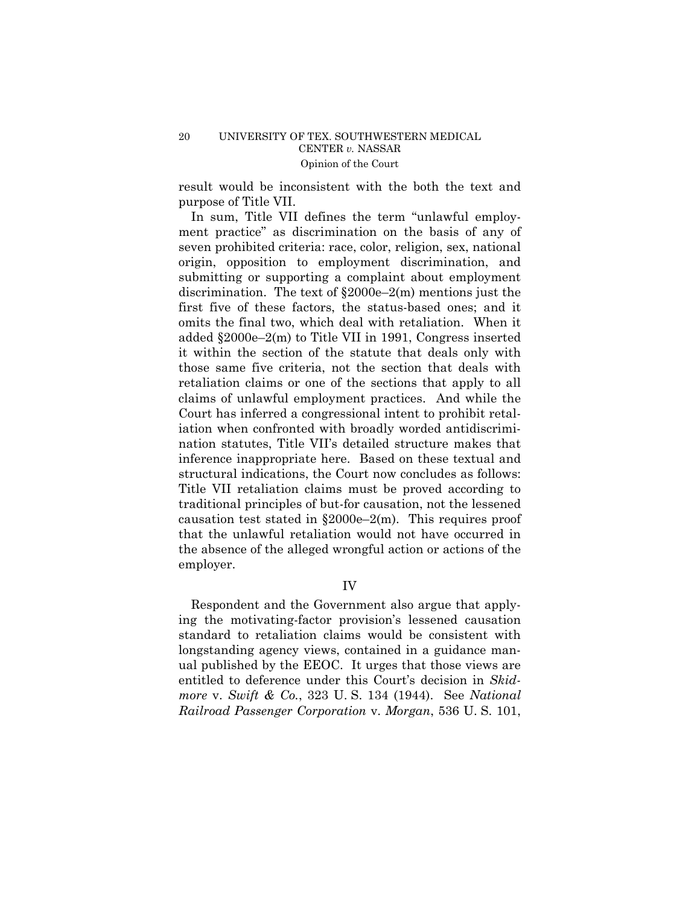result would be inconsistent with the both the text and purpose of Title VII.

In sum, Title VII defines the term "unlawful employment practice" as discrimination on the basis of any of seven prohibited criteria: race, color, religion, sex, national origin, opposition to employment discrimination, and submitting or supporting a complaint about employment discrimination. The text of §2000e–2(m) mentions just the first five of these factors, the status-based ones; and it omits the final two, which deal with retaliation. When it added §2000e–2(m) to Title VII in 1991, Congress inserted it within the section of the statute that deals only with those same five criteria, not the section that deals with retaliation claims or one of the sections that apply to all claims of unlawful employment practices. And while the Court has inferred a congressional intent to prohibit retaliation when confronted with broadly worded antidiscrimination statutes, Title VII's detailed structure makes that inference inappropriate here. Based on these textual and structural indications, the Court now concludes as follows: Title VII retaliation claims must be proved according to traditional principles of but-for causation, not the lessened causation test stated in §2000e–2(m). This requires proof that the unlawful retaliation would not have occurred in the absence of the alleged wrongful action or actions of the employer.

## IV

Respondent and the Government also argue that applying the motivating-factor provision's lessened causation standard to retaliation claims would be consistent with longstanding agency views, contained in a guidance manual published by the EEOC. It urges that those views are entitled to deference under this Court's decision in *Skidmore* v. *Swift & Co.*, 323 U. S. 134 (1944). See *National Railroad Passenger Corporation* v. *Morgan*, 536 U. S. 101,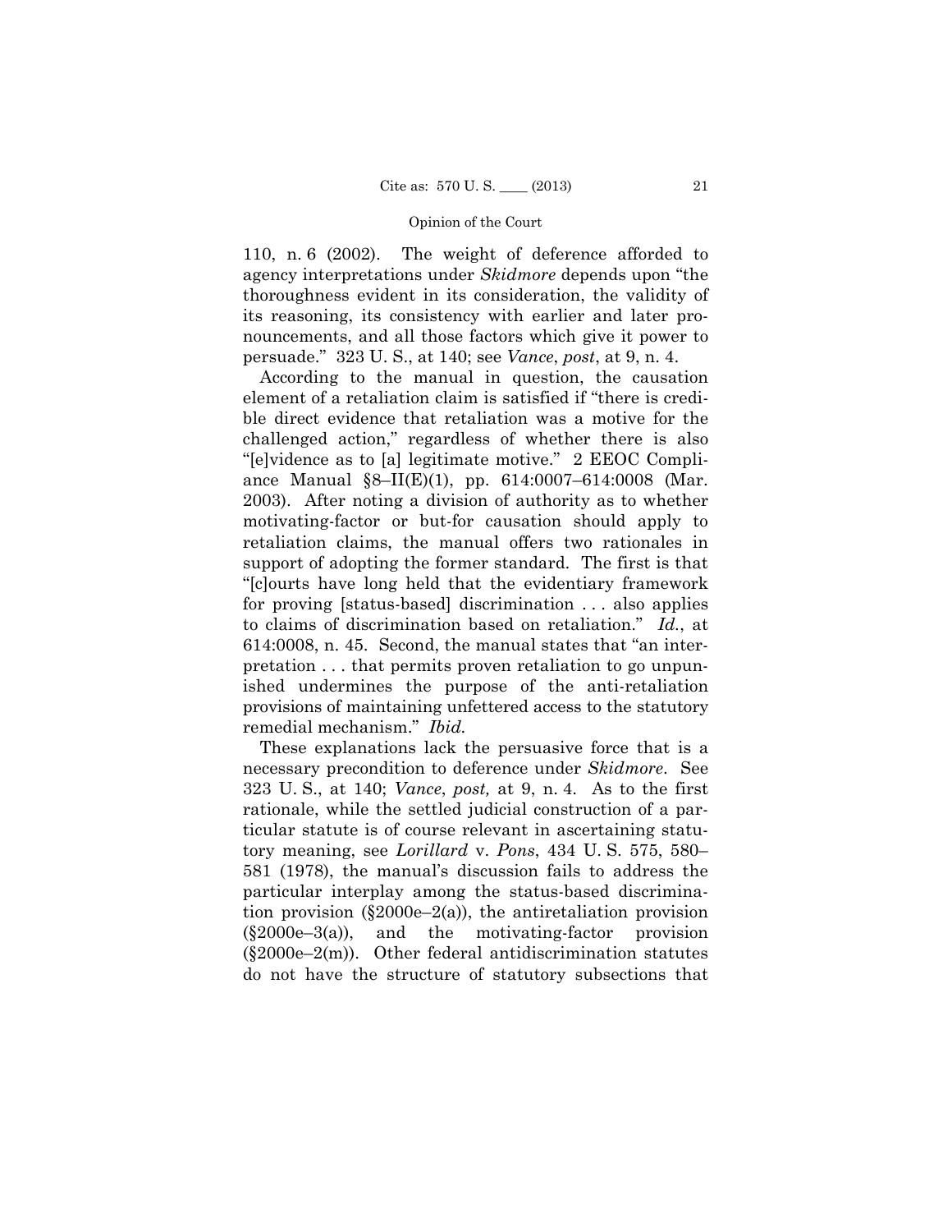110, n. 6 (2002). The weight of deference afforded to agency interpretations under *Skidmore* depends upon "the thoroughness evident in its consideration, the validity of its reasoning, its consistency with earlier and later pronouncements, and all those factors which give it power to persuade." 323 U. S., at 140; see *Vance*, *post*, at 9, n. 4.

According to the manual in question, the causation element of a retaliation claim is satisfied if "there is credible direct evidence that retaliation was a motive for the challenged action," regardless of whether there is also "[e]vidence as to [a] legitimate motive." 2 EEOC Compliance Manual §8–II(E)(1), pp. 614:0007–614:0008 (Mar. 2003). After noting a division of authority as to whether motivating-factor or but-for causation should apply to retaliation claims, the manual offers two rationales in support of adopting the former standard. The first is that "[c]ourts have long held that the evidentiary framework for proving [status-based] discrimination . . . also applies to claims of discrimination based on retaliation." *Id.*, at 614:0008, n. 45. Second, the manual states that "an interpretation . . . that permits proven retaliation to go unpunished undermines the purpose of the anti-retaliation provisions of maintaining unfettered access to the statutory remedial mechanism." *Ibid.*

These explanations lack the persuasive force that is a necessary precondition to deference under *Skidmore*. See 323 U. S., at 140; *Vance*, *post,* at 9, n. 4. As to the first rationale, while the settled judicial construction of a particular statute is of course relevant in ascertaining statutory meaning, see *Lorillard* v. *Pons*, 434 U. S. 575, 580–581 (1978), the manual's discussion fails to address the particular interplay among the status-based discrimination provision (§2000e–2(a)), the antiretaliation provision (§2000e–3(a)), and the motivating-factor provision (§2000e–2(m)). Other federal antidiscrimination statutes do not have the structure of statutory subsections that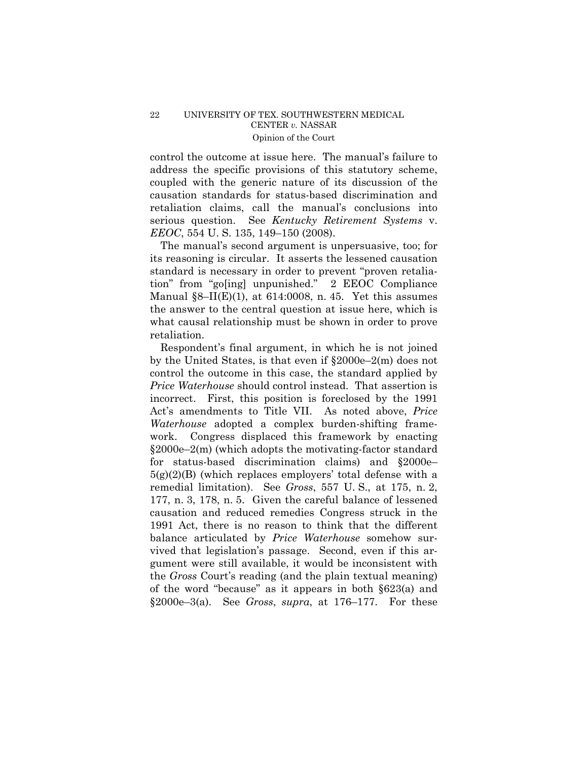control the outcome at issue here. The manual's failure to address the specific provisions of this statutory scheme, coupled with the generic nature of its discussion of the causation standards for status-based discrimination and retaliation claims, call the manual's conclusions into serious question. See *Kentucky Retirement Systems* v. *EEOC*, 554 U. S. 135, 149–150 (2008).

The manual's second argument is unpersuasive, too; for its reasoning is circular. It asserts the lessened causation standard is necessary in order to prevent "proven retaliation" from "go[ing] unpunished." 2 EEOC Compliance Manual §8–II(E)(1), at 614:0008, n. 45. Yet this assumes the answer to the central question at issue here, which is what causal relationship must be shown in order to prove retaliation.

Respondent's final argument, in which he is not joined by the United States, is that even if §2000e–2(m) does not control the outcome in this case, the standard applied by *Price Waterhouse* should control instead. That assertion is incorrect. First, this position is foreclosed by the 1991 Act's amendments to Title VII. As noted above, *Price Waterhouse* adopted a complex burden-shifting framework. Congress displaced this framework by enacting §2000e–2(m) (which adopts the motivating-factor standard for status-based discrimination claims) and §2000e–5(g)(2)(B) (which replaces employers' total defense with a remedial limitation). See *Gross*, 557 U. S., at 175, n. 2, 177, n. 3, 178, n. 5. Given the careful balance of lessened causation and reduced remedies Congress struck in the 1991 Act, there is no reason to think that the different balance articulated by *Price Waterhouse* somehow survived that legislation's passage. Second, even if this argument were still available, it would be inconsistent with the *Gross* Court's reading (and the plain textual meaning) of the word "because" as it appears in both §623(a) and §2000e–3(a). See *Gross*, *supra*, at 176–177. For these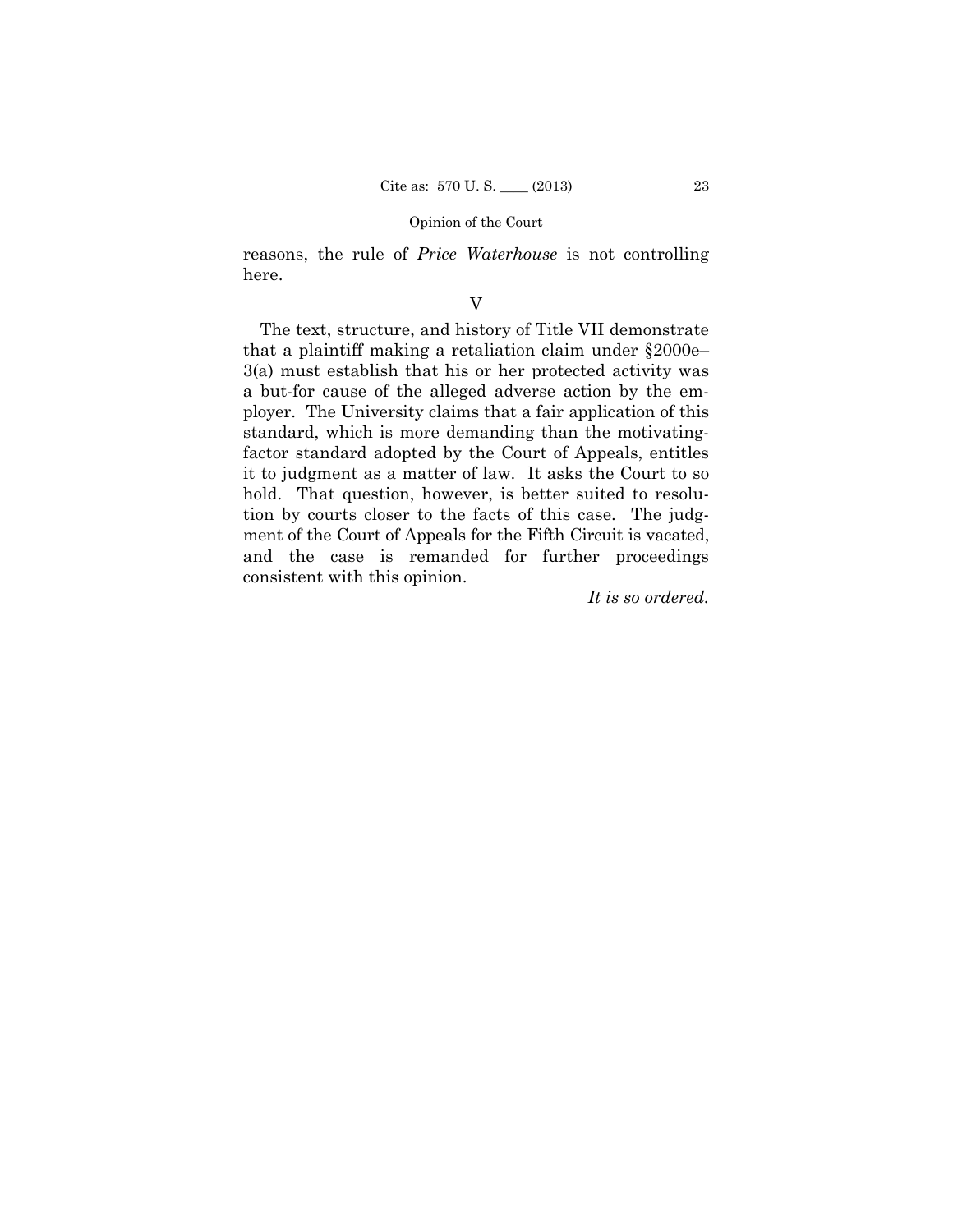reasons, the rule of *Price Waterhouse* is not controlling here.

V

The text, structure, and history of Title VII demonstrate that a plaintiff making a retaliation claim under §2000e–3(a) must establish that his or her protected activity was a but-for cause of the alleged adverse action by the employer. The University claims that a fair application of this standard, which is more demanding than the motivating-factor standard adopted by the Court of Appeals, entitles it to judgment as a matter of law. It asks the Court to so hold. That question, however, is better suited to resolution by courts closer to the facts of this case. The judgment of the Court of Appeals for the Fifth Circuit is vacated, and the case is remanded for further proceedings consistent with this opinion.

*It is so ordered.*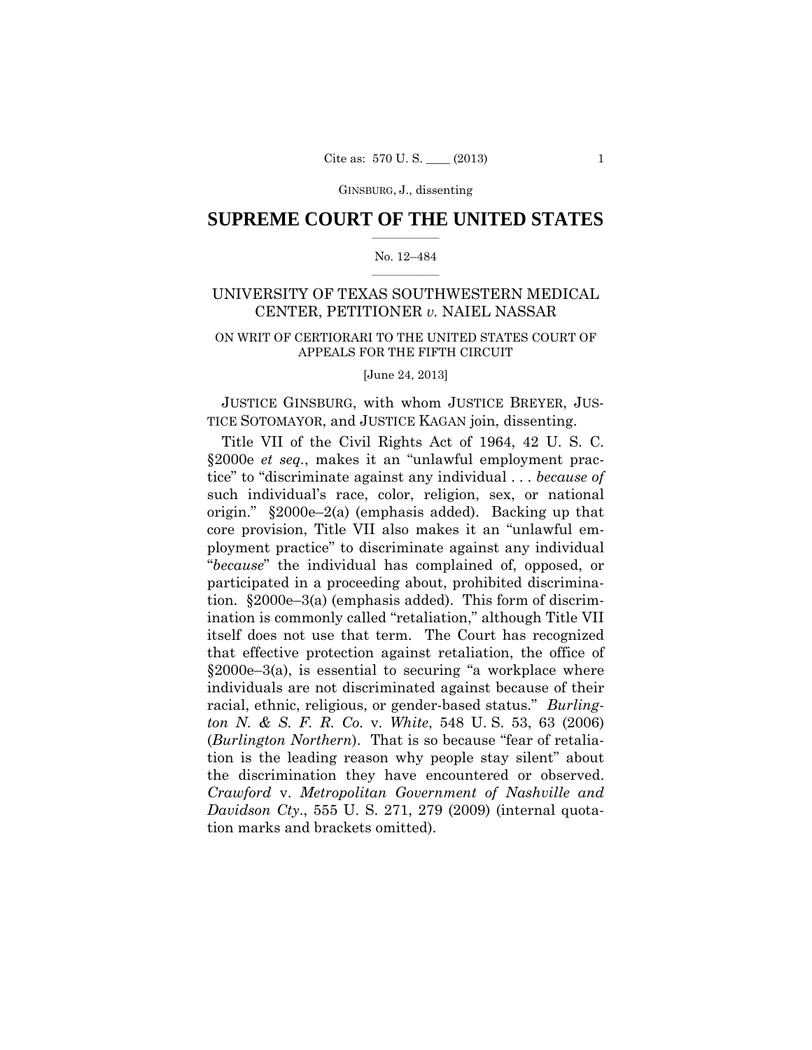## SUPREME COURT OF THE UNITED STATES

No. 12–484

UNIVERSITY OF TEXAS SOUTHWESTERN MEDICAL CENTER, PETITIONER *v.* NAIEL NASSAR

ON WRIT OF CERTIORARI TO THE UNITED STATES COURT OF APPEALS FOR THE FIFTH CIRCUIT

[June 24, 2013]

JUSTICE GINSBURG, with whom JUSTICE BREYER, JUSTICE SOTOMAYOR, and JUSTICE KAGAN join, dissenting.

Title VII of the Civil Rights Act of 1964, 42 U. S. C. §2000e *et seq.*, makes it an "unlawful employment practice" to "discriminate against any individual . . . *because of* such individual's race, color, religion, sex, or national origin." §2000e–2(a) (emphasis added). Backing up that core provision, Title VII also makes it an "unlawful employment practice" to discriminate against any individual "*because*" the individual has complained of, opposed, or participated in a proceeding about, prohibited discrimination. §2000e–3(a) (emphasis added). This form of discrimination is commonly called "retaliation," although Title VII itself does not use that term. The Court has recognized that effective protection against retaliation, the office of §2000e–3(a), is essential to securing "a workplace where individuals are not discriminated against because of their racial, ethnic, religious, or gender-based status." *Burlington N. & S. F. R. Co.* v. *White*, 548 U. S. 53, 63 (2006) (*Burlington Northern*). That is so because "fear of retaliation is the leading reason why people stay silent" about the discrimination they have encountered or observed. *Crawford* v. *Metropolitan Government of Nashville and Davidson Cty.*, 555 U. S. 271, 279 (2009) (internal quotation marks and brackets omitted).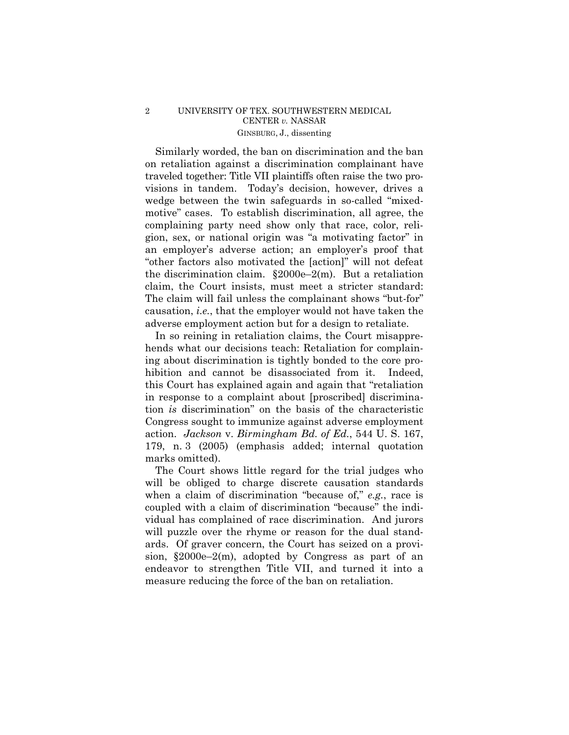Similarly worded, the ban on discrimination and the ban on retaliation against a discrimination complainant have traveled together: Title VII plaintiffs often raise the two provisions in tandem. Today's decision, however, drives a wedge between the twin safeguards in so-called "mixed-motive" cases. To establish discrimination, all agree, the complaining party need show only that race, color, religion, sex, or national origin was "a motivating factor" in an employer's adverse action; an employer's proof that "other factors also motivated the [action]" will not defeat the discrimination claim. §2000e–2(m). But a retaliation claim, the Court insists, must meet a stricter standard: The claim will fail unless the complainant shows "but-for" causation, *i.e.*, that the employer would not have taken the adverse employment action but for a design to retaliate.

In so reining in retaliation claims, the Court misapprehends what our decisions teach: Retaliation for complaining about discrimination is tightly bonded to the core prohibition and cannot be disassociated from it. Indeed, this Court has explained again and again that "retaliation in response to a complaint about [proscribed] discrimination *is* discrimination" on the basis of the characteristic Congress sought to immunize against adverse employment action. *Jackson* v. *Birmingham Bd. of Ed.*, 544 U. S. 167, 179, n. 3 (2005) (emphasis added; internal quotation marks omitted).

The Court shows little regard for the trial judges who will be obliged to charge discrete causation standards when a claim of discrimination "because of," *e.g.*, race is coupled with a claim of discrimination "because" the individual has complained of race discrimination. And jurors will puzzle over the rhyme or reason for the dual standards. Of graver concern, the Court has seized on a provision, §2000e–2(m), adopted by Congress as part of an endeavor to strengthen Title VII, and turned it into a measure reducing the force of the ban on retaliation.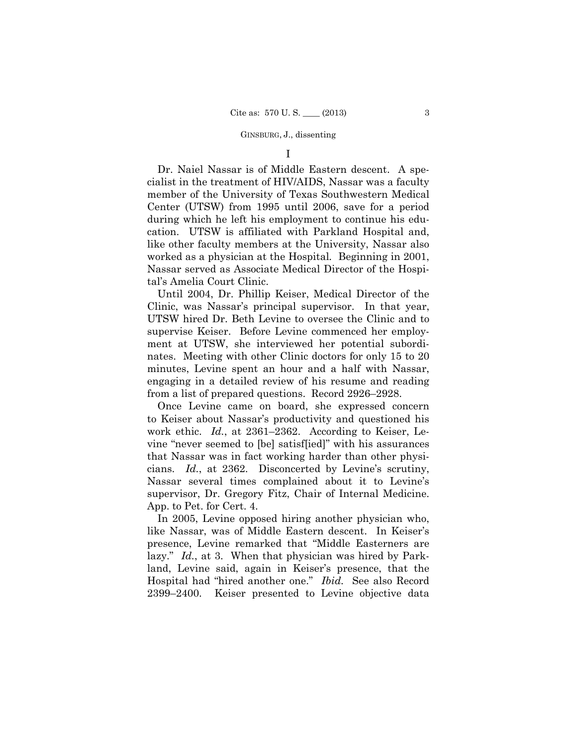I

Dr. Naiel Nassar is of Middle Eastern descent. A specialist in the treatment of HIV/AIDS, Nassar was a faculty member of the University of Texas Southwestern Medical Center (UTSW) from 1995 until 2006, save for a period during which he left his employment to continue his education. UTSW is affiliated with Parkland Hospital and, like other faculty members at the University, Nassar also worked as a physician at the Hospital. Beginning in 2001, Nassar served as Associate Medical Director of the Hospital's Amelia Court Clinic.

Until 2004, Dr. Phillip Keiser, Medical Director of the Clinic, was Nassar's principal supervisor. In that year, UTSW hired Dr. Beth Levine to oversee the Clinic and to supervise Keiser. Before Levine commenced her employment at UTSW, she interviewed her potential subordinates. Meeting with other Clinic doctors for only 15 to 20 minutes, Levine spent an hour and a half with Nassar, engaging in a detailed review of his resume and reading from a list of prepared questions. Record 2926–2928.

Once Levine came on board, she expressed concern to Keiser about Nassar's productivity and questioned his work ethic. *Id.*, at 2361–2362. According to Keiser, Levine "never seemed to [be] satisf[ied]" with his assurances that Nassar was in fact working harder than other physicians. *Id.*, at 2362. Disconcerted by Levine's scrutiny, Nassar several times complained about it to Levine's supervisor, Dr. Gregory Fitz, Chair of Internal Medicine. App. to Pet. for Cert. 4.

In 2005, Levine opposed hiring another physician who, like Nassar, was of Middle Eastern descent. In Keiser's presence, Levine remarked that "Middle Easterners are lazy." *Id.*, at 3. When that physician was hired by Parkland, Levine said, again in Keiser's presence, that the Hospital had "hired another one." *Ibid.* See also Record 2399–2400. Keiser presented to Levine objective data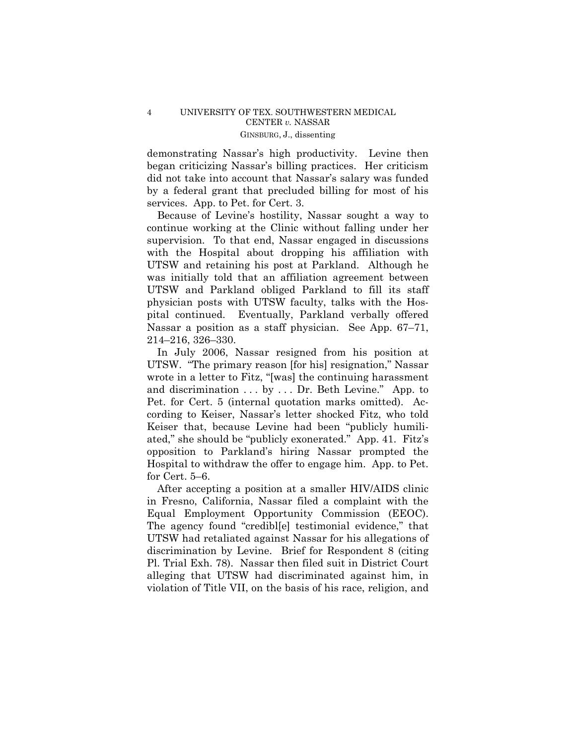demonstrating Nassar's high productivity. Levine then began criticizing Nassar's billing practices. Her criticism did not take into account that Nassar's salary was funded by a federal grant that precluded billing for most of his services. App. to Pet. for Cert. 3.

Because of Levine's hostility, Nassar sought a way to continue working at the Clinic without falling under her supervision. To that end, Nassar engaged in discussions with the Hospital about dropping his affiliation with UTSW and retaining his post at Parkland. Although he was initially told that an affiliation agreement between UTSW and Parkland obliged Parkland to fill its staff physician posts with UTSW faculty, talks with the Hospital continued. Eventually, Parkland verbally offered Nassar a position as a staff physician. See App. 67–71, 214–216, 326–330.

In July 2006, Nassar resigned from his position at UTSW. "The primary reason [for his] resignation," Nassar wrote in a letter to Fitz, "[was] the continuing harassment and discrimination . . . by . . . Dr. Beth Levine." App. to Pet. for Cert. 5 (internal quotation marks omitted). According to Keiser, Nassar's letter shocked Fitz, who told Keiser that, because Levine had been "publicly humiliated," she should be "publicly exonerated." App. 41. Fitz's opposition to Parkland's hiring Nassar prompted the Hospital to withdraw the offer to engage him. App. to Pet. for Cert. 5–6.

After accepting a position at a smaller HIV/AIDS clinic in Fresno, California, Nassar filed a complaint with the Equal Employment Opportunity Commission (EEOC). The agency found "credibl[e] testimonial evidence," that UTSW had retaliated against Nassar for his allegations of discrimination by Levine. Brief for Respondent 8 (citing Pl. Trial Exh. 78). Nassar then filed suit in District Court alleging that UTSW had discriminated against him, in violation of Title VII, on the basis of his race, religion, and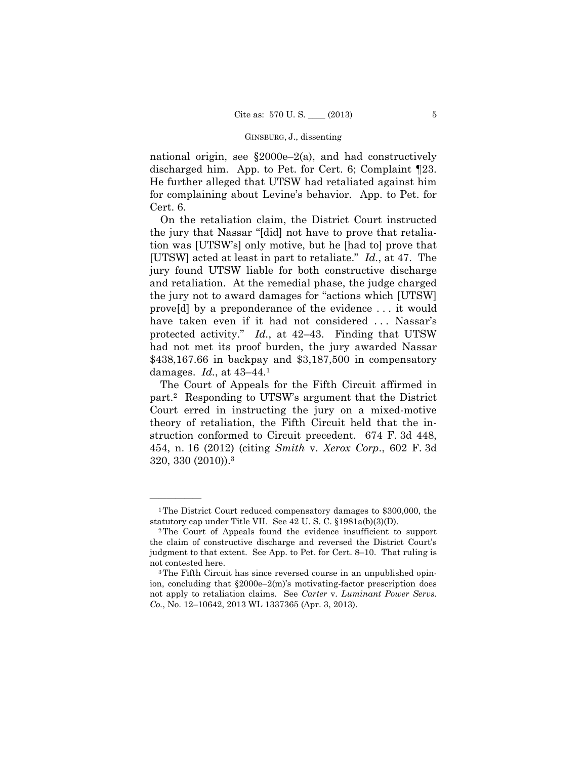national origin, see §2000e–2(a), and had constructively discharged him. App. to Pet. for Cert. 6; Complaint ¶23. He further alleged that UTSW had retaliated against him for complaining about Levine's behavior. App. to Pet. for Cert. 6.

On the retaliation claim, the District Court instructed the jury that Nassar "[did] not have to prove that retaliation was [UTSW's] only motive, but he [had to] prove that [UTSW] acted at least in part to retaliate." *Id.*, at 47. The jury found UTSW liable for both constructive discharge and retaliation. At the remedial phase, the judge charged the jury not to award damages for "actions which [UTSW] prove[d] by a preponderance of the evidence . . . it would have taken even if it had not considered . . . Nassar's protected activity." *Id.*, at 42–43. Finding that UTSW had not met its proof burden, the jury awarded Nassar $438,167.66 in backpay and $3,187,500 in compensatory damages. *Id.*, at 43–44.[1]

The Court of Appeals for the Fifth Circuit affirmed in part.[2] Responding to UTSW's argument that the District Court erred in instructing the jury on a mixed-motive theory of retaliation, the Fifth Circuit held that the instruction conformed to Circuit precedent. 674 F. 3d 448, 454, n. 16 (2012) (citing *Smith* v. *Xerox Corp.*, 602 F. 3d 320, 330 (2010)).[3]

---

[1] The District Court reduced compensatory damages to $300,000, the statutory cap under Title VII. See 42 U. S. C. §1981a(b)(3)(D).

[2] The Court of Appeals found the evidence insufficient to support the claim of constructive discharge and reversed the District Court's judgment to that extent. See App. to Pet. for Cert. 8–10. That ruling is not contested here.

[3] The Fifth Circuit has since reversed course in an unpublished opinion, concluding that §2000e–2(m)'s motivating-factor prescription does not apply to retaliation claims. See *Carter* v. *Luminant Power Servs. Co.*, No. 12–10642, 2013 WL 1337365 (Apr. 3, 2013).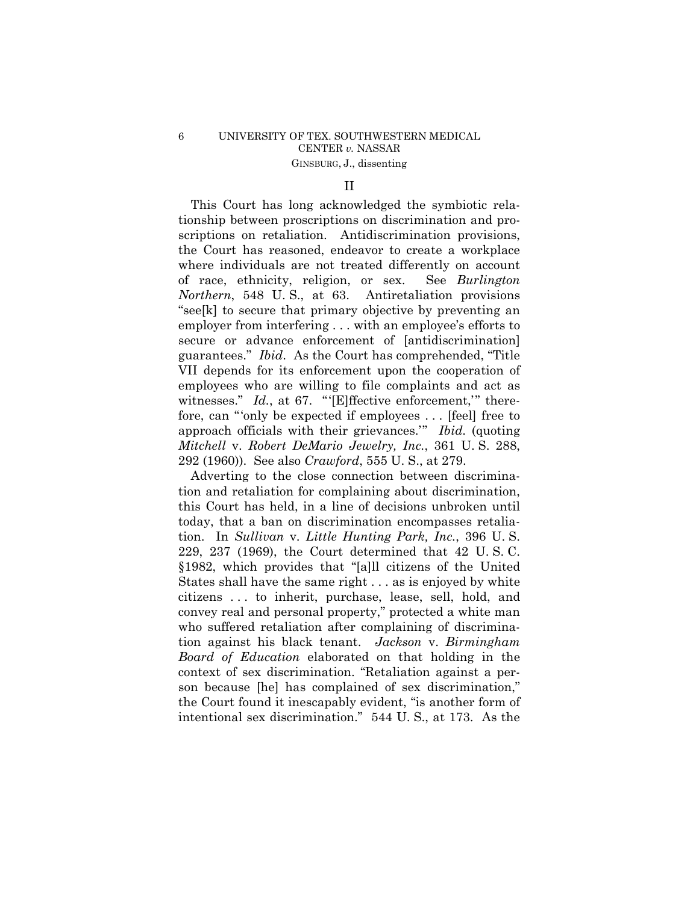## II

This Court has long acknowledged the symbiotic relationship between proscriptions on discrimination and proscriptions on retaliation. Antidiscrimination provisions, the Court has reasoned, endeavor to create a workplace where individuals are not treated differently on account of race, ethnicity, religion, or sex. See *Burlington Northern*, 548 U. S., at 63. Antiretaliation provisions "see[k] to secure that primary objective by preventing an employer from interfering . . . with an employee's efforts to secure or advance enforcement of [antidiscrimination] guarantees." *Ibid*. As the Court has comprehended, "Title VII depends for its enforcement upon the cooperation of employees who are willing to file complaints and act as witnesses." *Id.*, at 67. "'[E]ffective enforcement,'" therefore, can "'only be expected if employees . . . [feel] free to approach officials with their grievances.'" *Ibid.* (quoting *Mitchell* v. *Robert DeMario Jewelry, Inc.*, 361 U. S. 288, 292 (1960)). See also *Crawford*, 555 U. S., at 279.

Adverting to the close connection between discrimination and retaliation for complaining about discrimination, this Court has held, in a line of decisions unbroken until today, that a ban on discrimination encompasses retaliation. In *Sullivan* v. *Little Hunting Park, Inc.*, 396 U. S. 229, 237 (1969), the Court determined that 42 U. S. C. §1982, which provides that "[a]ll citizens of the United States shall have the same right . . . as is enjoyed by white citizens . . . to inherit, purchase, lease, sell, hold, and convey real and personal property," protected a white man who suffered retaliation after complaining of discrimination against his black tenant. *Jackson* v. *Birmingham Board of Education* elaborated on that holding in the context of sex discrimination. "Retaliation against a person because [he] has complained of sex discrimination," the Court found it inescapably evident, "is another form of intentional sex discrimination." 544 U. S., at 173. As the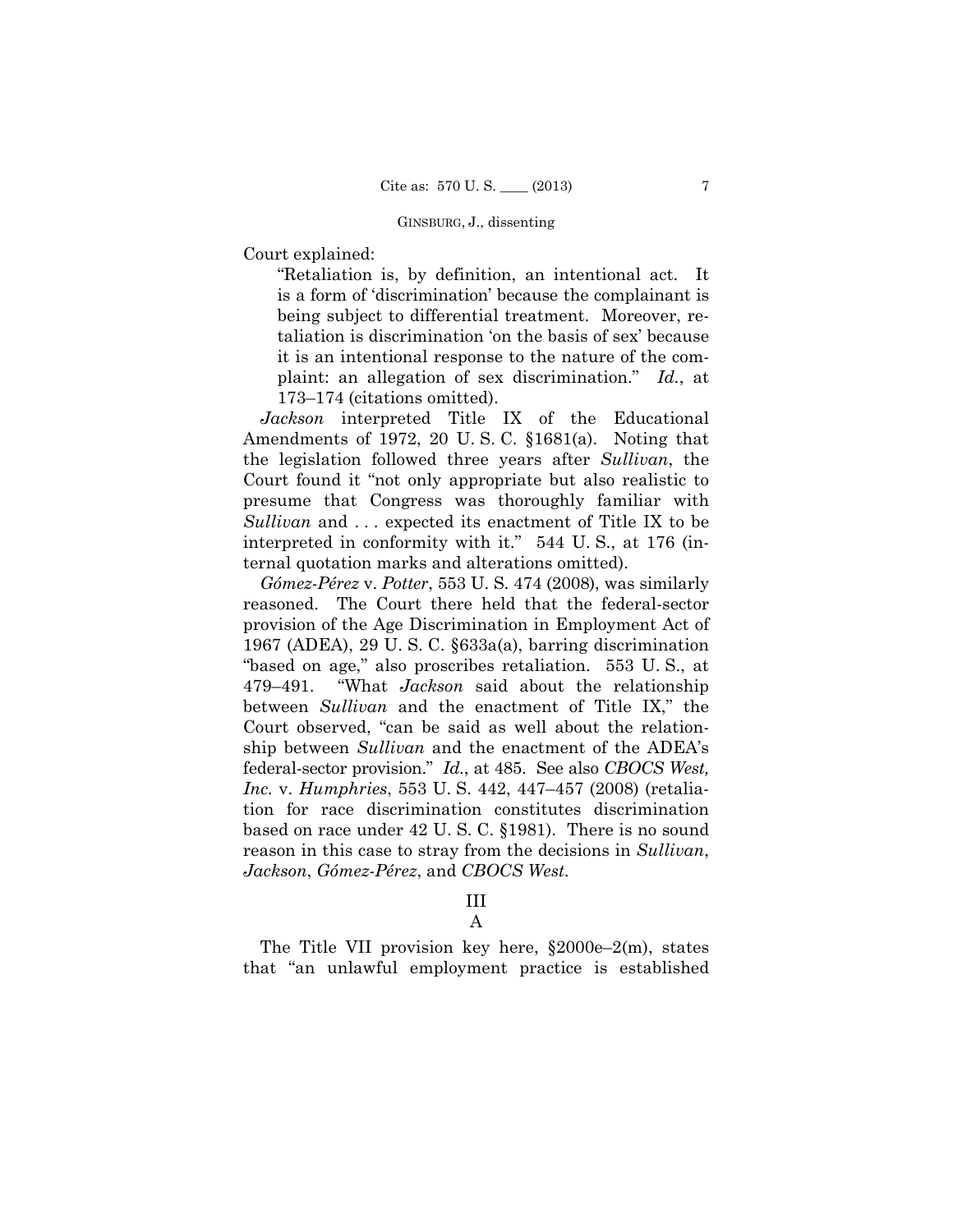Court explained:

> "Retaliation is, by definition, an intentional act. It is a form of 'discrimination' because the complainant is being subject to differential treatment. Moreover, retaliation is discrimination 'on the basis of sex' because it is an intentional response to the nature of the complaint: an allegation of sex discrimination." *Id.*, at 173–174 (citations omitted).

*Jackson* interpreted Title IX of the Educational Amendments of 1972, 20 U. S. C. §1681(a). Noting that the legislation followed three years after *Sullivan*, the Court found it "not only appropriate but also realistic to presume that Congress was thoroughly familiar with *Sullivan* and . . . expected its enactment of Title IX to be interpreted in conformity with it." 544 U. S., at 176 (internal quotation marks and alterations omitted).

*Gómez-Pérez* v. *Potter*, 553 U. S. 474 (2008), was similarly reasoned. The Court there held that the federal-sector provision of the Age Discrimination in Employment Act of 1967 (ADEA), 29 U. S. C. §633a(a), barring discrimination "based on age," also proscribes retaliation. 553 U. S., at 479–491. "What *Jackson* said about the relationship between *Sullivan* and the enactment of Title IX," the Court observed, "can be said as well about the relationship between *Sullivan* and the enactment of the ADEA's federal-sector provision." *Id.*, at 485. See also *CBOCS West, Inc.* v. *Humphries*, 553 U. S. 442, 447–457 (2008) (retaliation for race discrimination constitutes discrimination based on race under 42 U. S. C. §1981). There is no sound reason in this case to stray from the decisions in *Sullivan*, *Jackson*, *Gómez-Pérez*, and *CBOCS West*.

## III

### A

The Title VII provision key here, §2000e–2(m), states that "an unlawful employment practice is established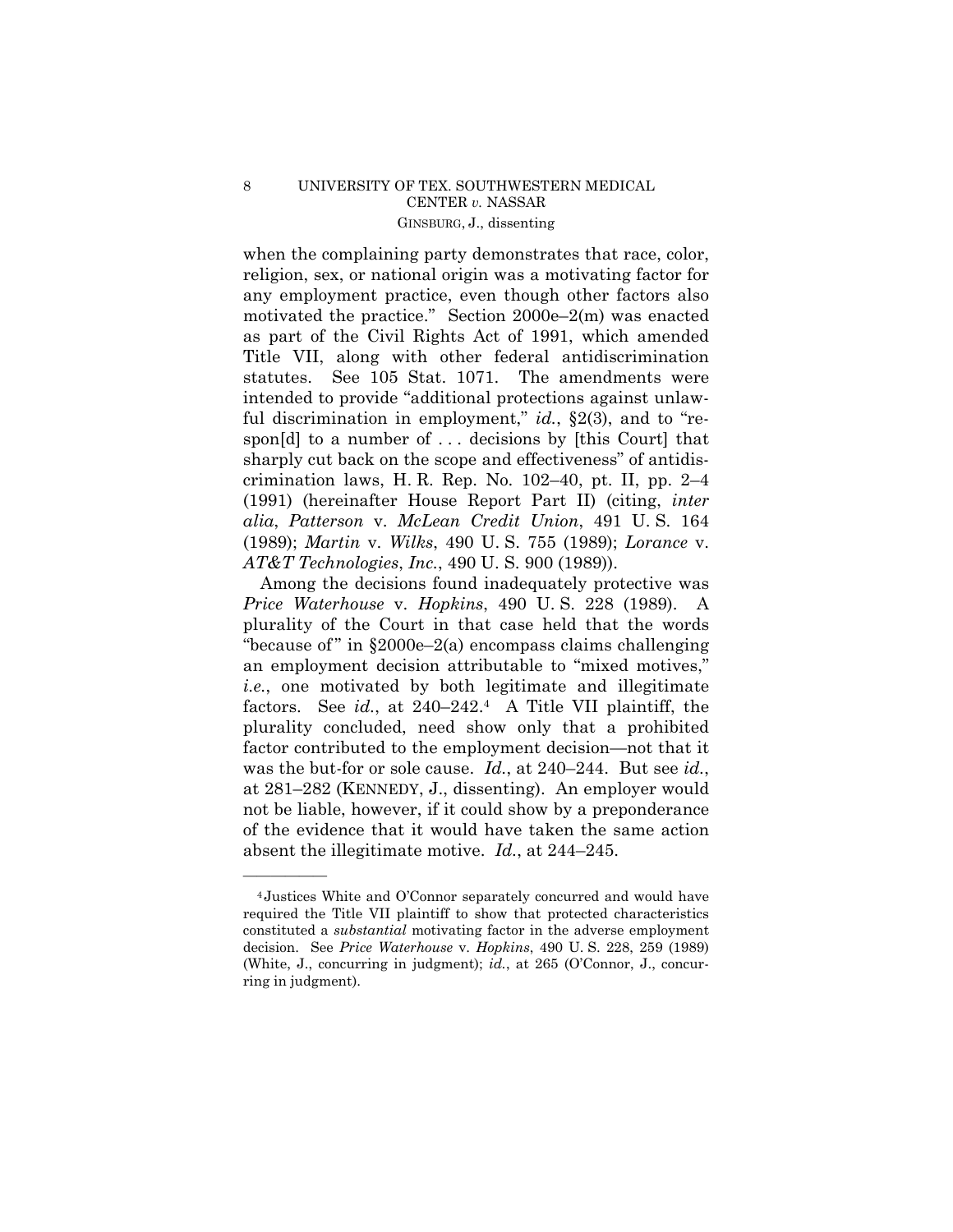when the complaining party demonstrates that race, color, religion, sex, or national origin was a motivating factor for any employment practice, even though other factors also motivated the practice." Section 2000e–2(m) was enacted as part of the Civil Rights Act of 1991, which amended Title VII, along with other federal antidiscrimination statutes. See 105 Stat. 1071. The amendments were intended to provide "additional protections against unlawful discrimination in employment," *id.*, §2(3), and to "respon[d] to a number of . . . decisions by [this Court] that sharply cut back on the scope and effectiveness" of antidiscrimination laws, H. R. Rep. No. 102–40, pt. II, pp. 2–4 (1991) (hereinafter House Report Part II) (citing, *inter alia*, *Patterson* v. *McLean Credit Union*, 491 U. S. 164 (1989); *Martin* v. *Wilks*, 490 U. S. 755 (1989); *Lorance* v. *AT&T Technologies*, *Inc.*, 490 U. S. 900 (1989)).

Among the decisions found inadequately protective was *Price Waterhouse* v. *Hopkins*, 490 U. S. 228 (1989). A plurality of the Court in that case held that the words "because of" in §2000e–2(a) encompass claims challenging an employment decision attributable to "mixed motives," *i.e.*, one motivated by both legitimate and illegitimate factors. See *id.*, at 240–242.[4] A Title VII plaintiff, the plurality concluded, need show only that a prohibited factor contributed to the employment decision—not that it was the but-for or sole cause. *Id.*, at 240–244. But see *id.*, at 281–282 (KENNEDY, J., dissenting). An employer would not be liable, however, if it could show by a preponderance of the evidence that it would have taken the same action absent the illegitimate motive. *Id.*, at 244–245.

---

[4] Justices White and O'Connor separately concurred and would have required the Title VII plaintiff to show that protected characteristics constituted a *substantial* motivating factor in the adverse employment decision. See *Price Waterhouse* v. *Hopkins*, 490 U. S. 228, 259 (1989) (White, J., concurring in judgment); *id.*, at 265 (O'Connor, J., concurring in judgment).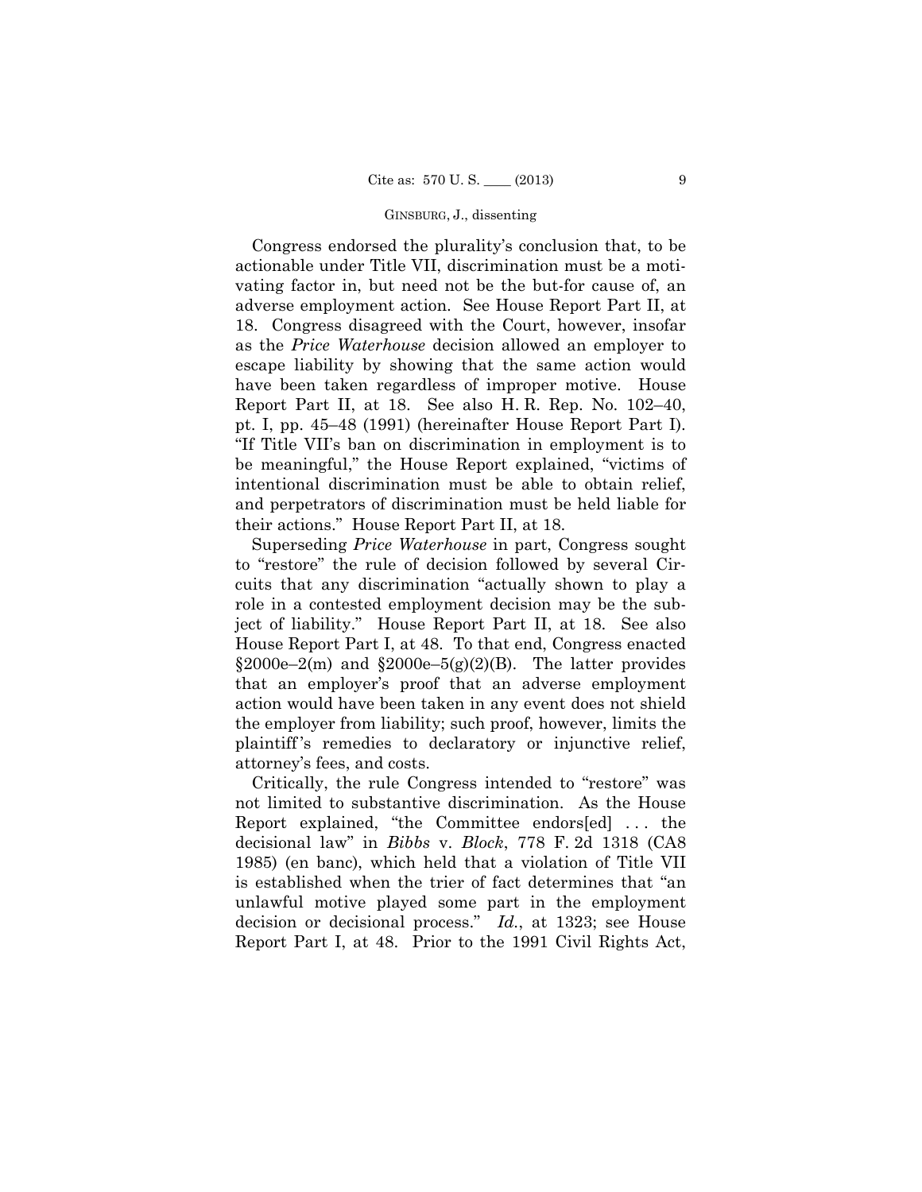Congress endorsed the plurality's conclusion that, to be actionable under Title VII, discrimination must be a motivating factor in, but need not be the but-for cause of, an adverse employment action. See House Report Part II, at 18. Congress disagreed with the Court, however, insofar as the *Price Waterhouse* decision allowed an employer to escape liability by showing that the same action would have been taken regardless of improper motive. House Report Part II, at 18. See also H. R. Rep. No. 102–40, pt. I, pp. 45–48 (1991) (hereinafter House Report Part I). "If Title VII's ban on discrimination in employment is to be meaningful," the House Report explained, "victims of intentional discrimination must be able to obtain relief, and perpetrators of discrimination must be held liable for their actions." House Report Part II, at 18.

Superseding *Price Waterhouse* in part, Congress sought to "restore" the rule of decision followed by several Circuits that any discrimination "actually shown to play a role in a contested employment decision may be the subject of liability." House Report Part II, at 18. See also House Report Part I, at 48. To that end, Congress enacted §2000e–2(m) and §2000e–5(g)(2)(B). The latter provides that an employer's proof that an adverse employment action would have been taken in any event does not shield the employer from liability; such proof, however, limits the plaintiff's remedies to declaratory or injunctive relief, attorney's fees, and costs.

Critically, the rule Congress intended to "restore" was not limited to substantive discrimination. As the House Report explained, "the Committee endors[ed] . . . the decisional law" in *Bibbs* v. *Block*, 778 F. 2d 1318 (CA8 1985) (en banc), which held that a violation of Title VII is established when the trier of fact determines that "an unlawful motive played some part in the employment decision or decisional process." *Id.*, at 1323; see House Report Part I, at 48. Prior to the 1991 Civil Rights Act,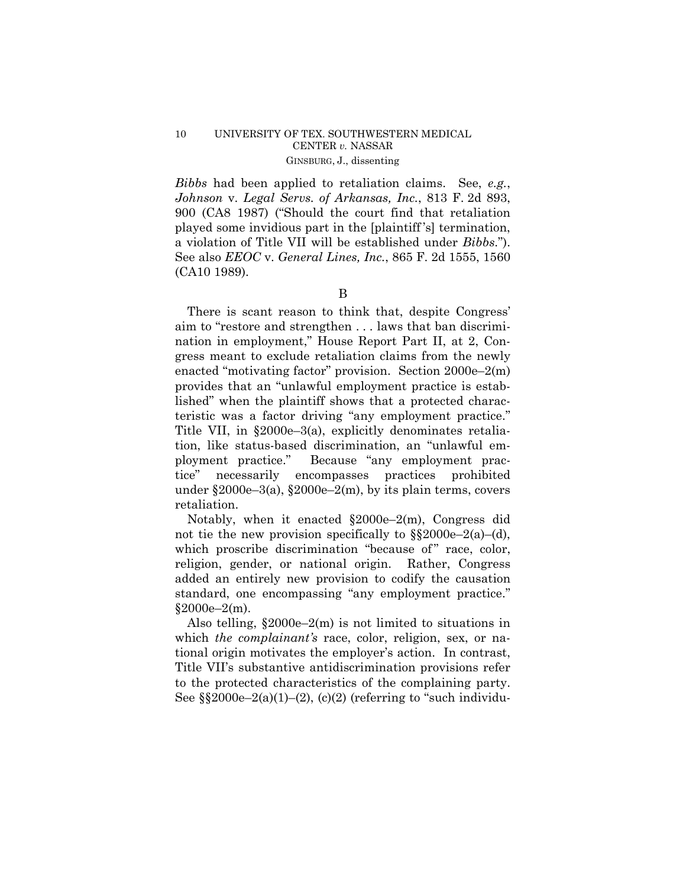*Bibbs* had been applied to retaliation claims. See, *e.g.*, *Johnson* v. *Legal Servs. of Arkansas, Inc.*, 813 F. 2d 893, 900 (CA8 1987) ("Should the court find that retaliation played some invidious part in the [plaintiff's] termination, a violation of Title VII will be established under *Bibbs*."). See also *EEOC* v. *General Lines, Inc.*, 865 F. 2d 1555, 1560 (CA10 1989).

B

There is scant reason to think that, despite Congress' aim to "restore and strengthen . . . laws that ban discrimination in employment," House Report Part II, at 2, Congress meant to exclude retaliation claims from the newly enacted "motivating factor" provision. Section 2000e–2(m) provides that an "unlawful employment practice is established" when the plaintiff shows that a protected characteristic was a factor driving "any employment practice." Title VII, in §2000e–3(a), explicitly denominates retaliation, like status-based discrimination, an "unlawful employment practice." Because "any employment practice" necessarily encompasses practices prohibited under §2000e–3(a), §2000e–2(m), by its plain terms, covers retaliation.

Notably, when it enacted §2000e–2(m), Congress did not tie the new provision specifically to §§2000e–2(a)–(d), which proscribe discrimination "because of" race, color, religion, gender, or national origin. Rather, Congress added an entirely new provision to codify the causation standard, one encompassing "any employment practice." §2000e–2(m).

Also telling, §2000e–2(m) is not limited to situations in which *the complainant's* race, color, religion, sex, or national origin motivates the employer's action. In contrast, Title VII's substantive antidiscrimination provisions refer to the protected characteristics of the complaining party. See §§2000e–2(a)(1)–(2), (c)(2) (referring to "such individu-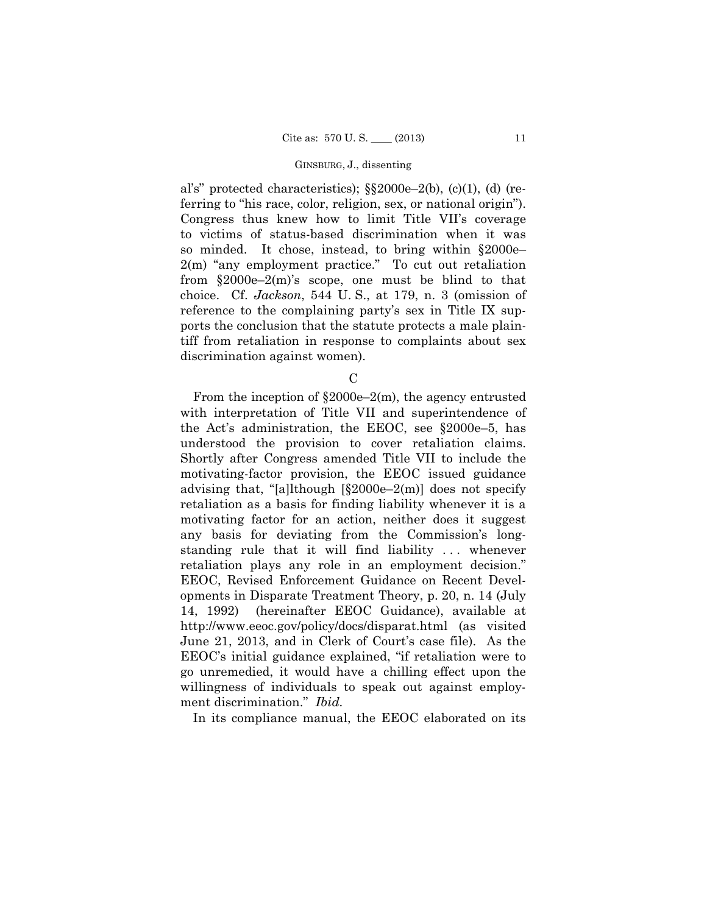al's" protected characteristics); §§2000e–2(b), (c)(1), (d) (referring to "his race, color, religion, sex, or national origin"). Congress thus knew how to limit Title VII's coverage to victims of status-based discrimination when it was so minded. It chose, instead, to bring within §2000e–2(m) "any employment practice." To cut out retaliation from §2000e–2(m)'s scope, one must be blind to that choice. Cf. *Jackson*, 544 U. S., at 179, n. 3 (omission of reference to the complaining party's sex in Title IX supports the conclusion that the statute protects a male plaintiff from retaliation in response to complaints about sex discrimination against women).

### C

From the inception of §2000e–2(m), the agency entrusted with interpretation of Title VII and superintendence of the Act's administration, the EEOC, see §2000e–5, has understood the provision to cover retaliation claims. Shortly after Congress amended Title VII to include the motivating-factor provision, the EEOC issued guidance advising that, "[a]lthough [§2000e–2(m)] does not specify retaliation as a basis for finding liability whenever it is a motivating factor for an action, neither does it suggest any basis for deviating from the Commission's long-standing rule that it will find liability . . . whenever retaliation plays any role in an employment decision." EEOC, Revised Enforcement Guidance on Recent Developments in Disparate Treatment Theory, p. 20, n. 14 (July 14, 1992) (hereinafter EEOC Guidance), available at http://www.eeoc.gov/policy/docs/disparat.html (as visited June 21, 2013, and in Clerk of Court's case file). As the EEOC's initial guidance explained, "if retaliation were to go unremedied, it would have a chilling effect upon the willingness of individuals to speak out against employment discrimination." *Ibid.*

In its compliance manual, the EEOC elaborated on its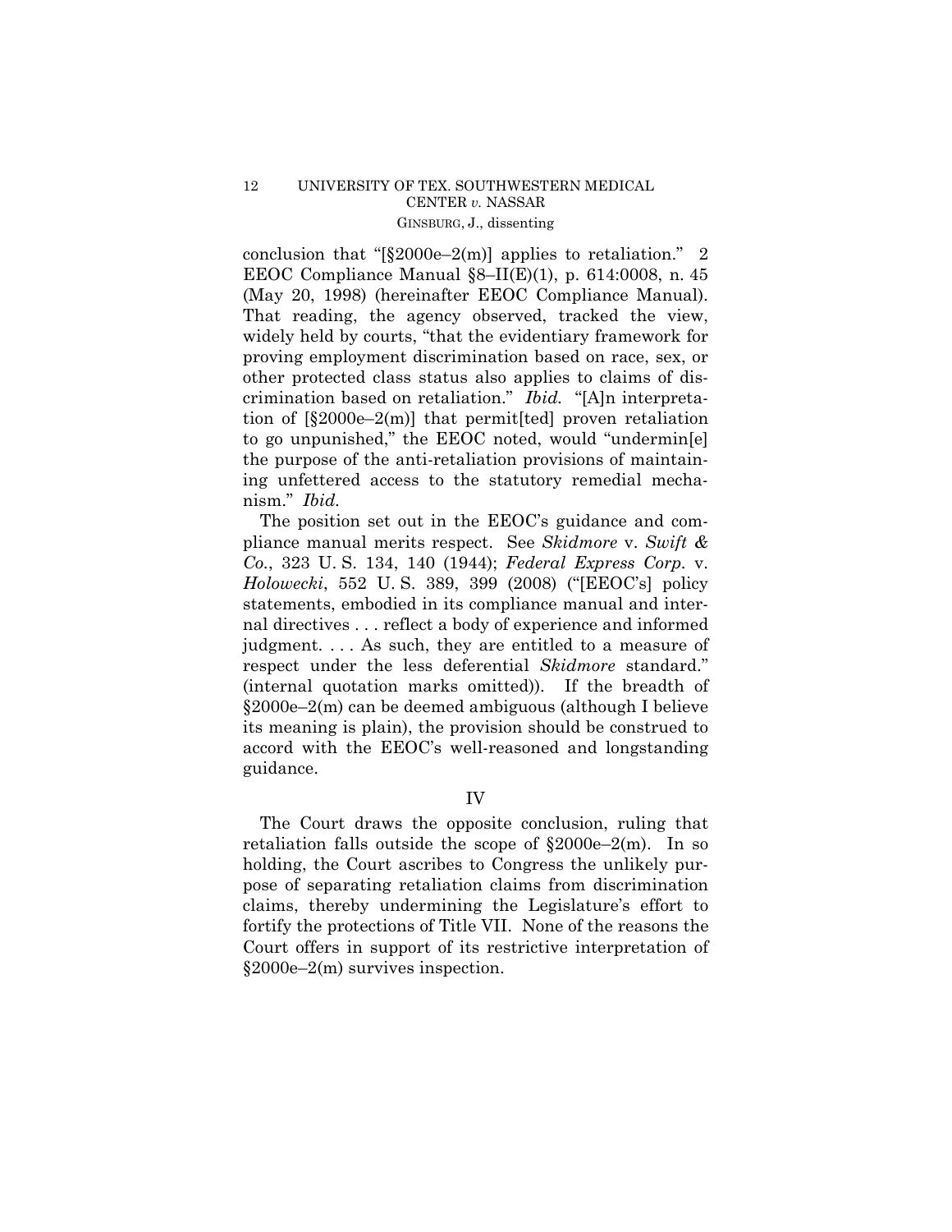conclusion that "[§2000e–2(m)] applies to retaliation." 2 EEOC Compliance Manual §8–II(E)(1), p. 614:0008, n. 45 (May 20, 1998) (hereinafter EEOC Compliance Manual). That reading, the agency observed, tracked the view, widely held by courts, "that the evidentiary framework for proving employment discrimination based on race, sex, or other protected class status also applies to claims of discrimination based on retaliation." *Ibid.* "[A]n interpretation of [§2000e–2(m)] that permit[ted] proven retaliation to go unpunished," the EEOC noted, would "undermin[e] the purpose of the anti-retaliation provisions of maintaining unfettered access to the statutory remedial mechanism." *Ibid.*

The position set out in the EEOC's guidance and compliance manual merits respect. See *Skidmore* v. *Swift & Co.*, 323 U. S. 134, 140 (1944); *Federal Express Corp.* v. *Holowecki*, 552 U. S. 389, 399 (2008) ("[EEOC's] policy statements, embodied in its compliance manual and internal directives . . . reflect a body of experience and informed judgment. . . . As such, they are entitled to a measure of respect under the less deferential *Skidmore* standard." (internal quotation marks omitted)). If the breadth of §2000e–2(m) can be deemed ambiguous (although I believe its meaning is plain), the provision should be construed to accord with the EEOC's well-reasoned and longstanding guidance.

## IV

The Court draws the opposite conclusion, ruling that retaliation falls outside the scope of §2000e–2(m). In so holding, the Court ascribes to Congress the unlikely purpose of separating retaliation claims from discrimination claims, thereby undermining the Legislature's effort to fortify the protections of Title VII. None of the reasons the Court offers in support of its restrictive interpretation of §2000e–2(m) survives inspection.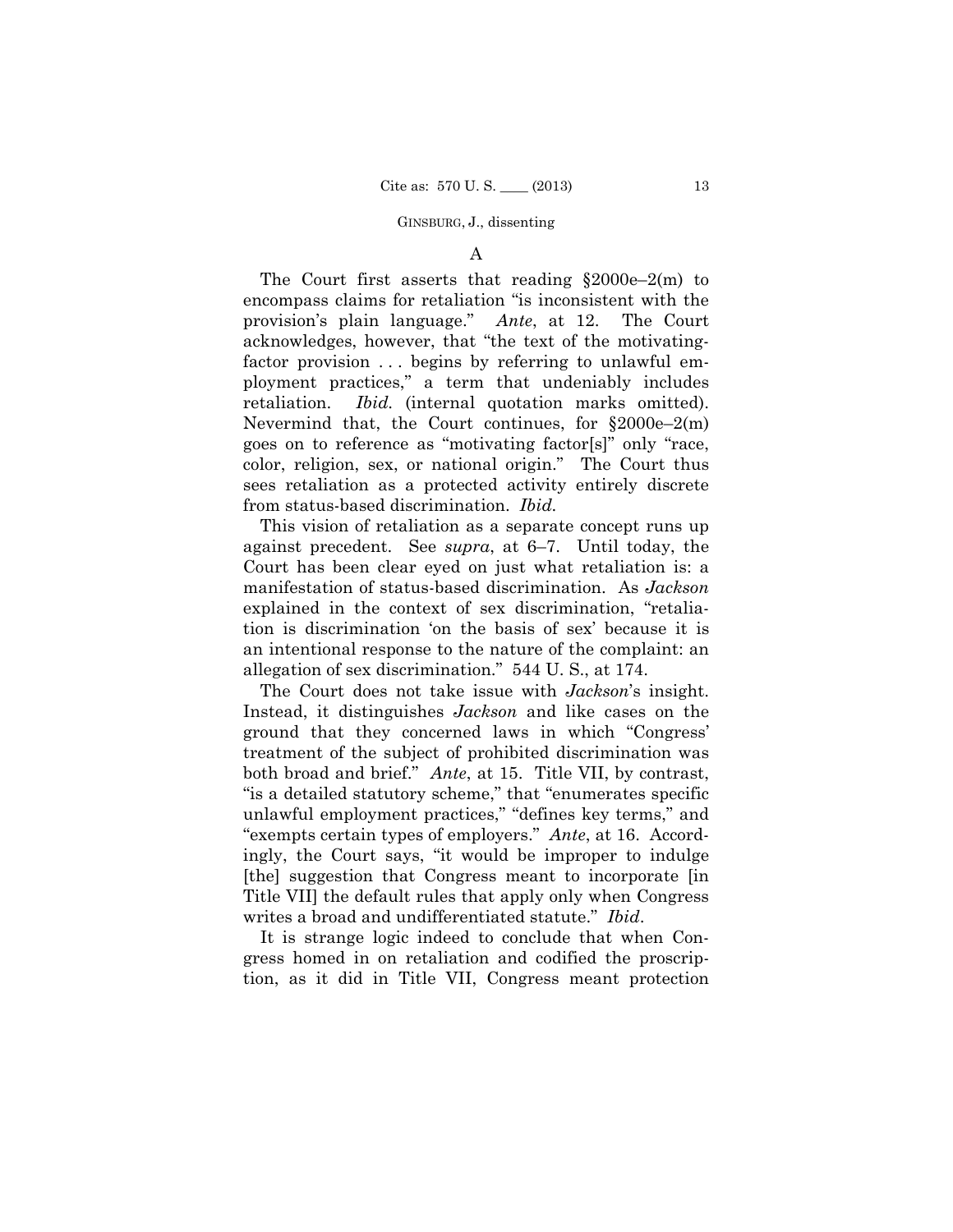## A

The Court first asserts that reading §2000e–2(m) to encompass claims for retaliation "is inconsistent with the provision's plain language." *Ante*, at 12. The Court acknowledges, however, that "the text of the motivating-factor provision . . . begins by referring to unlawful employment practices," a term that undeniably includes retaliation. *Ibid.* (internal quotation marks omitted). Nevermind that, the Court continues, for §2000e–2(m) goes on to reference as "motivating factor[s]" only "race, color, religion, sex, or national origin." The Court thus sees retaliation as a protected activity entirely discrete from status-based discrimination. *Ibid.*

This vision of retaliation as a separate concept runs up against precedent. See *supra*, at 6–7. Until today, the Court has been clear eyed on just what retaliation is: a manifestation of status-based discrimination. As *Jackson* explained in the context of sex discrimination, "retaliation is discrimination 'on the basis of sex' because it is an intentional response to the nature of the complaint: an allegation of sex discrimination." 544 U. S., at 174.

The Court does not take issue with *Jackson*'s insight. Instead, it distinguishes *Jackson* and like cases on the ground that they concerned laws in which "Congress' treatment of the subject of prohibited discrimination was both broad and brief." *Ante*, at 15. Title VII, by contrast, "is a detailed statutory scheme," that "enumerates specific unlawful employment practices," "defines key terms," and "exempts certain types of employers." *Ante*, at 16. Accordingly, the Court says, "it would be improper to indulge [the] suggestion that Congress meant to incorporate [in Title VII] the default rules that apply only when Congress writes a broad and undifferentiated statute." *Ibid*.

It is strange logic indeed to conclude that when Congress homed in on retaliation and codified the proscription, as it did in Title VII, Congress meant protection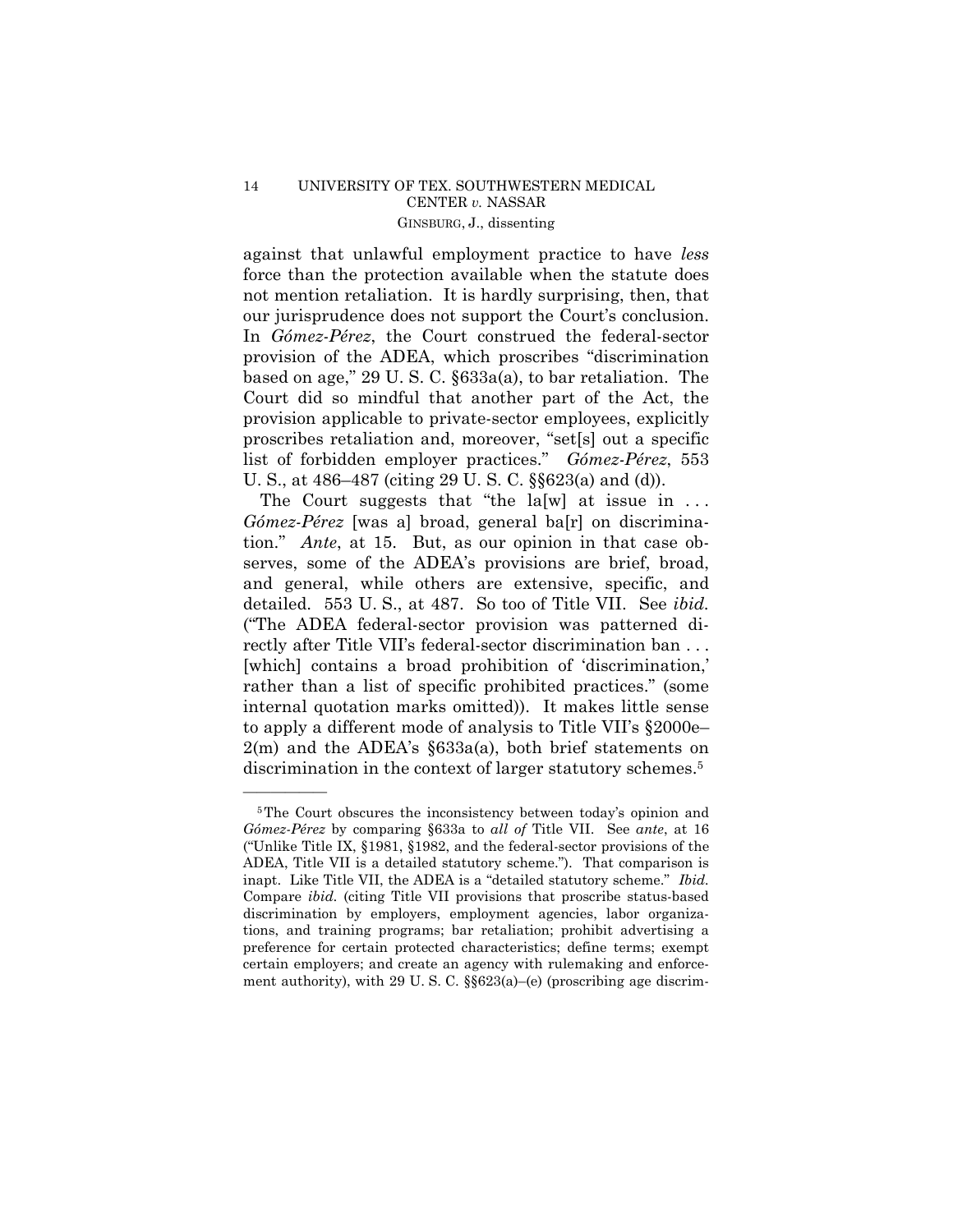against that unlawful employment practice to have *less* force than the protection available when the statute does not mention retaliation. It is hardly surprising, then, that our jurisprudence does not support the Court's conclusion. In *Gómez-Pérez*, the Court construed the federal-sector provision of the ADEA, which proscribes "discrimination based on age," 29 U. S. C. §633a(a), to bar retaliation. The Court did so mindful that another part of the Act, the provision applicable to private-sector employees, explicitly proscribes retaliation and, moreover, "set[s] out a specific list of forbidden employer practices." *Gómez-Pérez*, 553 U. S., at 486–487 (citing 29 U. S. C. §§623(a) and (d)).

The Court suggests that "the la[w] at issue in . . . *Gómez-Pérez* [was a] broad, general ba[r] on discrimination." *Ante*, at 15. But, as our opinion in that case observes, some of the ADEA's provisions are brief, broad, and general, while others are extensive, specific, and detailed. 553 U. S., at 487. So too of Title VII. See *ibid.* ("The ADEA federal-sector provision was patterned directly after Title VII's federal-sector discrimination ban . . . [which] contains a broad prohibition of 'discrimination,' rather than a list of specific prohibited practices." (some internal quotation marks omitted)). It makes little sense to apply a different mode of analysis to Title VII's §2000e–2(m) and the ADEA's §633a(a), both brief statements on discrimination in the context of larger statutory schemes.[5]

---

[5] The Court obscures the inconsistency between today's opinion and *Gómez-Pérez* by comparing §633a to *all of* Title VII. See *ante*, at 16 ("Unlike Title IX, §1981, §1982, and the federal-sector provisions of the ADEA, Title VII is a detailed statutory scheme."). That comparison is inapt. Like Title VII, the ADEA is a "detailed statutory scheme." *Ibid.* Compare *ibid.* (citing Title VII provisions that proscribe status-based discrimination by employers, employment agencies, labor organizations, and training programs; bar retaliation; prohibit advertising a preference for certain protected characteristics; define terms; exempt certain employers; and create an agency with rulemaking and enforcement authority), with 29 U. S. C. §§623(a)–(e) (proscribing age discrim-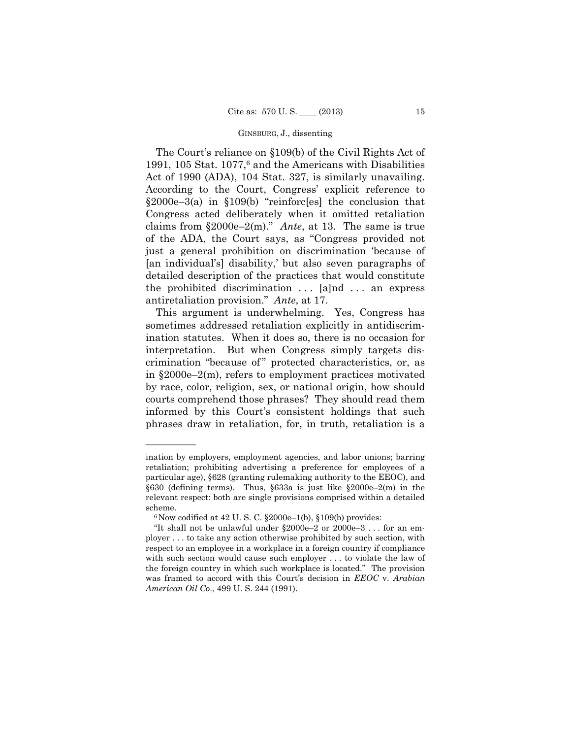The Court's reliance on §109(b) of the Civil Rights Act of 1991, 105 Stat. 1077,[6] and the Americans with Disabilities Act of 1990 (ADA), 104 Stat. 327, is similarly unavailing. According to the Court, Congress' explicit reference to §2000e–3(a) in §109(b) "reinforc[es] the conclusion that Congress acted deliberately when it omitted retaliation claims from §2000e–2(m)." *Ante*, at 13. The same is true of the ADA, the Court says, as "Congress provided not just a general prohibition on discrimination 'because of [an individual's] disability,' but also seven paragraphs of detailed description of the practices that would constitute the prohibited discrimination . . . [a]nd . . . an express antiretaliation provision." *Ante*, at 17.

This argument is underwhelming. Yes, Congress has sometimes addressed retaliation explicitly in antidiscrimination statutes. When it does so, there is no occasion for interpretation. But when Congress simply targets discrimination "because of" protected characteristics, or, as in §2000e–2(m), refers to employment practices motivated by race, color, religion, sex, or national origin, how should courts comprehend those phrases? They should read them informed by this Court's consistent holdings that such phrases draw in retaliation, for, in truth, retaliation is a

---

ination by employers, employment agencies, and labor unions; barring retaliation; prohibiting advertising a preference for employees of a particular age), §628 (granting rulemaking authority to the EEOC), and §630 (defining terms). Thus, §633a is just like §2000e–2(m) in the relevant respect: both are single provisions comprised within a detailed scheme.

[6] Now codified at 42 U. S. C. §2000e–1(b), §109(b) provides:

"It shall not be unlawful under §2000e–2 or 2000e–3 . . . for an employer . . . to take any action otherwise prohibited by such section, with respect to an employee in a workplace in a foreign country if compliance with such section would cause such employer . . . to violate the law of the foreign country in which such workplace is located." The provision was framed to accord with this Court's decision in *EEOC* v. *Arabian American Oil Co*., 499 U. S. 244 (1991).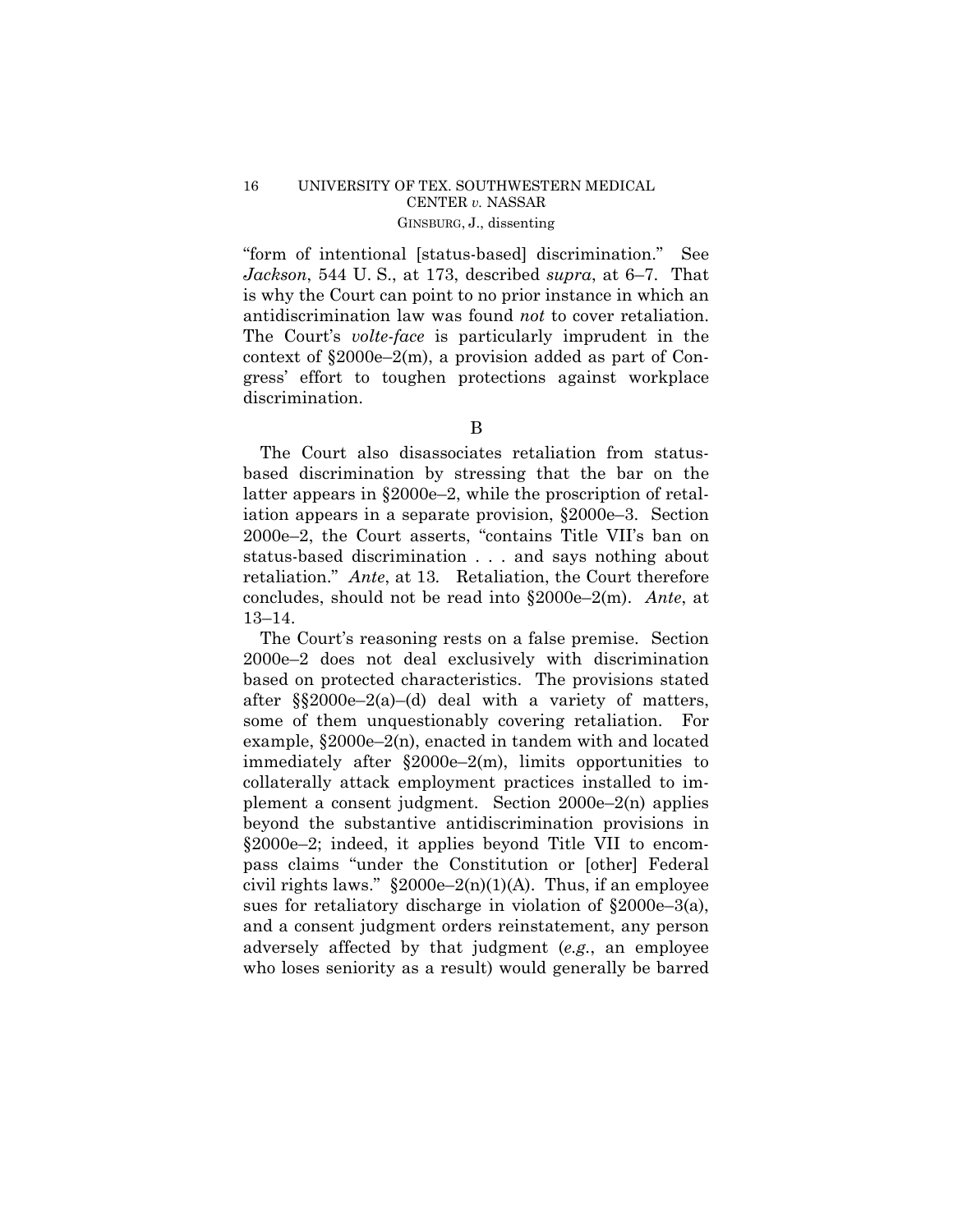"form of intentional [status-based] discrimination." See *Jackson*, 544 U. S., at 173, described *supra*, at 6–7. That is why the Court can point to no prior instance in which an antidiscrimination law was found *not* to cover retaliation. The Court's *volte-face* is particularly imprudent in the context of §2000e–2(m), a provision added as part of Congress' effort to toughen protections against workplace discrimination.

B

The Court also disassociates retaliation from status-based discrimination by stressing that the bar on the latter appears in §2000e–2, while the proscription of retaliation appears in a separate provision, §2000e–3. Section 2000e–2, the Court asserts, "contains Title VII's ban on status-based discrimination . . . and says nothing about retaliation." *Ante*, at 13. Retaliation, the Court therefore concludes, should not be read into §2000e–2(m). *Ante*, at 13–14.

The Court's reasoning rests on a false premise. Section 2000e–2 does not deal exclusively with discrimination based on protected characteristics. The provisions stated after §§2000e–2(a)–(d) deal with a variety of matters, some of them unquestionably covering retaliation. For example, §2000e–2(n), enacted in tandem with and located immediately after §2000e–2(m), limits opportunities to collaterally attack employment practices installed to implement a consent judgment. Section 2000e–2(n) applies beyond the substantive antidiscrimination provisions in §2000e–2; indeed, it applies beyond Title VII to encompass claims "under the Constitution or [other] Federal civil rights laws." §2000e–2(n)(1)(A). Thus, if an employee sues for retaliatory discharge in violation of §2000e–3(a), and a consent judgment orders reinstatement, any person adversely affected by that judgment (*e.g.*, an employee who loses seniority as a result) would generally be barred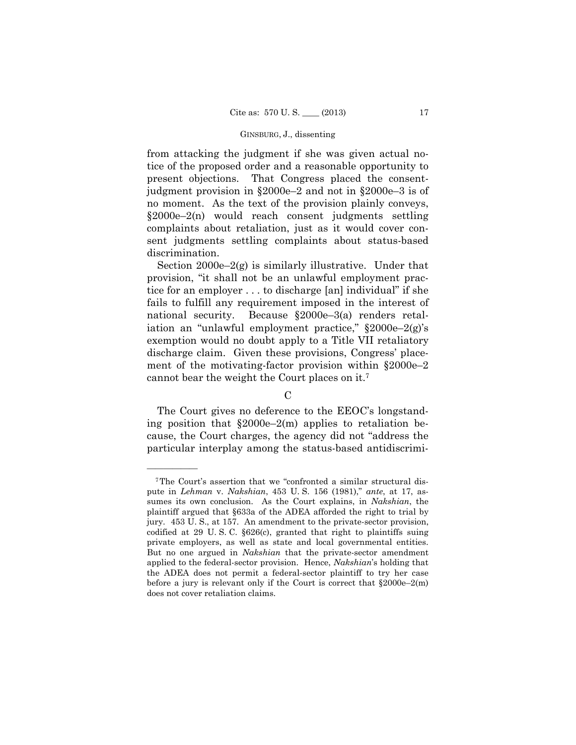from attacking the judgment if she was given actual notice of the proposed order and a reasonable opportunity to present objections. That Congress placed the consent-judgment provision in §2000e–2 and not in §2000e–3 is of no moment. As the text of the provision plainly conveys, §2000e–2(n) would reach consent judgments settling complaints about retaliation, just as it would cover consent judgments settling complaints about status-based discrimination.

Section 2000e–2(g) is similarly illustrative. Under that provision, "it shall not be an unlawful employment practice for an employer . . . to discharge [an] individual" if she fails to fulfill any requirement imposed in the interest of national security. Because §2000e–3(a) renders retaliation an "unlawful employment practice," §2000e–2(g)'s exemption would no doubt apply to a Title VII retaliatory discharge claim. Given these provisions, Congress' placement of the motivating-factor provision within §2000e–2 cannot bear the weight the Court places on it.[7]

### C

The Court gives no deference to the EEOC's longstanding position that §2000e–2(m) applies to retaliation because, the Court charges, the agency did not "address the particular interplay among the status-based antidiscrimi-

---

[7] The Court's assertion that we "confronted a similar structural dispute in *Lehman* v. *Nakshian*, 453 U. S. 156 (1981)," *ante*, at 17, assumes its own conclusion. As the Court explains, in *Nakshian*, the plaintiff argued that §633a of the ADEA afforded the right to trial by jury. 453 U. S., at 157. An amendment to the private-sector provision, codified at 29 U. S. C. §626(c), granted that right to plaintiffs suing private employers, as well as state and local governmental entities. But no one argued in *Nakshian* that the private-sector amendment applied to the federal-sector provision. Hence, *Nakshian*'s holding that the ADEA does not permit a federal-sector plaintiff to try her case before a jury is relevant only if the Court is correct that §2000e–2(m) does not cover retaliation claims.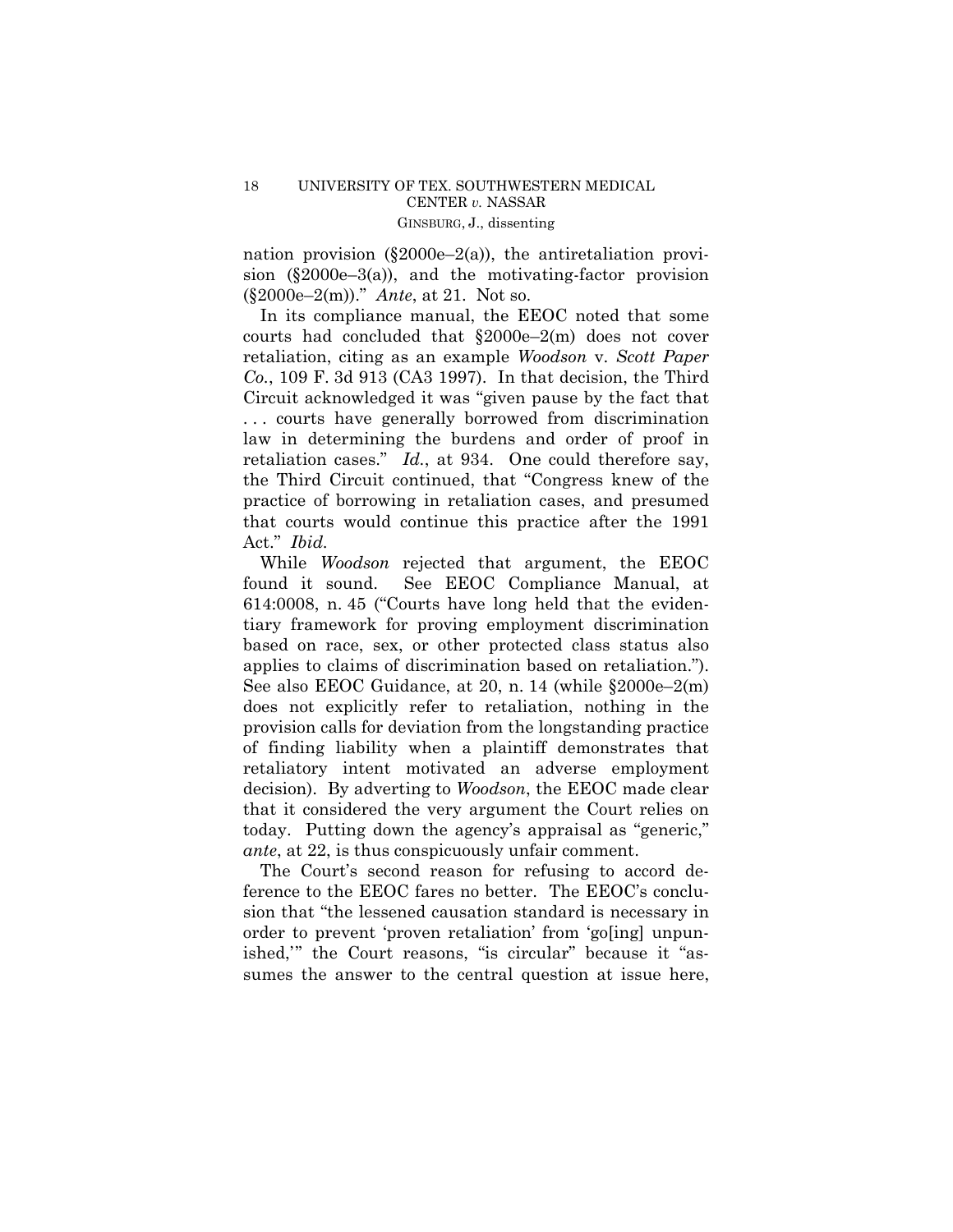nation provision (§2000e–2(a)), the antiretaliation provision (§2000e–3(a)), and the motivating-factor provision (§2000e–2(m))." *Ante*, at 21. Not so.

In its compliance manual, the EEOC noted that some courts had concluded that §2000e–2(m) does not cover retaliation, citing as an example *Woodson* v. *Scott Paper Co.*, 109 F. 3d 913 (CA3 1997). In that decision, the Third Circuit acknowledged it was "given pause by the fact that . . . courts have generally borrowed from discrimination law in determining the burdens and order of proof in retaliation cases." *Id.*, at 934. One could therefore say, the Third Circuit continued, that "Congress knew of the practice of borrowing in retaliation cases, and presumed that courts would continue this practice after the 1991 Act." *Ibid.*

While *Woodson* rejected that argument, the EEOC found it sound. See EEOC Compliance Manual, at 614:0008, n. 45 ("Courts have long held that the evidentiary framework for proving employment discrimination based on race, sex, or other protected class status also applies to claims of discrimination based on retaliation."). See also EEOC Guidance, at 20, n. 14 (while §2000e–2(m) does not explicitly refer to retaliation, nothing in the provision calls for deviation from the longstanding practice of finding liability when a plaintiff demonstrates that retaliatory intent motivated an adverse employment decision). By adverting to *Woodson*, the EEOC made clear that it considered the very argument the Court relies on today. Putting down the agency's appraisal as "generic," *ante*, at 22, is thus conspicuously unfair comment.

The Court's second reason for refusing to accord deference to the EEOC fares no better. The EEOC's conclusion that "the lessened causation standard is necessary in order to prevent 'proven retaliation' from 'go[ing] unpunished,'" the Court reasons, "is circular" because it "assumes the answer to the central question at issue here,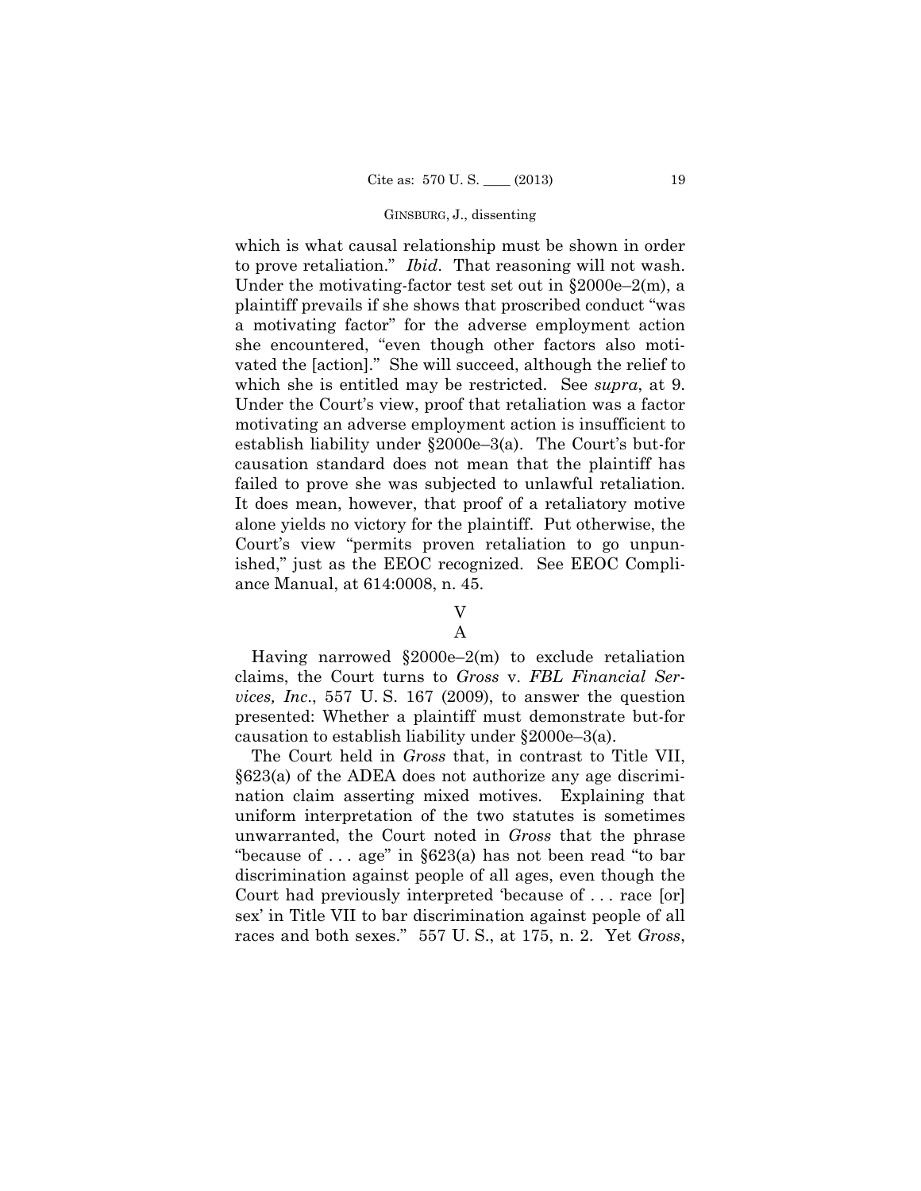which is what causal relationship must be shown in order to prove retaliation." *Ibid*. That reasoning will not wash. Under the motivating-factor test set out in §2000e–2(m), a plaintiff prevails if she shows that proscribed conduct "was a motivating factor" for the adverse employment action she encountered, "even though other factors also motivated the [action]." She will succeed, although the relief to which she is entitled may be restricted. See *supra*, at 9. Under the Court's view, proof that retaliation was a factor motivating an adverse employment action is insufficient to establish liability under §2000e–3(a). The Court's but-for causation standard does not mean that the plaintiff has failed to prove she was subjected to unlawful retaliation. It does mean, however, that proof of a retaliatory motive alone yields no victory for the plaintiff. Put otherwise, the Court's view "permits proven retaliation to go unpunished," just as the EEOC recognized. See EEOC Compliance Manual, at 614:0008, n. 45.

## V

### A

Having narrowed §2000e–2(m) to exclude retaliation claims, the Court turns to *Gross* v. *FBL Financial Services, Inc*., 557 U. S. 167 (2009), to answer the question presented: Whether a plaintiff must demonstrate but-for causation to establish liability under §2000e–3(a).

The Court held in *Gross* that, in contrast to Title VII, §623(a) of the ADEA does not authorize any age discrimination claim asserting mixed motives. Explaining that uniform interpretation of the two statutes is sometimes unwarranted, the Court noted in *Gross* that the phrase "because of . . . age" in §623(a) has not been read "to bar discrimination against people of all ages, even though the Court had previously interpreted 'because of . . . race [or] sex' in Title VII to bar discrimination against people of all races and both sexes." 557 U. S., at 175, n. 2. Yet *Gross*,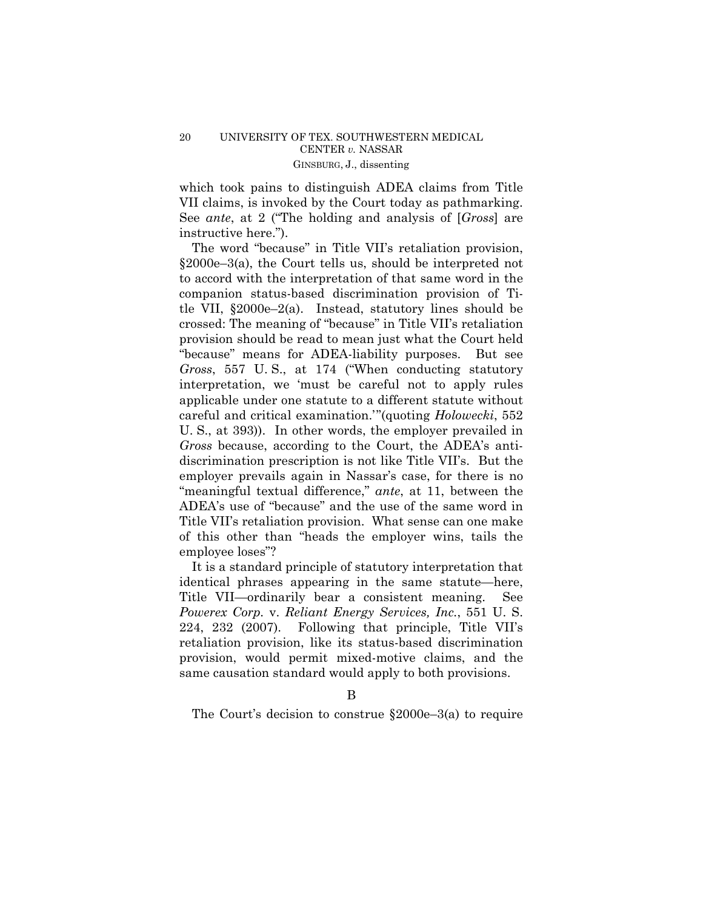which took pains to distinguish ADEA claims from Title VII claims, is invoked by the Court today as pathmarking. See *ante*, at 2 ("The holding and analysis of [*Gross*] are instructive here.").

The word "because" in Title VII's retaliation provision, §2000e–3(a), the Court tells us, should be interpreted not to accord with the interpretation of that same word in the companion status-based discrimination provision of Title VII, §2000e–2(a). Instead, statutory lines should be crossed: The meaning of "because" in Title VII's retaliation provision should be read to mean just what the Court held "because" means for ADEA-liability purposes. But see *Gross*, 557 U. S., at 174 ("When conducting statutory interpretation, we 'must be careful not to apply rules applicable under one statute to a different statute without careful and critical examination.'"(quoting *Holowecki*, 552 U. S., at 393)). In other words, the employer prevailed in *Gross* because, according to the Court, the ADEA's antidiscrimination prescription is not like Title VII's. But the employer prevails again in Nassar's case, for there is no "meaningful textual difference," *ante*, at 11, between the ADEA's use of "because" and the use of the same word in Title VII's retaliation provision. What sense can one make of this other than "heads the employer wins, tails the employee loses"?

It is a standard principle of statutory interpretation that identical phrases appearing in the same statute—here, Title VII—ordinarily bear a consistent meaning. See *Powerex Corp.* v. *Reliant Energy Services, Inc.*, 551 U. S. 224, 232 (2007). Following that principle, Title VII's retaliation provision, like its status-based discrimination provision, would permit mixed-motive claims, and the same causation standard would apply to both provisions.

## B

The Court's decision to construe §2000e–3(a) to require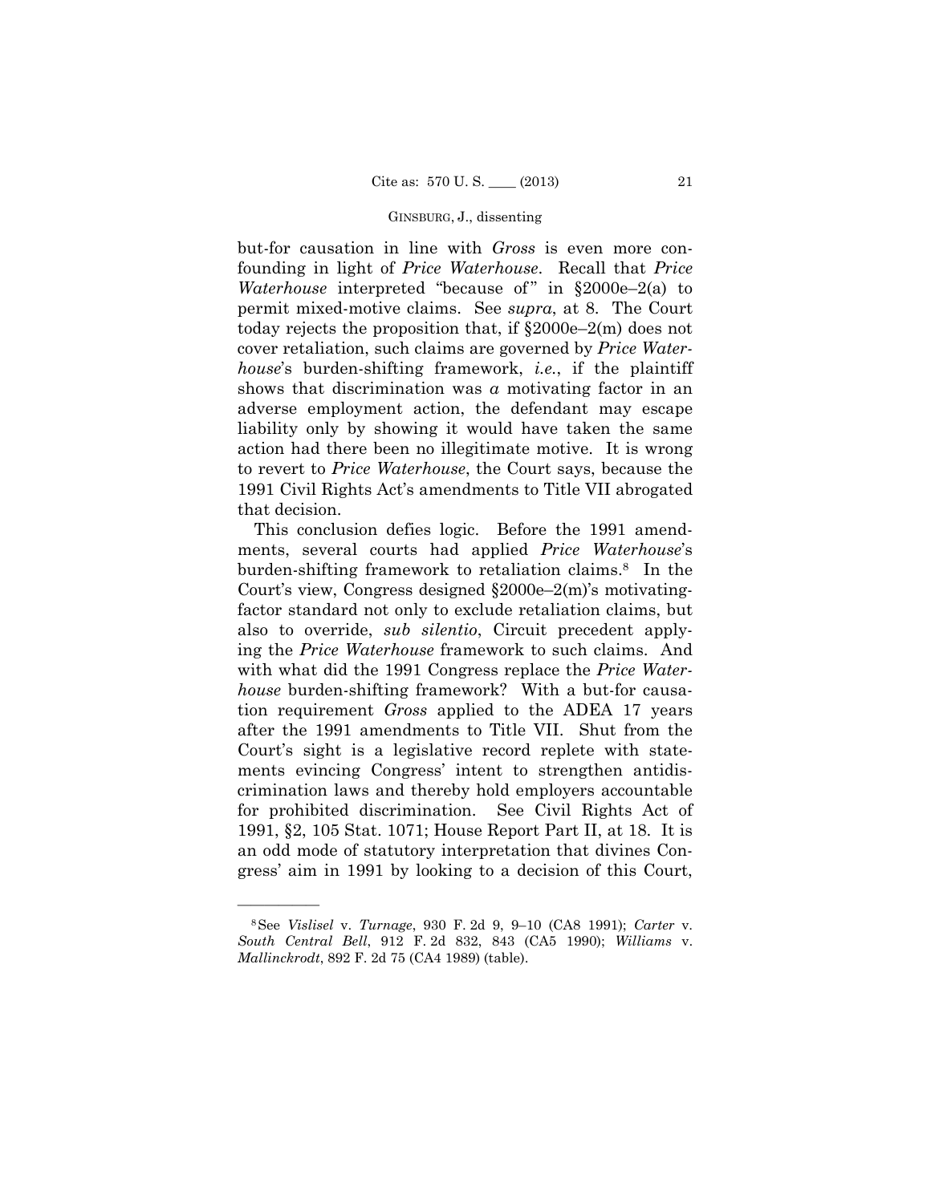but-for causation in line with *Gross* is even more confounding in light of *Price Waterhouse*. Recall that *Price Waterhouse* interpreted "because of" in §2000e–2(a) to permit mixed-motive claims. See *supra*, at 8. The Court today rejects the proposition that, if §2000e–2(m) does not cover retaliation, such claims are governed by *Price Waterhouse*'s burden-shifting framework, *i.e.*, if the plaintiff shows that discrimination was *a* motivating factor in an adverse employment action, the defendant may escape liability only by showing it would have taken the same action had there been no illegitimate motive. It is wrong to revert to *Price Waterhouse*, the Court says, because the 1991 Civil Rights Act's amendments to Title VII abrogated that decision.

This conclusion defies logic. Before the 1991 amendments, several courts had applied *Price Waterhouse*'s burden-shifting framework to retaliation claims.[8] In the Court's view, Congress designed §2000e–2(m)'s motivating-factor standard not only to exclude retaliation claims, but also to override, *sub silentio*, Circuit precedent applying the *Price Waterhouse* framework to such claims. And with what did the 1991 Congress replace the *Price Waterhouse* burden-shifting framework? With a but-for causation requirement *Gross* applied to the ADEA 17 years after the 1991 amendments to Title VII. Shut from the Court's sight is a legislative record replete with statements evincing Congress' intent to strengthen antidiscrimination laws and thereby hold employers accountable for prohibited discrimination. See Civil Rights Act of 1991, §2, 105 Stat. 1071; House Report Part II, at 18. It is an odd mode of statutory interpretation that divines Congress' aim in 1991 by looking to a decision of this Court,

---

[8] See *Vislisel* v. *Turnage*, 930 F. 2d 9, 9–10 (CA8 1991); *Carter* v. *South Central Bell*, 912 F. 2d 832, 843 (CA5 1990); *Williams* v. *Mallinckrodt*, 892 F. 2d 75 (CA4 1989) (table).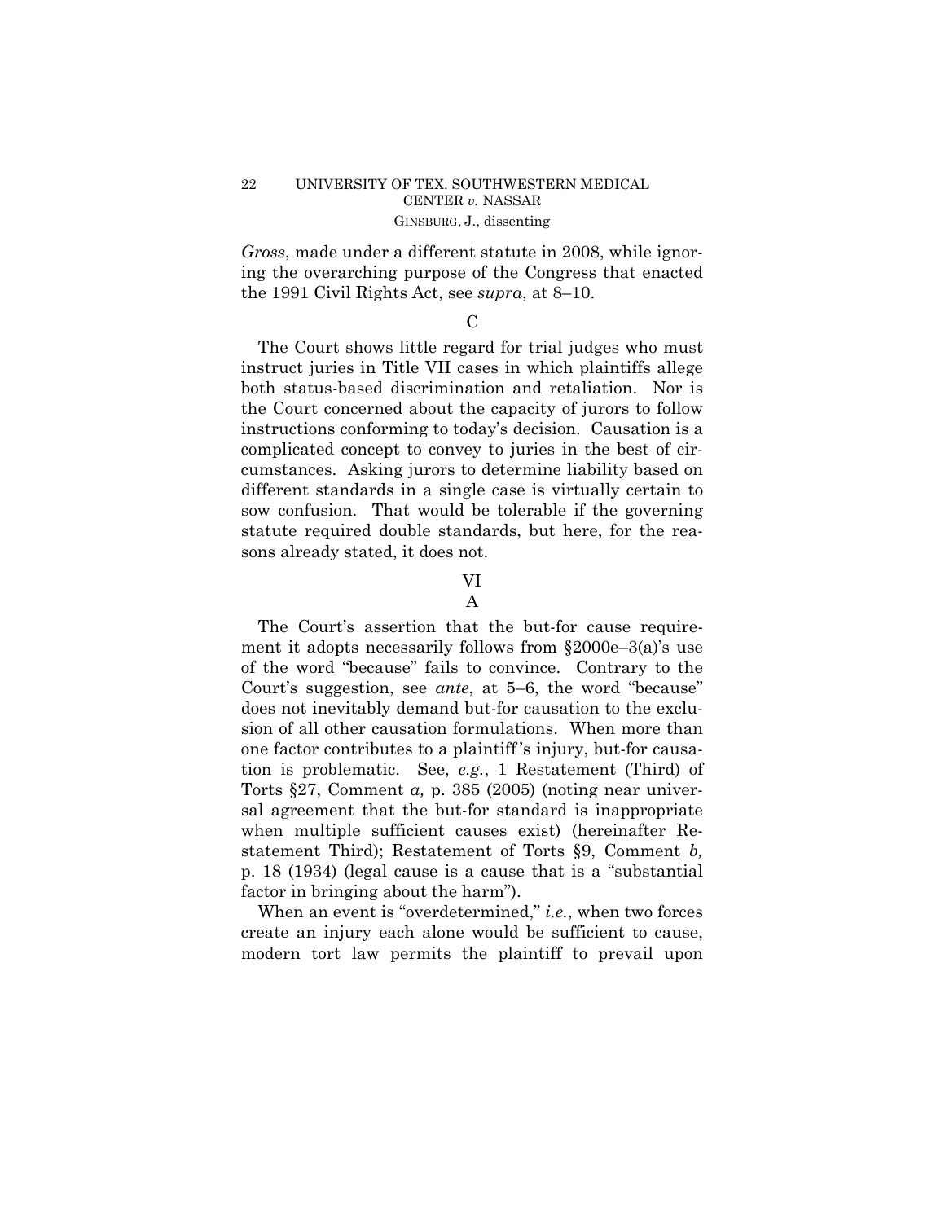*Gross*, made under a different statute in 2008, while ignoring the overarching purpose of the Congress that enacted the 1991 Civil Rights Act, see *supra*, at 8–10.

C

The Court shows little regard for trial judges who must instruct juries in Title VII cases in which plaintiffs allege both status-based discrimination and retaliation. Nor is the Court concerned about the capacity of jurors to follow instructions conforming to today's decision. Causation is a complicated concept to convey to juries in the best of circumstances. Asking jurors to determine liability based on different standards in a single case is virtually certain to sow confusion. That would be tolerable if the governing statute required double standards, but here, for the reasons already stated, it does not.

VI

A

The Court's assertion that the but-for cause requirement it adopts necessarily follows from §2000e–3(a)'s use of the word "because" fails to convince. Contrary to the Court's suggestion, see *ante*, at 5–6, the word "because" does not inevitably demand but-for causation to the exclusion of all other causation formulations. When more than one factor contributes to a plaintiff's injury, but-for causation is problematic. See, *e.g.*, 1 Restatement (Third) of Torts §27, Comment *a,* p. 385 (2005) (noting near universal agreement that the but-for standard is inappropriate when multiple sufficient causes exist) (hereinafter Restatement Third); Restatement of Torts §9, Comment *b,* p. 18 (1934) (legal cause is a cause that is a "substantial factor in bringing about the harm").

When an event is "overdetermined," *i.e.*, when two forces create an injury each alone would be sufficient to cause, modern tort law permits the plaintiff to prevail upon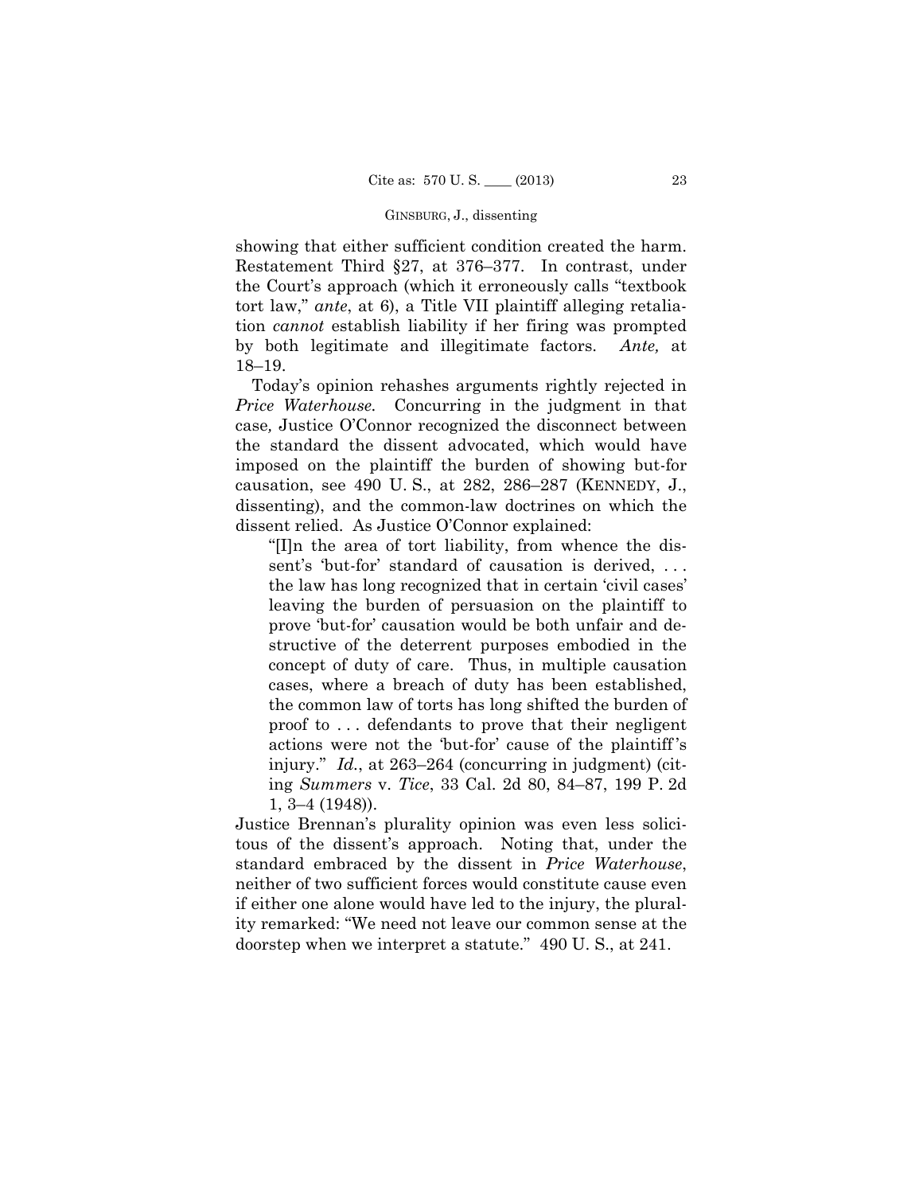showing that either sufficient condition created the harm. Restatement Third §27, at 376–377. In contrast, under the Court's approach (which it erroneously calls "textbook tort law," *ante*, at 6), a Title VII plaintiff alleging retaliation *cannot* establish liability if her firing was prompted by both legitimate and illegitimate factors. *Ante,* at 18–19.

Today's opinion rehashes arguments rightly rejected in *Price Waterhouse.* Concurring in the judgment in that case*,* Justice O'Connor recognized the disconnect between the standard the dissent advocated, which would have imposed on the plaintiff the burden of showing but-for causation, see 490 U. S., at 282, 286–287 (KENNEDY, J., dissenting), and the common-law doctrines on which the dissent relied. As Justice O'Connor explained:

> "[I]n the area of tort liability, from whence the dissent's 'but-for' standard of causation is derived, . . . the law has long recognized that in certain 'civil cases' leaving the burden of persuasion on the plaintiff to prove 'but-for' causation would be both unfair and destructive of the deterrent purposes embodied in the concept of duty of care. Thus, in multiple causation cases, where a breach of duty has been established, the common law of torts has long shifted the burden of proof to . . . defendants to prove that their negligent actions were not the 'but-for' cause of the plaintiff's injury." *Id.*, at 263–264 (concurring in judgment) (citing *Summers* v. *Tice*, 33 Cal. 2d 80, 84–87, 199 P. 2d 1, 3–4 (1948)).

Justice Brennan's plurality opinion was even less solicitous of the dissent's approach. Noting that, under the standard embraced by the dissent in *Price Waterhouse*, neither of two sufficient forces would constitute cause even if either one alone would have led to the injury, the plurality remarked: "We need not leave our common sense at the doorstep when we interpret a statute." 490 U. S., at 241.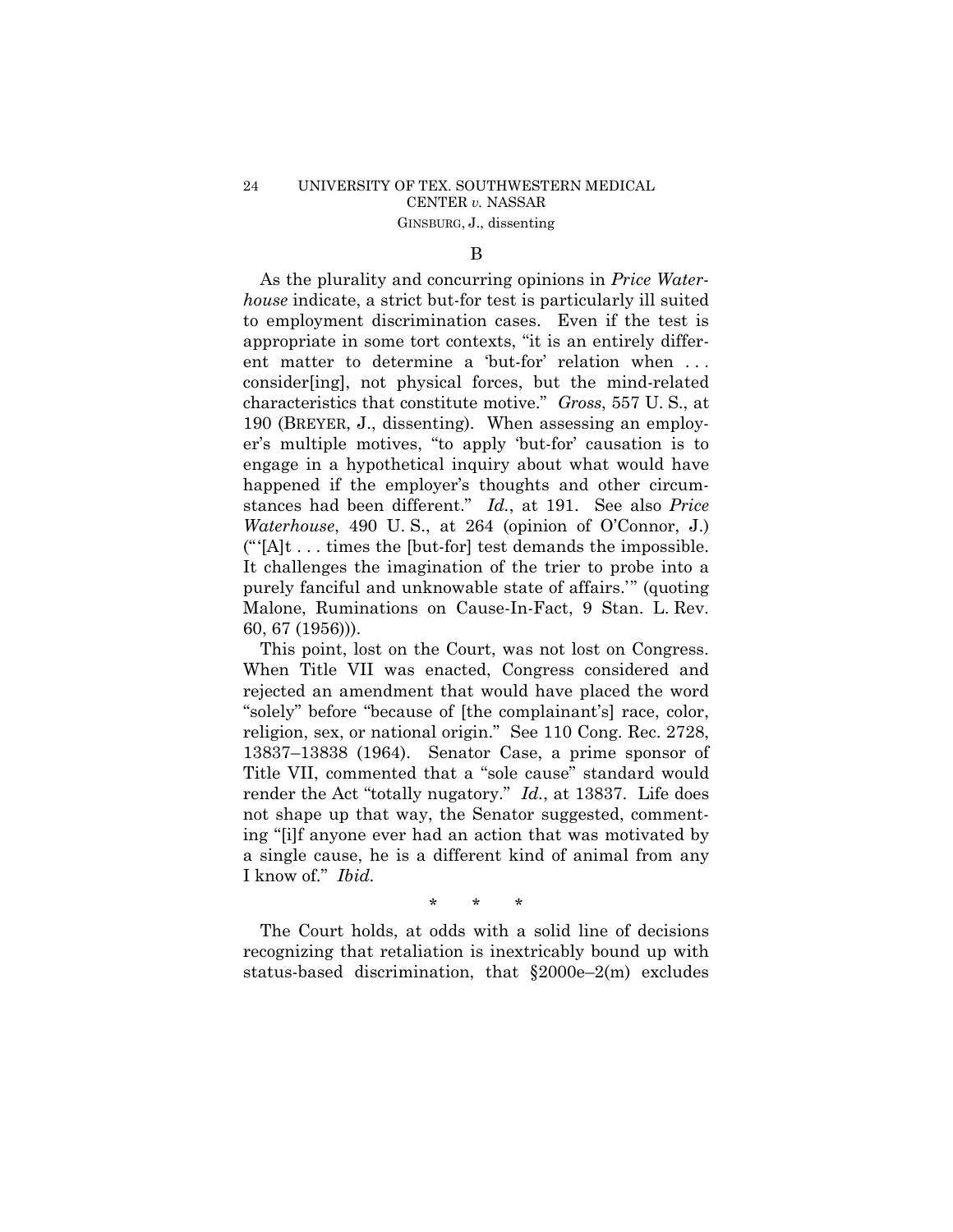B

As the plurality and concurring opinions in *Price Waterhouse* indicate, a strict but-for test is particularly ill suited to employment discrimination cases. Even if the test is appropriate in some tort contexts, "it is an entirely different matter to determine a 'but-for' relation when . . . consider[ing], not physical forces, but the mind-related characteristics that constitute motive." *Gross*, 557 U. S., at 190 (BREYER, J., dissenting). When assessing an employer's multiple motives, "to apply 'but-for' causation is to engage in a hypothetical inquiry about what would have happened if the employer's thoughts and other circumstances had been different." *Id.*, at 191. See also *Price Waterhouse*, 490 U. S., at 264 (opinion of O'Connor, J.) ("'[A]t . . . times the [but-for] test demands the impossible. It challenges the imagination of the trier to probe into a purely fanciful and unknowable state of affairs.'" (quoting Malone, Ruminations on Cause-In-Fact, 9 Stan. L. Rev. 60, 67 (1956))).

This point, lost on the Court, was not lost on Congress. When Title VII was enacted, Congress considered and rejected an amendment that would have placed the word "solely" before "because of [the complainant's] race, color, religion, sex, or national origin." See 110 Cong. Rec. 2728, 13837–13838 (1964). Senator Case, a prime sponsor of Title VII, commented that a "sole cause" standard would render the Act "totally nugatory." *Id.*, at 13837. Life does not shape up that way, the Senator suggested, commenting "[i]f anyone ever had an action that was motivated by a single cause, he is a different kind of animal from any I know of." *Ibid.*

\* \* \*

The Court holds, at odds with a solid line of decisions recognizing that retaliation is inextricably bound up with status-based discrimination, that §2000e–2(m) excludes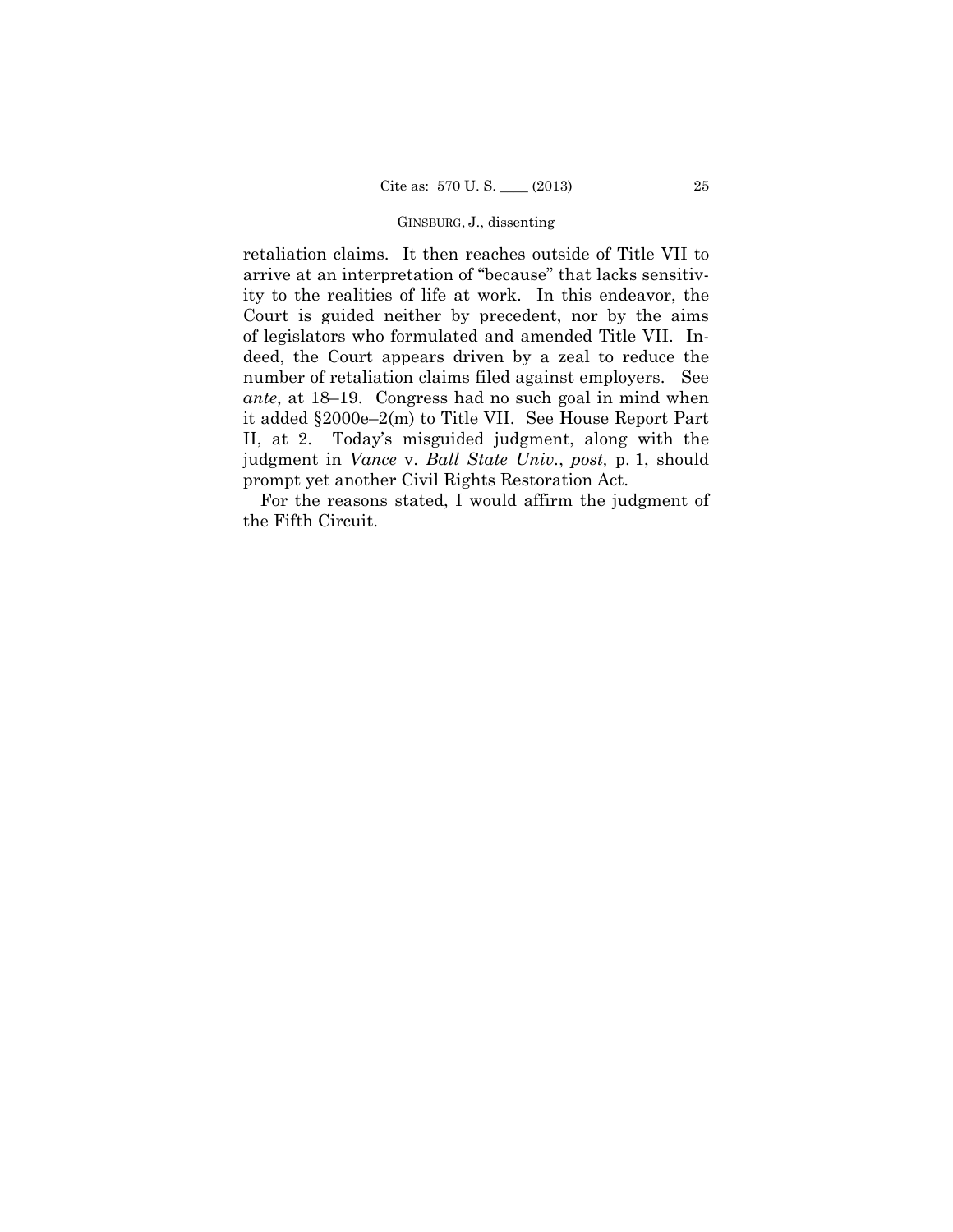retaliation claims. It then reaches outside of Title VII to arrive at an interpretation of "because" that lacks sensitivity to the realities of life at work. In this endeavor, the Court is guided neither by precedent, nor by the aims of legislators who formulated and amended Title VII. Indeed, the Court appears driven by a zeal to reduce the number of retaliation claims filed against employers. See *ante*, at 18–19. Congress had no such goal in mind when it added §2000e–2(m) to Title VII. See House Report Part II, at 2. Today's misguided judgment, along with the judgment in *Vance* v. *Ball State Univ.*, *post,* p. 1, should prompt yet another Civil Rights Restoration Act.

For the reasons stated, I would affirm the judgment of the Fifth Circuit.